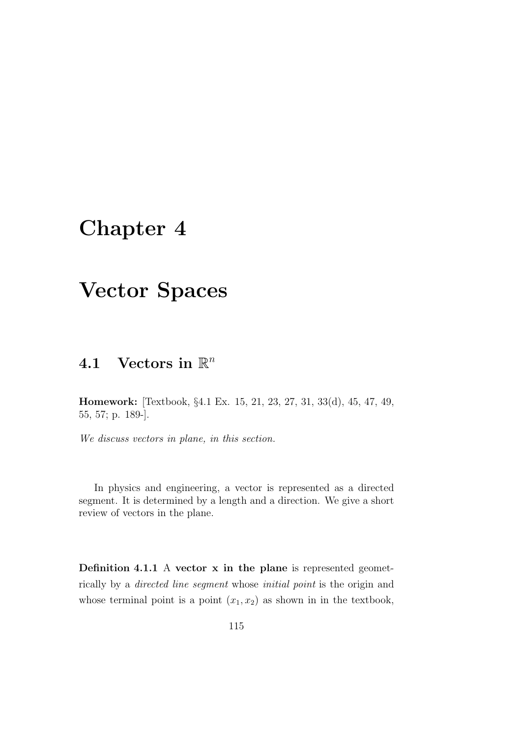# Chapter 4

# Vector Spaces

## 4.1 Vectors in $\mathbb{R}^n$

**Homework:** [Textbook, §4.1 Ex. 15, 21, 23, 27, 31, 33(d), 45, 47, 49, 55, 57; p. 189-].

*We discuss vectors in plane, in this section.*

In physics and engineering, a vector is represented as a directed segment. It is determined by a length and a direction. We give a short review of vectors in the plane.

**Definition 4.1.1** A **vector $\mathbf{x}$ in the plane** is represented geometrically by a *directed line segment* whose *initial point* is the origin and whose terminal point is a point $(x_1, x_2)$ as shown in in the textbook,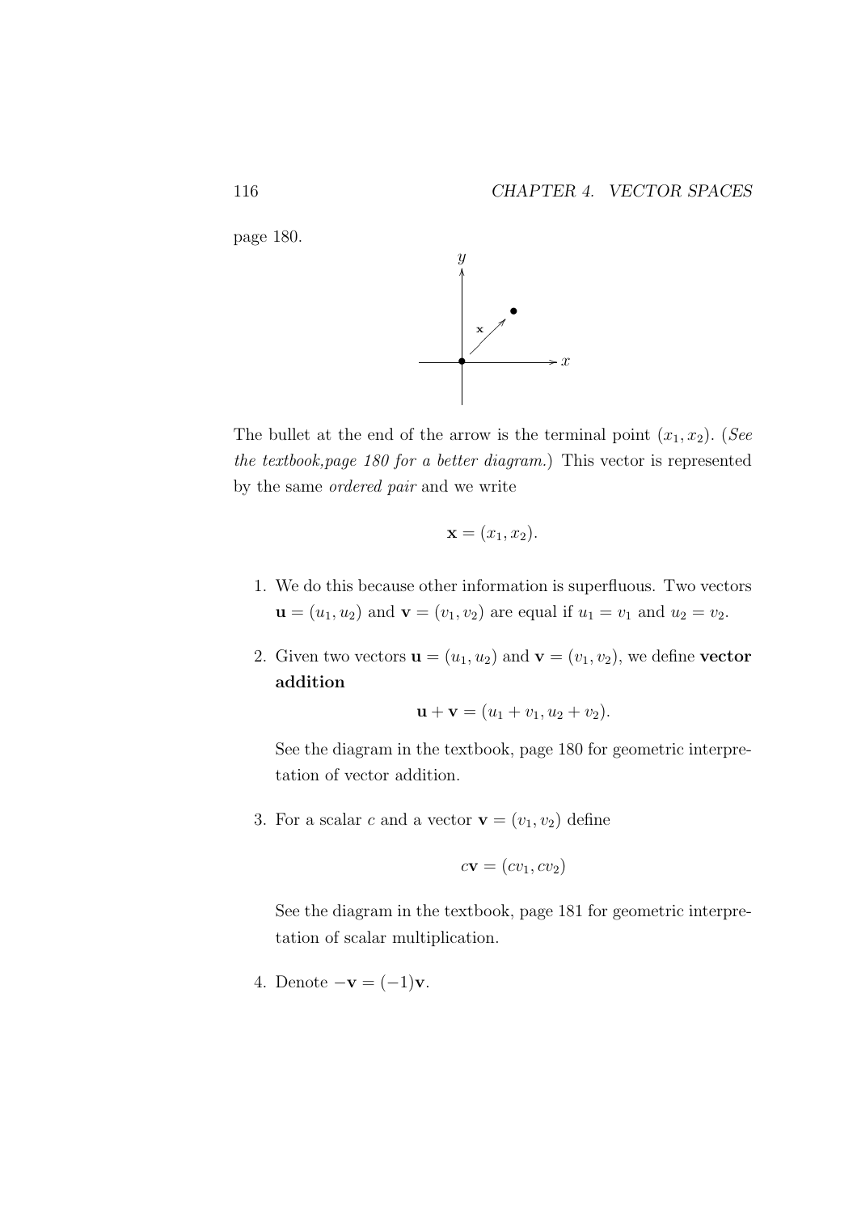page 180.

The bullet at the end of the arrow is the terminal point $(x_1, x_2)$. (*See the textbook,page 180 for a better diagram.*) This vector is represented by the same *ordered pair* and we write

$$\mathbf{x} = (x_1, x_2).$$

1. We do this because other information is superfluous. Two vectors $\mathbf{u} = (u_1, u_2)$ and $\mathbf{v} = (v_1, v_2)$ are equal if $u_1 = v_1$ and $u_2 = v_2$.

2. Given two vectors $\mathbf{u} = (u_1, u_2)$ and $\mathbf{v} = (v_1, v_2)$, we define **vector addition**

   $$\mathbf{u} + \mathbf{v} = (u_1 + v_1, u_2 + v_2).$$

   See the diagram in the textbook, page 180 for geometric interpretation of vector addition.

3. For a scalar $c$ and a vector $\mathbf{v} = (v_1, v_2)$ define

   $$c\mathbf{v} = (cv_1, cv_2)$$

   See the diagram in the textbook, page 181 for geometric interpretation of scalar multiplication.

4. Denote $-\mathbf{v} = (-1)\mathbf{v}$.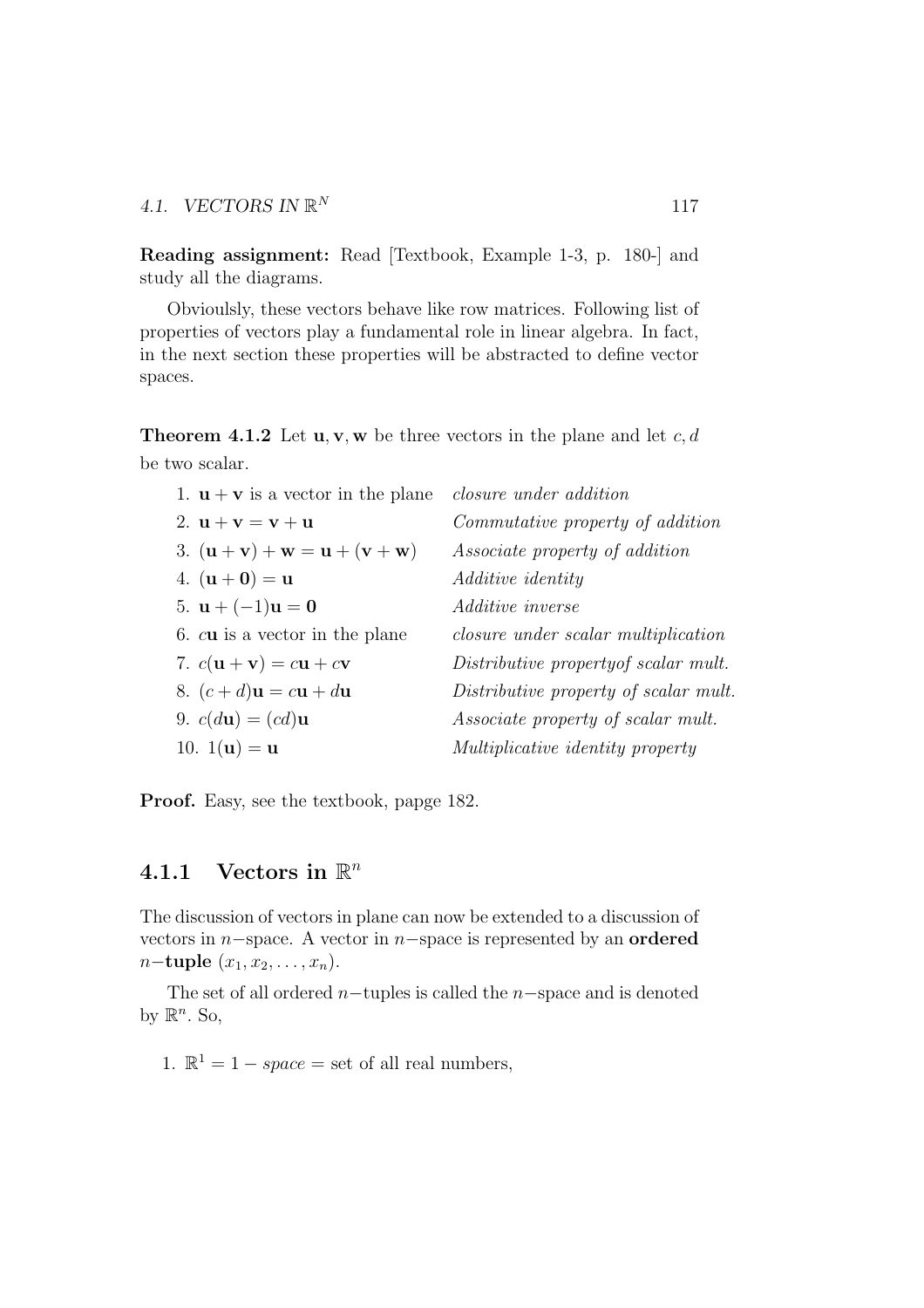**Reading assignment:** Read [Textbook, Example 1-3, p. 180-] and study all the diagrams.

Obvioulsly, these vectors behave like row matrices. Following list of properties of vectors play a fundamental role in linear algebra. In fact, in the next section these properties will be abstracted to define vector spaces.

**Theorem 4.1.2** Let $\mathbf{u}, \mathbf{v}, \mathbf{w}$ be three vectors in the plane and let $c, d$ be two scalar.

1. $\mathbf{u} + \mathbf{v}$ is a vector in the plane — *closure under addition*
2. $\mathbf{u} + \mathbf{v} = \mathbf{v} + \mathbf{u}$ — *Commutative property of addition*
3. $(\mathbf{u} + \mathbf{v}) + \mathbf{w} = \mathbf{u} + (\mathbf{v} + \mathbf{w})$ — *Associate property of addition*
4. $(\mathbf{u} + \mathbf{0}) = \mathbf{u}$ — *Additive identity*
5. $\mathbf{u} + (-1)\mathbf{u} = \mathbf{0}$ — *Additive inverse*
6. $c\mathbf{u}$ is a vector in the plane — *closure under scalar multiplication*
7. $c(\mathbf{u} + \mathbf{v}) = c\mathbf{u} + c\mathbf{v}$ — *Distributive propertyof scalar mult.*
8. $(c + d)\mathbf{u} = c\mathbf{u} + d\mathbf{u}$ — *Distributive property of scalar mult.*
9. $c(d\mathbf{u}) = (cd)\mathbf{u}$ — *Associate property of scalar mult.*
10. $1(\mathbf{u}) = \mathbf{u}$ — *Multiplicative identity property*

**Proof.** Easy, see the textbook, papge 182.

### 4.1.1 Vectors in $\mathbb{R}^n$

The discussion of vectors in plane can now be extended to a discussion of vectors in $n-$space. A vector in $n-$space is represented by an **ordered** $n-$**tuple** $(x_1, x_2, \ldots, x_n)$.

The set of all ordered $n-$tuples is called the $n-$space and is denoted by $\mathbb{R}^n$. So,

1. $\mathbb{R}^1 = 1 - space$ = set of all real numbers,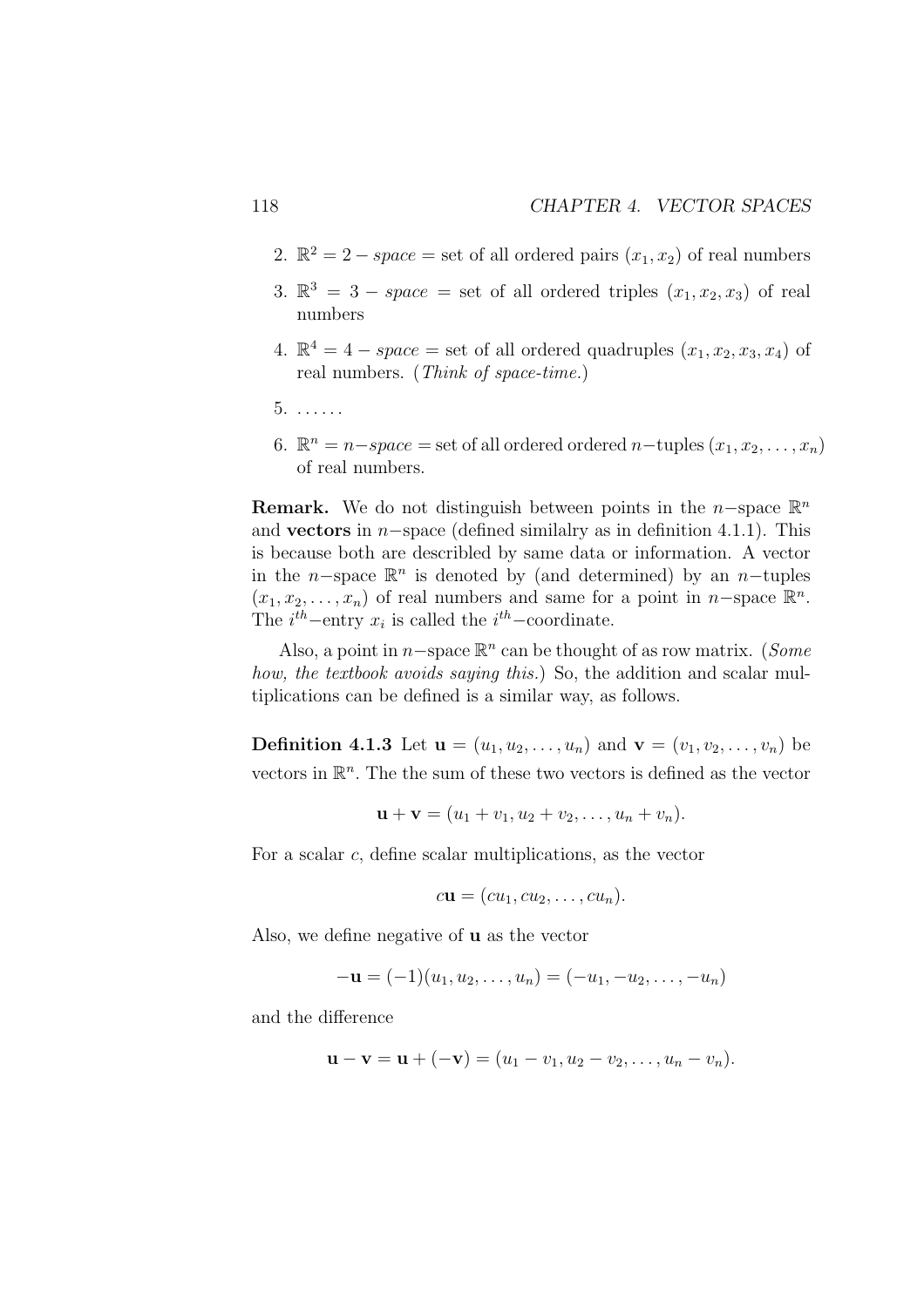2. $\mathbb{R}^2 = 2 - space =$ set of all ordered pairs $(x_1, x_2)$ of real numbers

3. $\mathbb{R}^3 = 3 - space =$ set of all ordered triples $(x_1, x_2, x_3)$ of real numbers

4. $\mathbb{R}^4 = 4 - space =$ set of all ordered quadruples $(x_1, x_2, x_3, x_4)$ of real numbers. (*Think of space-time.*)

5. ......

6. $\mathbb{R}^n = n-space =$ set of all ordered ordered $n-$tuples $(x_1, x_2, \ldots, x_n)$ of real numbers.

**Remark.** We do not distinguish between points in the $n-$space $\mathbb{R}^n$ and **vectors** in $n-$space (defined similalry as in definition 4.1.1). This is because both are describled by same data or information. A vector in the $n-$space $\mathbb{R}^n$ is denoted by (and determined) by an $n-$tuples $(x_1, x_2, \ldots, x_n)$ of real numbers and same for a point in $n-$space $\mathbb{R}^n$. The $i^{th}-$entry $x_i$ is called the $i^{th}-$coordinate.

Also, a point in $n-$space $\mathbb{R}^n$ can be thought of as row matrix. (*Some how, the textbook avoids saying this.*) So, the addition and scalar multiplications can be defined is a similar way, as follows.

**Definition 4.1.3** Let $\mathbf{u} = (u_1, u_2, \ldots, u_n)$ and $\mathbf{v} = (v_1, v_2, \ldots, v_n)$ be vectors in $\mathbb{R}^n$. The the sum of these two vectors is defined as the vector

$$\mathbf{u} + \mathbf{v} = (u_1 + v_1, u_2 + v_2, \ldots, u_n + v_n).$$

For a scalar $c$, define scalar multiplications, as the vector

$$c\mathbf{u} = (cu_1, cu_2, \ldots, cu_n).$$

Also, we define negative of $\mathbf{u}$ as the vector

$$-\mathbf{u} = (-1)(u_1, u_2, \ldots, u_n) = (-u_1, -u_2, \ldots, -u_n)$$

and the difference

$$\mathbf{u} - \mathbf{v} = \mathbf{u} + (-\mathbf{v}) = (u_1 - v_1, u_2 - v_2, \ldots, u_n - v_n).$$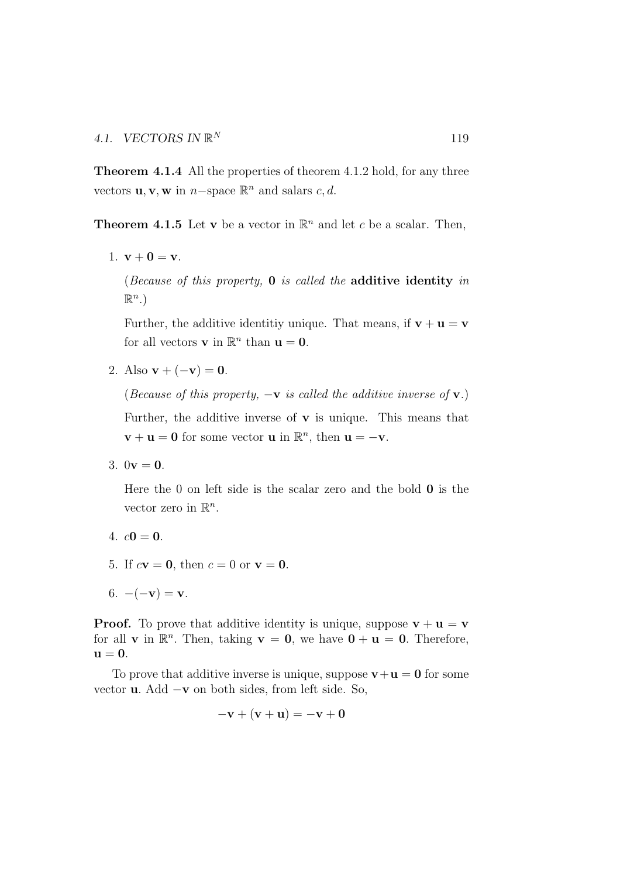**Theorem 4.1.4** All the properties of theorem 4.1.2 hold, for any three vectors $\mathbf{u}, \mathbf{v}, \mathbf{w}$ in $n-$space $\mathbb{R}^n$ and salars $c, d$.

**Theorem 4.1.5** Let $\mathbf{v}$ be a vector in $\mathbb{R}^n$ and let $c$ be a scalar. Then,

1. $\mathbf{v} + \mathbf{0} = \mathbf{v}$.

   (*Because of this property,* $\mathbf{0}$ *is called the* **additive identity** *in* $\mathbb{R}^n$.)

   Further, the additive identitiy unique. That means, if $\mathbf{v} + \mathbf{u} = \mathbf{v}$ for all vectors $\mathbf{v}$ in $\mathbb{R}^n$ than $\mathbf{u} = \mathbf{0}$.

2. Also $\mathbf{v} + (-\mathbf{v}) = \mathbf{0}$.

   (*Because of this property,* $-\mathbf{v}$ *is called the additive inverse of* $\mathbf{v}$.)

   Further, the additive inverse of $\mathbf{v}$ is unique. This means that $\mathbf{v} + \mathbf{u} = \mathbf{0}$ for some vector $\mathbf{u}$ in $\mathbb{R}^n$, then $\mathbf{u} = -\mathbf{v}$.

3. $0\mathbf{v} = \mathbf{0}$.

   Here the 0 on left side is the scalar zero and the bold $\mathbf{0}$ is the vector zero in $\mathbb{R}^n$.

4. $c\mathbf{0} = \mathbf{0}$.

5. If $c\mathbf{v} = \mathbf{0}$, then $c = 0$ or $\mathbf{v} = \mathbf{0}$.

6. $-(-\mathbf{v}) = \mathbf{v}$.

**Proof.** To prove that additive identity is unique, suppose $\mathbf{v} + \mathbf{u} = \mathbf{v}$ for all $\mathbf{v}$ in $\mathbb{R}^n$. Then, taking $\mathbf{v} = \mathbf{0}$, we have $\mathbf{0} + \mathbf{u} = \mathbf{0}$. Therefore, $\mathbf{u} = \mathbf{0}$.

To prove that additive inverse is unique, suppose $\mathbf{v}+\mathbf{u} = \mathbf{0}$ for some vector $\mathbf{u}$. Add $-\mathbf{v}$ on both sides, from left side. So,

$$-\mathbf{v} + (\mathbf{v} + \mathbf{u}) = -\mathbf{v} + \mathbf{0}$$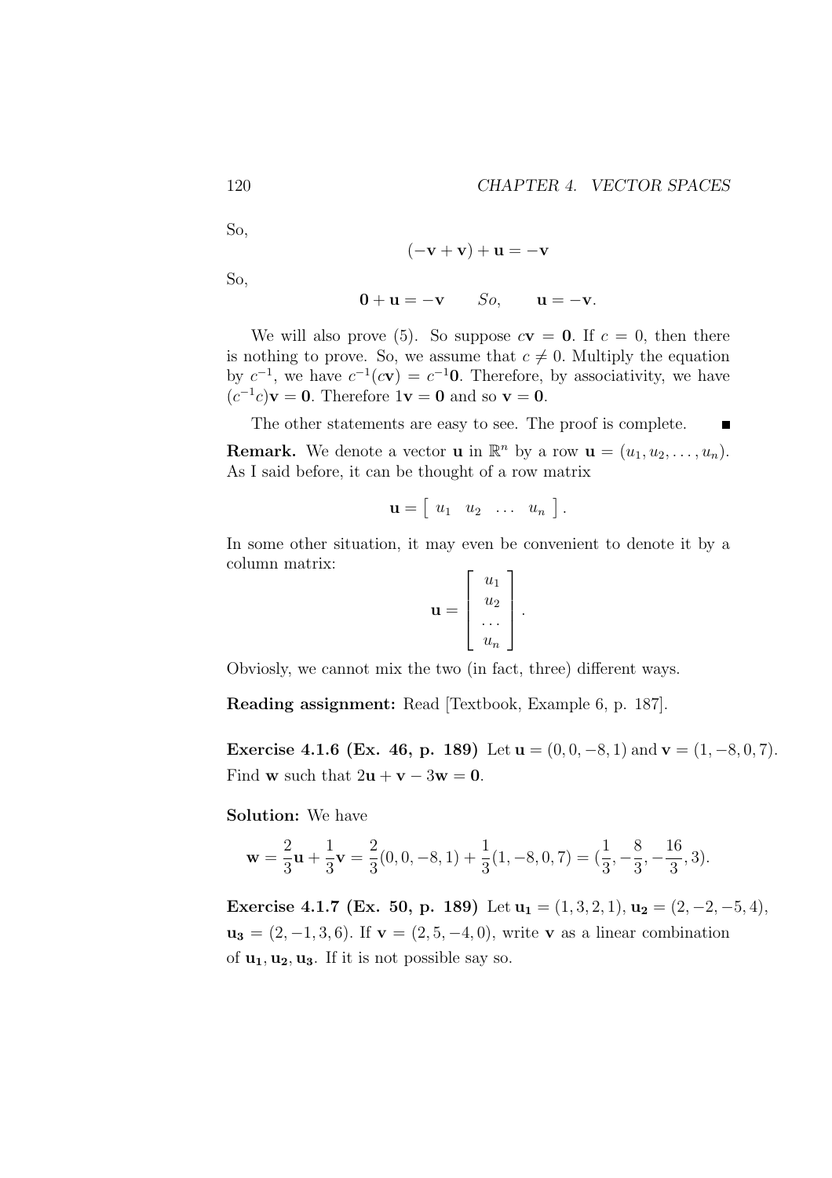So,

$$(-\mathbf{v} + \mathbf{v}) + \mathbf{u} = -\mathbf{v}$$

So,

$$\mathbf{0} + \mathbf{u} = -\mathbf{v} \qquad So, \qquad \mathbf{u} = -\mathbf{v}.$$

We will also prove (5). So suppose $c\mathbf{v} = \mathbf{0}$. If $c = 0$, then there is nothing to prove. So, we assume that $c \neq 0$. Multiply the equation by $c^{-1}$, we have $c^{-1}(c\mathbf{v}) = c^{-1}\mathbf{0}$. Therefore, by associativity, we have $(c^{-1}c)\mathbf{v} = \mathbf{0}$. Therefore $1\mathbf{v} = \mathbf{0}$ and so $\mathbf{v} = \mathbf{0}$.

The other statements are easy to see. The proof is complete. ■

**Remark.** We denote a vector $\mathbf{u}$ in $\mathbb{R}^n$ by a row $\mathbf{u} = (u_1, u_2, \ldots, u_n)$. As I said before, it can be thought of a row matrix

$$\mathbf{u} = \left[\begin{array}{cccc} u_1 & u_2 & \ldots & u_n \end{array}\right].$$

In some other situation, it may even be convenient to denote it by a column matrix:

$$\mathbf{u} = \left[\begin{array}{c} u_1 \\ u_2 \\ \ldots \\ u_n \end{array}\right].$$

Obviosly, we cannot mix the two (in fact, three) different ways.

**Reading assignment:** Read [Textbook, Example 6, p. 187].

**Exercise 4.1.6 (Ex. 46, p. 189)** Let $\mathbf{u} = (0, 0, -8, 1)$ and $\mathbf{v} = (1, -8, 0, 7)$. Find $\mathbf{w}$ such that $2\mathbf{u} + \mathbf{v} - 3\mathbf{w} = \mathbf{0}$.

**Solution:** We have

$$\mathbf{w} = \frac{2}{3}\mathbf{u} + \frac{1}{3}\mathbf{v} = \frac{2}{3}(0, 0, -8, 1) + \frac{1}{3}(1, -8, 0, 7) = (\frac{1}{3}, -\frac{8}{3}, -\frac{16}{3}, 3).$$

**Exercise 4.1.7 (Ex. 50, p. 189)** Let $\mathbf{u_1} = (1, 3, 2, 1)$, $\mathbf{u_2} = (2, -2, -5, 4)$, $\mathbf{u_3} = (2, -1, 3, 6)$. If $\mathbf{v} = (2, 5, -4, 0)$, write $\mathbf{v}$ as a linear combination of $\mathbf{u_1}, \mathbf{u_2}, \mathbf{u_3}$. If it is not possible say so.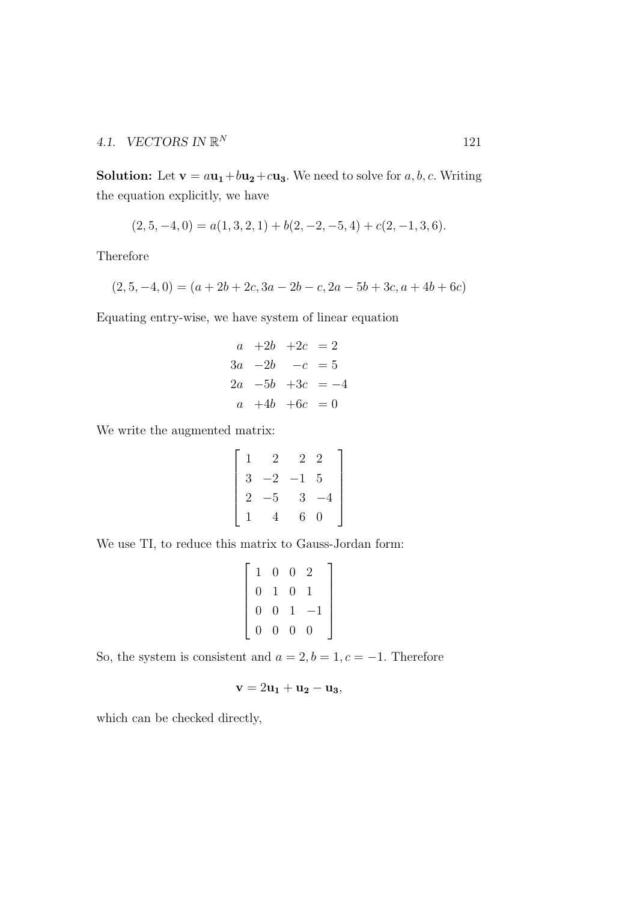**Solution:** Let $\mathbf{v} = a\mathbf{u_1} + b\mathbf{u_2} + c\mathbf{u_3}$. We need to solve for $a, b, c$. Writing the equation explicitly, we have

$$(2, 5, -4, 0) = a(1, 3, 2, 1) + b(2, -2, -5, 4) + c(2, -1, 3, 6).$$

Therefore

$$(2, 5, -4, 0) = (a + 2b + 2c, 3a - 2b - c, 2a - 5b + 3c, a + 4b + 6c)$$

Equating entry-wise, we have system of linear equation

$$\begin{array}{rrrl} a & +2b & +2c & = 2 \\ 3a & -2b & -c & = 5 \\ 2a & -5b & +3c & = -4 \\ a & +4b & +6c & = 0 \end{array}$$

We write the augmented matrix:

$$\begin{bmatrix} 1 & 2 & 2 & 2 \\ 3 & -2 & -1 & 5 \\ 2 & -5 & 3 & -4 \\ 1 & 4 & 6 & 0 \end{bmatrix}$$

We use TI, to reduce this matrix to Gauss-Jordan form:

$$\begin{bmatrix} 1 & 0 & 0 & 2 \\ 0 & 1 & 0 & 1 \\ 0 & 0 & 1 & -1 \\ 0 & 0 & 0 & 0 \end{bmatrix}$$

So, the system is consistent and $a = 2, b = 1, c = -1$. Therefore

$$\mathbf{v} = 2\mathbf{u_1} + \mathbf{u_2} - \mathbf{u_3},$$

which can be checked directly,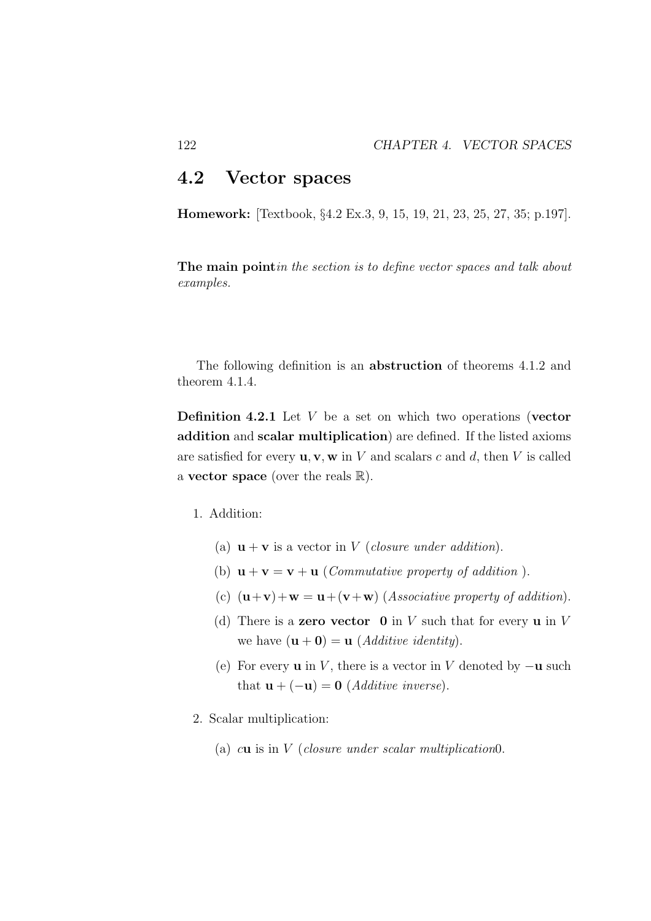## 4.2 Vector spaces

**Homework:** [Textbook, §4.2 Ex.3, 9, 15, 19, 21, 23, 25, 27, 35; p.197].

**The main point***in the section is to define vector spaces and talk about examples.*

The following definition is an **abstruction** of theorems 4.1.2 and theorem 4.1.4.

**Definition 4.2.1** Let $V$ be a set on which two operations (**vector addition** and **scalar multiplication**) are defined. If the listed axioms are satisfied for every $\mathbf{u}, \mathbf{v}, \mathbf{w}$ in $V$ and scalars $c$ and $d$, then $V$ is called a **vector space** (over the reals $\mathbb{R}$).

1. Addition:

   (a) $\mathbf{u} + \mathbf{v}$ is a vector in $V$ (*closure under addition*).

   (b) $\mathbf{u} + \mathbf{v} = \mathbf{v} + \mathbf{u}$ (*Commutative property of addition* ).

   (c) $(\mathbf{u}+\mathbf{v})+\mathbf{w} = \mathbf{u}+(\mathbf{v}+\mathbf{w})$ (*Associative property of addition*).

   (d) There is a **zero vector** $\mathbf{0}$ in $V$ such that for every $\mathbf{u}$ in $V$ we have $(\mathbf{u} + \mathbf{0}) = \mathbf{u}$ (*Additive identity*).

   (e) For every $\mathbf{u}$ in $V$, there is a vector in $V$ denoted by $-\mathbf{u}$ such that $\mathbf{u} + (-\mathbf{u}) = \mathbf{0}$ (*Additive inverse*).

2. Scalar multiplication:

   (a) $c\mathbf{u}$ is in $V$ (*closure under scalar multiplication*0.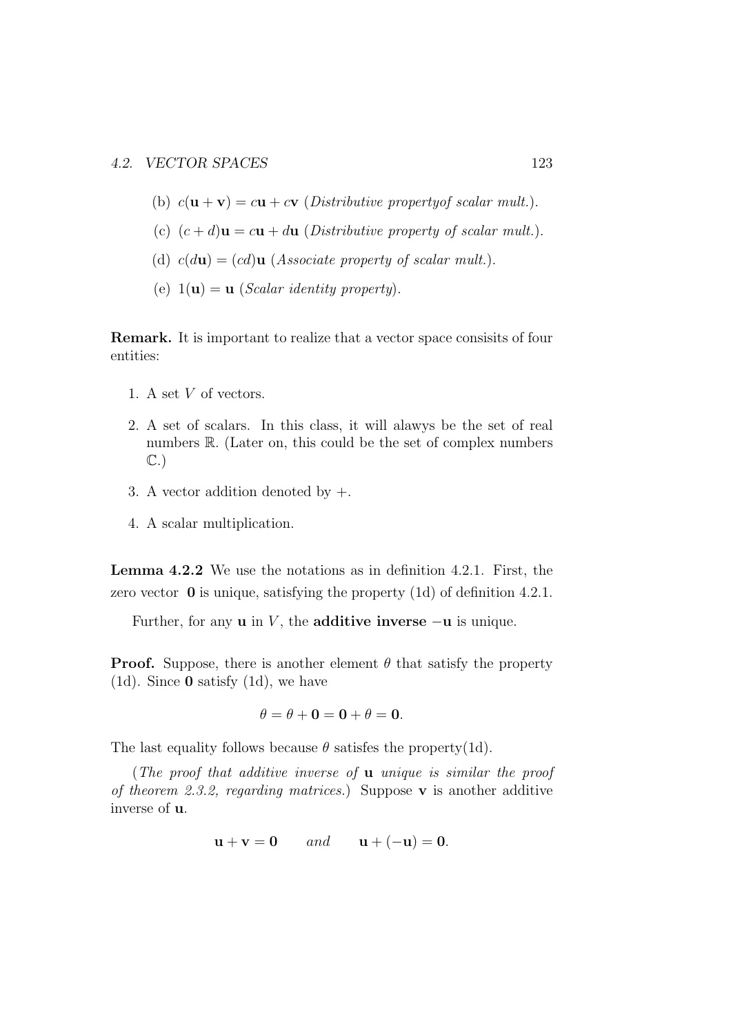(b) $c(\mathbf{u}+\mathbf{v}) = c\mathbf{u} + c\mathbf{v}$ (*Distributive propertyof scalar mult.*).

(c) $(c+d)\mathbf{u} = c\mathbf{u} + d\mathbf{u}$ (*Distributive property of scalar mult.*).

(d) $c(d\mathbf{u}) = (cd)\mathbf{u}$ (*Associate property of scalar mult.*).

(e) $1(\mathbf{u}) = \mathbf{u}$ (*Scalar identity property*).

**Remark.** It is important to realize that a vector space consisits of four entities:

1. A set $V$ of vectors.
2. A set of scalars. In this class, it will alawys be the set of real numbers $\mathbb{R}$. (Later on, this could be the set of complex numbers $\mathbb{C}$.)
3. A vector addition denoted by $+$.
4. A scalar multiplication.

**Lemma 4.2.2** We use the notations as in definition 4.2.1. First, the zero vector $\mathbf{0}$ is unique, satisfying the property (1d) of definition 4.2.1.

Further, for any $\mathbf{u}$ in $V$, the **additive inverse** $-\mathbf{u}$ is unique.

**Proof.** Suppose, there is another element $\theta$ that satisfy the property (1d). Since $\mathbf{0}$ satisfy (1d), we have

$$\theta = \theta + \mathbf{0} = \mathbf{0} + \theta = \mathbf{0}.$$

The last equality follows because $\theta$ satisfes the property(1d).

(*The proof that additive inverse of* $\mathbf{u}$ *unique is similar the proof of theorem 2.3.2, regarding matrices.*) Suppose $\mathbf{v}$ is another additive inverse of $\mathbf{u}$.

$$\mathbf{u} + \mathbf{v} = \mathbf{0} \qquad \textit{and} \qquad \mathbf{u} + (-\mathbf{u}) = \mathbf{0}.$$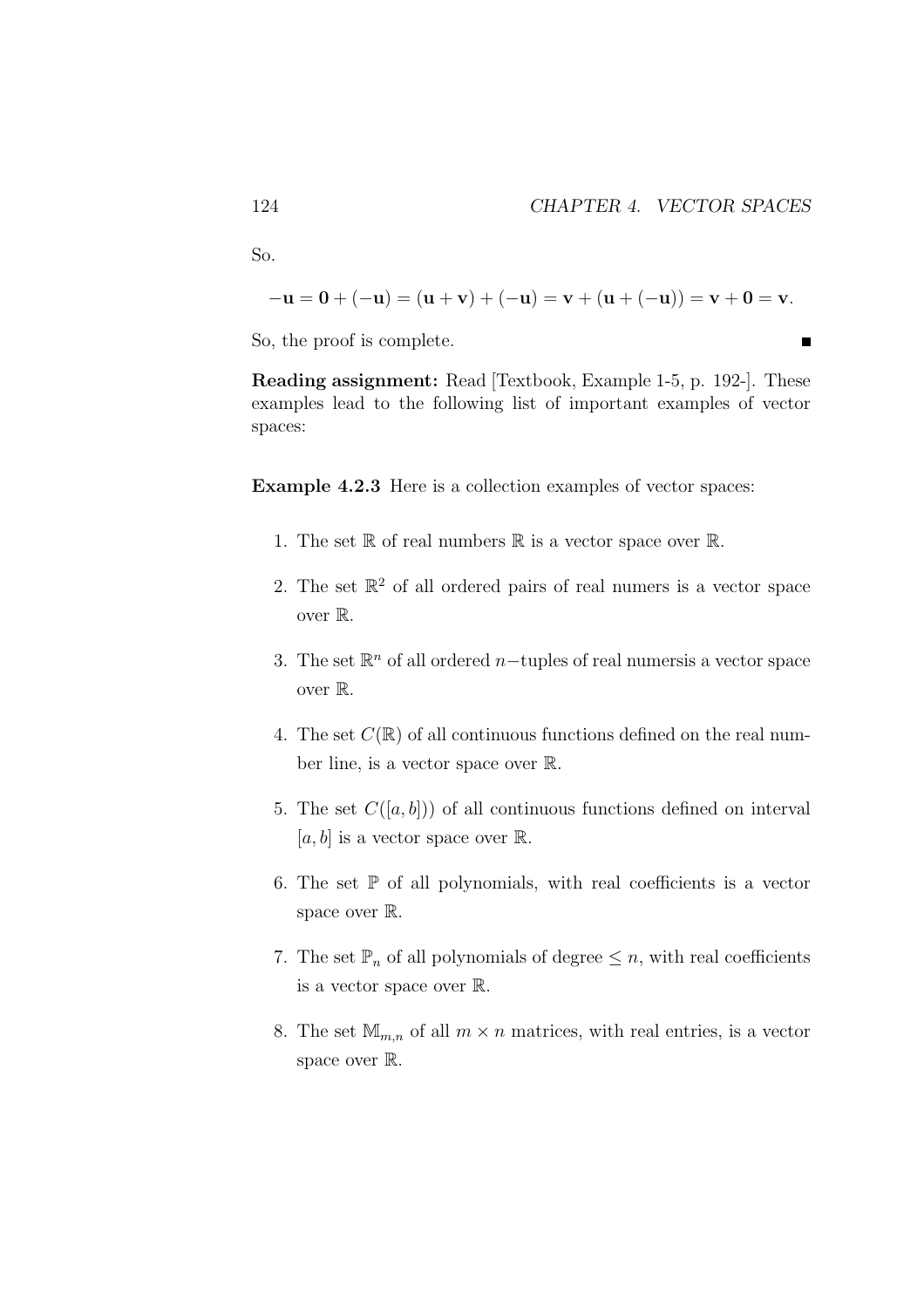So.

$$-\mathbf{u} = \mathbf{0} + (-\mathbf{u}) = (\mathbf{u} + \mathbf{v}) + (-\mathbf{u}) = \mathbf{v} + (\mathbf{u} + (-\mathbf{u})) = \mathbf{v} + \mathbf{0} = \mathbf{v}.$$

So, the proof is complete. ■

**Reading assignment:** Read [Textbook, Example 1-5, p. 192-]. These examples lead to the following list of important examples of vector spaces:

**Example 4.2.3** Here is a collection examples of vector spaces:

1. The set $\mathbb{R}$ of real numbers $\mathbb{R}$ is a vector space over $\mathbb{R}$.
2. The set $\mathbb{R}^2$ of all ordered pairs of real numers is a vector space over $\mathbb{R}$.
3. The set $\mathbb{R}^n$ of all ordered $n-$tuples of real numersis a vector space over $\mathbb{R}$.
4. The set $C(\mathbb{R})$ of all continuous functions defined on the real number line, is a vector space over $\mathbb{R}$.
5. The set $C([a, b]))$ of all continuous functions defined on interval $[a, b]$ is a vector space over $\mathbb{R}$.
6. The set $\mathbb{P}$ of all polynomials, with real coefficients is a vector space over $\mathbb{R}$.
7. The set $\mathbb{P}_n$ of all polynomials of degree $\leq n$, with real coefficients is a vector space over $\mathbb{R}$.
8. The set $\mathbb{M}_{m,n}$ of all $m \times n$ matrices, with real entries, is a vector space over $\mathbb{R}$.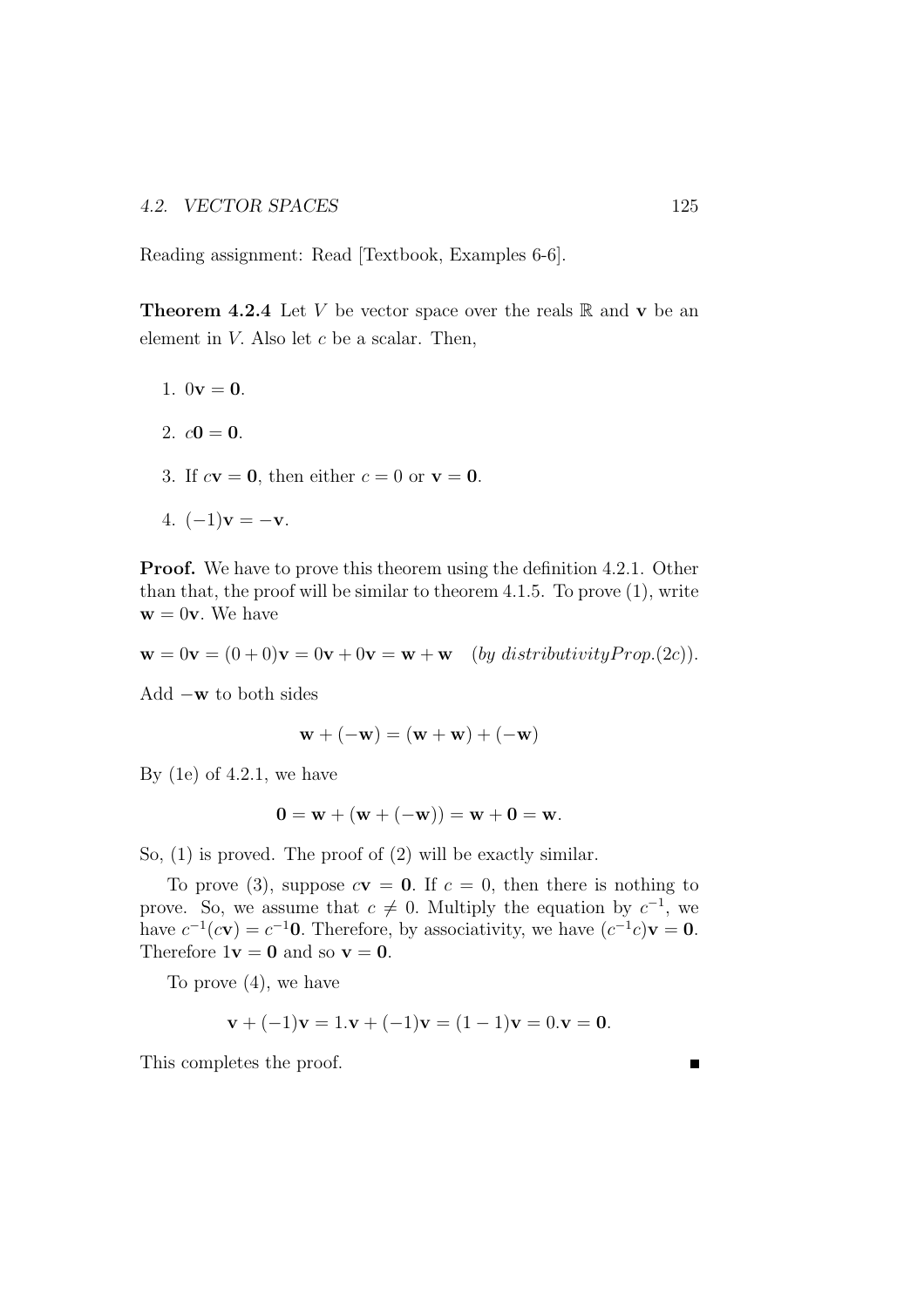Reading assignment: Read [Textbook, Examples 6-6].

**Theorem 4.2.4** Let $V$ be vector space over the reals $\mathbb{R}$ and $\mathbf{v}$ be an element in $V$. Also let $c$ be a scalar. Then,

1. $0\mathbf{v} = \mathbf{0}$.
2. $c\mathbf{0} = \mathbf{0}$.
3. If $c\mathbf{v} = \mathbf{0}$, then either $c = 0$ or $\mathbf{v} = \mathbf{0}$.
4. $(-1)\mathbf{v} = -\mathbf{v}$.

**Proof.** We have to prove this theorem using the definition 4.2.1. Other than that, the proof will be similar to theorem 4.1.5. To prove (1), write $\mathbf{w} = 0\mathbf{v}$. We have

$$\mathbf{w} = 0\mathbf{v} = (0+0)\mathbf{v} = 0\mathbf{v} + 0\mathbf{v} = \mathbf{w} + \mathbf{w} \quad (by\ distributivity Prop.(2c)).$$

Add $-\mathbf{w}$ to both sides

$$\mathbf{w} + (-\mathbf{w}) = (\mathbf{w} + \mathbf{w}) + (-\mathbf{w})$$

By (1e) of 4.2.1, we have

$$\mathbf{0} = \mathbf{w} + (\mathbf{w} + (-\mathbf{w})) = \mathbf{w} + \mathbf{0} = \mathbf{w}.$$

So, (1) is proved. The proof of (2) will be exactly similar.

To prove (3), suppose $c\mathbf{v} = \mathbf{0}$. If $c = 0$, then there is nothing to prove. So, we assume that $c \neq 0$. Multiply the equation by $c^{-1}$, we have $c^{-1}(c\mathbf{v}) = c^{-1}\mathbf{0}$. Therefore, by associativity, we have $(c^{-1}c)\mathbf{v} = \mathbf{0}$. Therefore $1\mathbf{v} = \mathbf{0}$ and so $\mathbf{v} = \mathbf{0}$.

To prove (4), we have

$$\mathbf{v} + (-1)\mathbf{v} = 1.\mathbf{v} + (-1)\mathbf{v} = (1-1)\mathbf{v} = 0.\mathbf{v} = \mathbf{0}.$$

This completes the proof. ■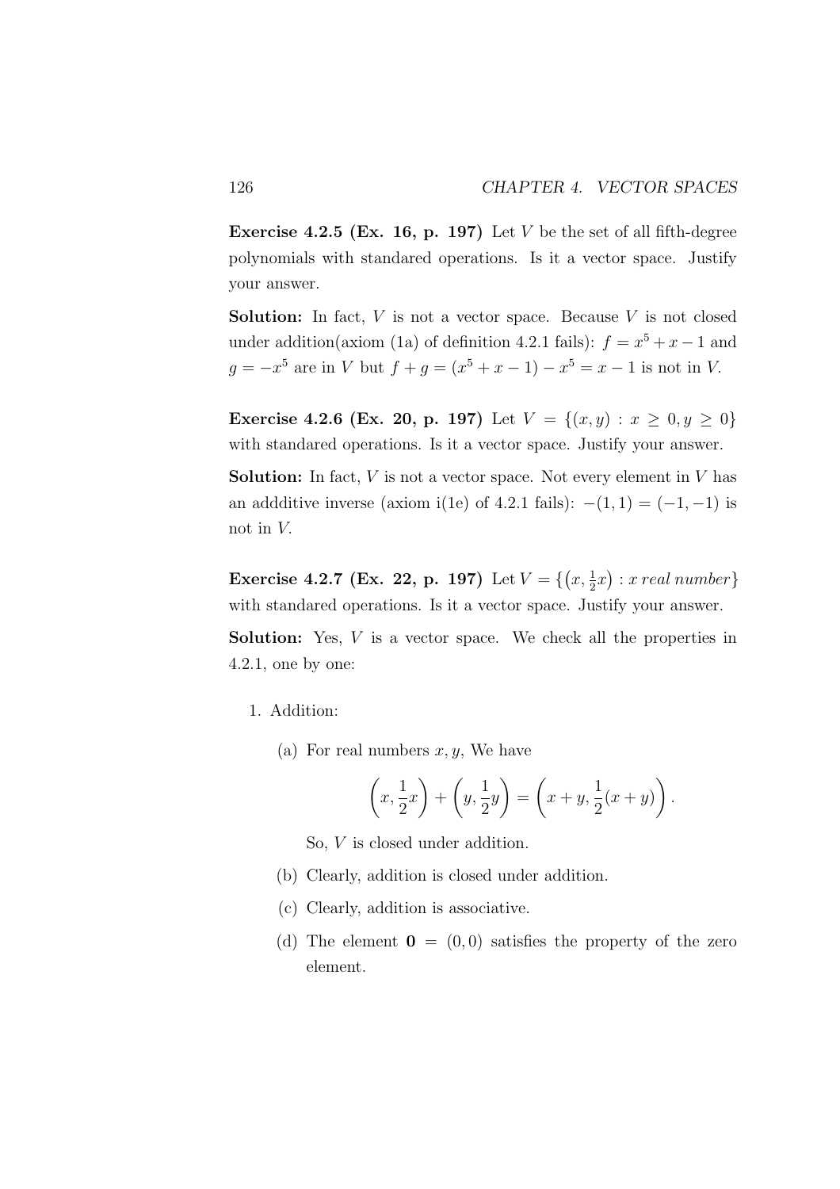**Exercise 4.2.5 (Ex. 16, p. 197)** Let $V$ be the set of all fifth-degree polynomials with standared operations. Is it a vector space. Justify your answer.

**Solution:** In fact, $V$ is not a vector space. Because $V$ is not closed under addition(axiom (1a) of definition 4.2.1 fails): $f = x^5 + x - 1$ and $g = -x^5$ are in $V$ but $f + g = (x^5 + x - 1) - x^5 = x - 1$ is not in $V$.

**Exercise 4.2.6 (Ex. 20, p. 197)** Let $V = \{(x, y) : x \geq 0, y \geq 0\}$ with standared operations. Is it a vector space. Justify your answer.

**Solution:** In fact, $V$ is not a vector space. Not every element in $V$ has an addditive inverse (axiom i(1e) of 4.2.1 fails): $-(1, 1) = (-1, -1)$ is not in $V$.

**Exercise 4.2.7 (Ex. 22, p. 197)** Let $V = \{\left(x, \frac{1}{2}x\right) : x \; real \; number\}$ with standared operations. Is it a vector space. Justify your answer.

**Solution:** Yes, $V$ is a vector space. We check all the properties in 4.2.1, one by one:

1. Addition:

   (a) For real numbers $x, y$, We have
   $$\left(x, \frac{1}{2}x\right) + \left(y, \frac{1}{2}y\right) = \left(x + y, \frac{1}{2}(x + y)\right).$$
   So, $V$ is closed under addition.

   (b) Clearly, addition is closed under addition.

   (c) Clearly, addition is associative.

   (d) The element $\mathbf{0} = (0, 0)$ satisfies the property of the zero element.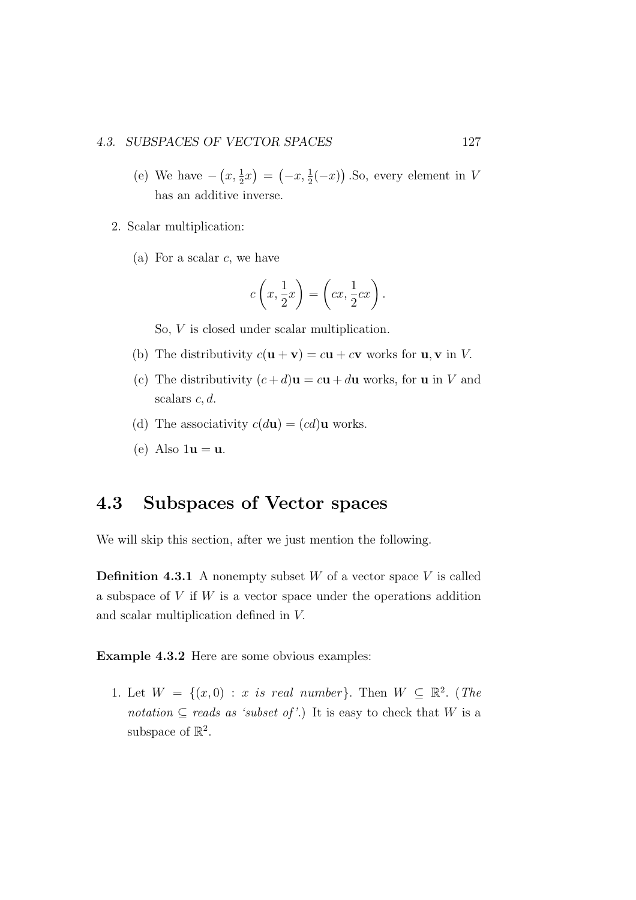(e) We have $-\left(x, \frac{1}{2}x\right) = \left(-x, \frac{1}{2}(-x)\right)$ .So, every element in $V$ has an additive inverse.

2. Scalar multiplication:

   (a) For a scalar $c$, we have

   $$c\left(x, \frac{1}{2}x\right) = \left(cx, \frac{1}{2}cx\right).$$

   So, $V$ is closed under scalar multiplication.

   (b) The distributivity $c(\mathbf{u} + \mathbf{v}) = c\mathbf{u} + c\mathbf{v}$ works for $\mathbf{u}, \mathbf{v}$ in $V$.

   (c) The distributivity $(c + d)\mathbf{u} = c\mathbf{u} + d\mathbf{u}$ works, for $\mathbf{u}$ in $V$ and scalars $c, d$.

   (d) The associativity $c(d\mathbf{u}) = (cd)\mathbf{u}$ works.

   (e) Also $1\mathbf{u} = \mathbf{u}$.

## 4.3 Subspaces of Vector spaces

We will skip this section, after we just mention the following.

**Definition 4.3.1** A nonempty subset $W$ of a vector space $V$ is called a subspace of $V$ if $W$ is a vector space under the operations addition and scalar multiplication defined in $V$.

**Example 4.3.2** Here are some obvious examples:

1. Let $W = \{(x, 0) : x \textit{ is real number}\}$. Then $W \subseteq \mathbb{R}^2$. (*The notation* $\subseteq$ *reads as 'subset of'.*) It is easy to check that $W$ is a subspace of $\mathbb{R}^2$.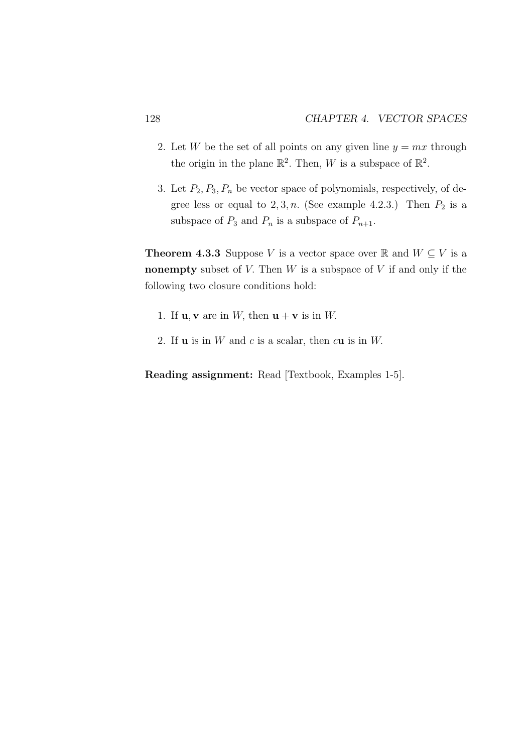2. Let $W$ be the set of all points on any given line $y = mx$ through the origin in the plane $\mathbb{R}^2$. Then, $W$ is a subspace of $\mathbb{R}^2$.

3. Let $P_2, P_3, P_n$ be vector space of polynomials, respectively, of degree less or equal to $2, 3, n$. (See example 4.2.3.) Then $P_2$ is a subspace of $P_3$ and $P_n$ is a subspace of $P_{n+1}$.

**Theorem 4.3.3** Suppose $V$ is a vector space over $\mathbb{R}$ and $W \subseteq V$ is a **nonempty** subset of $V$. Then $W$ is a subspace of $V$ if and only if the following two closure conditions hold:

1. If $\mathbf{u}, \mathbf{v}$ are in $W$, then $\mathbf{u} + \mathbf{v}$ is in $W$.

2. If $\mathbf{u}$ is in $W$ and $c$ is a scalar, then $c\mathbf{u}$ is in $W$.

**Reading assignment:** Read [Textbook, Examples 1-5].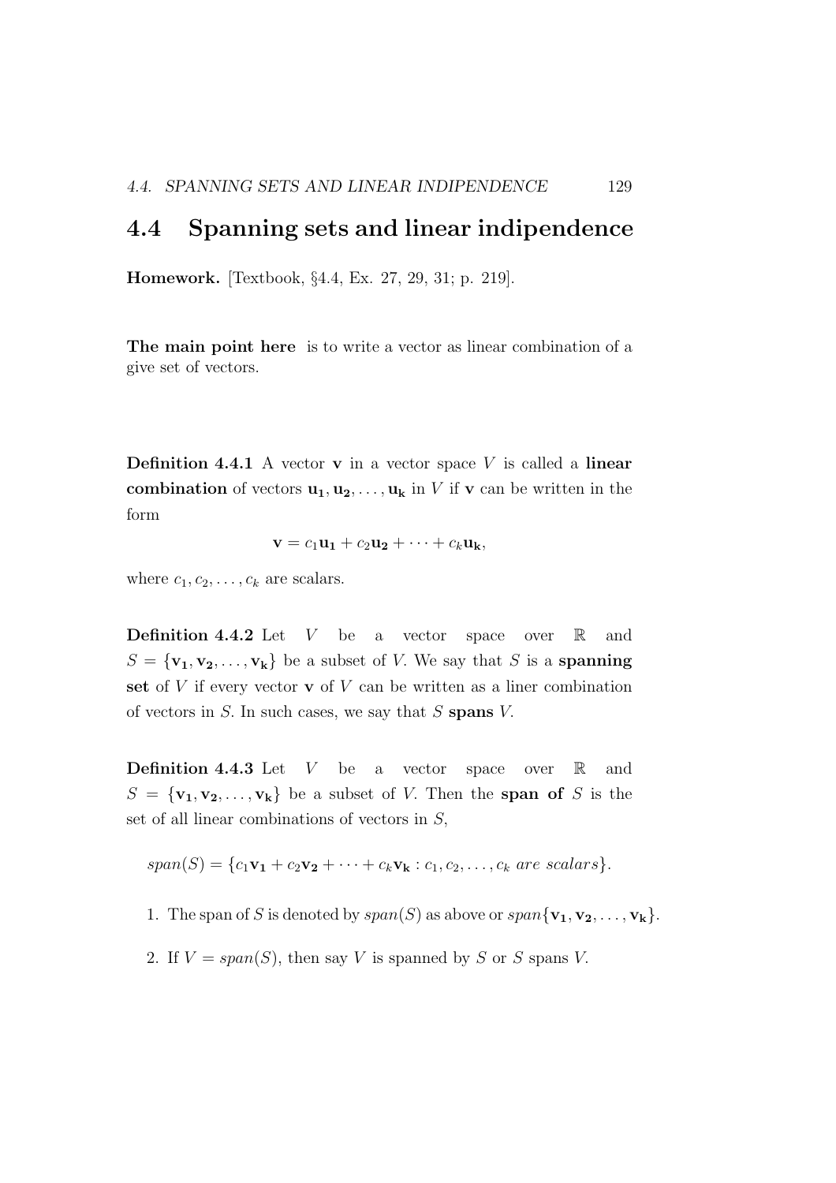## 4.4 Spanning sets and linear indipendence

**Homework.** [Textbook, §4.4, Ex. 27, 29, 31; p. 219].

**The main point here** is to write a vector as linear combination of a give set of vectors.

**Definition 4.4.1** A vector $\mathbf{v}$ in a vector space $V$ is called a **linear combination** of vectors $\mathbf{u_1}, \mathbf{u_2}, \ldots, \mathbf{u_k}$ in $V$ if $\mathbf{v}$ can be written in the form

$$\mathbf{v} = c_1\mathbf{u_1} + c_2\mathbf{u_2} + \cdots + c_k\mathbf{u_k},$$

where $c_1, c_2, \ldots, c_k$ are scalars.

**Definition 4.4.2** Let $V$ be a vector space over $\mathbb{R}$ and $S = \{\mathbf{v_1}, \mathbf{v_2}, \ldots, \mathbf{v_k}\}$ be a subset of $V$. We say that $S$ is a **spanning set** of $V$ if every vector $\mathbf{v}$ of $V$ can be written as a liner combination of vectors in $S$. In such cases, we say that $S$ **spans** $V$.

**Definition 4.4.3** Let $V$ be a vector space over $\mathbb{R}$ and $S = \{\mathbf{v_1}, \mathbf{v_2}, \ldots, \mathbf{v_k}\}$ be a subset of $V$. Then the **span of** $S$ is the set of all linear combinations of vectors in $S$,

$$span(S) = \{c_1\mathbf{v_1} + c_2\mathbf{v_2} + \cdots + c_k\mathbf{v_k} : c_1, c_2, \ldots, c_k \text{ } are \text{ } scalars\}.$$

1. The span of $S$ is denoted by $span(S)$ as above or $span\{\mathbf{v_1}, \mathbf{v_2}, \ldots, \mathbf{v_k}\}$.
2. If $V = span(S)$, then say $V$ is spanned by $S$ or $S$ spans $V$.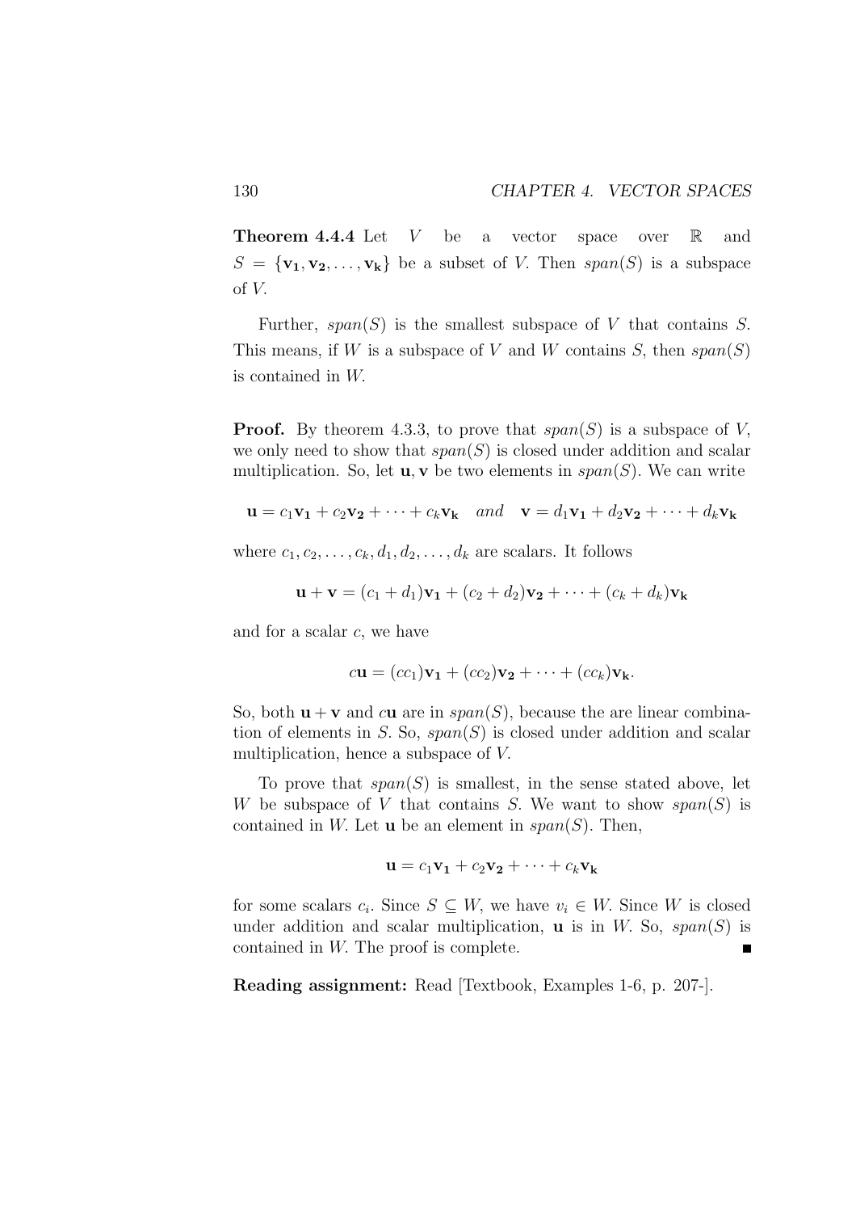**Theorem 4.4.4** Let $V$ be a vector space over $\mathbb{R}$ and $S = \{\mathbf{v_1}, \mathbf{v_2}, \ldots, \mathbf{v_k}\}$ be a subset of $V$. Then $span(S)$ is a subspace of $V$.

Further, $span(S)$ is the smallest subspace of $V$ that contains $S$. This means, if $W$ is a subspace of $V$ and $W$ contains $S$, then $span(S)$ is contained in $W$.

**Proof.** By theorem 4.3.3, to prove that $span(S)$ is a subspace of $V$, we only need to show that $span(S)$ is closed under addition and scalar multiplication. So, let $\mathbf{u}, \mathbf{v}$ be two elements in $span(S)$. We can write

$$\mathbf{u} = c_1\mathbf{v_1} + c_2\mathbf{v_2} + \cdots + c_k\mathbf{v_k} \quad \textit{and} \quad \mathbf{v} = d_1\mathbf{v_1} + d_2\mathbf{v_2} + \cdots + d_k\mathbf{v_k}$$

where $c_1, c_2, \ldots, c_k, d_1, d_2, \ldots, d_k$ are scalars. It follows

$$\mathbf{u} + \mathbf{v} = (c_1 + d_1)\mathbf{v_1} + (c_2 + d_2)\mathbf{v_2} + \cdots + (c_k + d_k)\mathbf{v_k}$$

and for a scalar $c$, we have

$$c\mathbf{u} = (cc_1)\mathbf{v_1} + (cc_2)\mathbf{v_2} + \cdots + (cc_k)\mathbf{v_k}.$$

So, both $\mathbf{u} + \mathbf{v}$ and $c\mathbf{u}$ are in $span(S)$, because the are linear combination of elements in $S$. So, $span(S)$ is closed under addition and scalar multiplication, hence a subspace of $V$.

To prove that $span(S)$ is smallest, in the sense stated above, let $W$ be subspace of $V$ that contains $S$. We want to show $span(S)$ is contained in $W$. Let $\mathbf{u}$ be an element in $span(S)$. Then,

$$\mathbf{u} = c_1\mathbf{v_1} + c_2\mathbf{v_2} + \cdots + c_k\mathbf{v_k}$$

for some scalars $c_i$. Since $S \subseteq W$, we have $v_i \in W$. Since $W$ is closed under addition and scalar multiplication, $\mathbf{u}$ is in $W$. So, $span(S)$ is contained in $W$. The proof is complete. ∎

**Reading assignment:** Read [Textbook, Examples 1-6, p. 207-].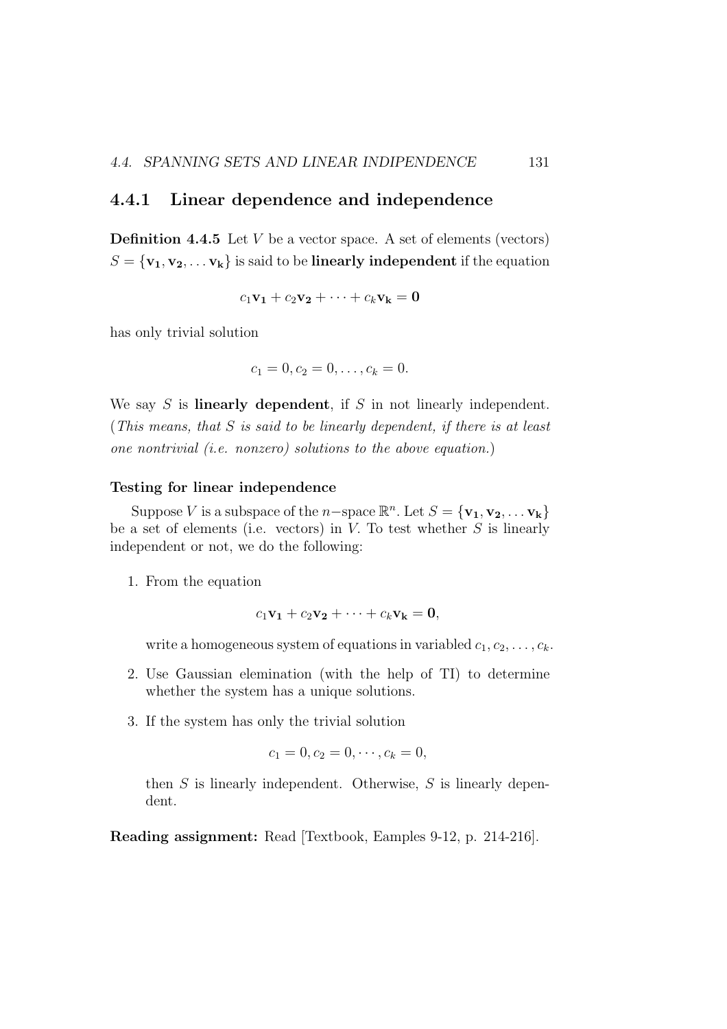### 4.4.1 Linear dependence and independence

**Definition 4.4.5** Let $V$ be a vector space. A set of elements (vectors) $S = \{\mathbf{v_1}, \mathbf{v_2}, \ldots \mathbf{v_k}\}$ is said to be **linearly independent** if the equation

$$c_1\mathbf{v_1} + c_2\mathbf{v_2} + \cdots + c_k\mathbf{v_k} = \mathbf{0}$$

has only trivial solution

$$c_1 = 0, c_2 = 0, \ldots, c_k = 0.$$

We say $S$ is **linearly dependent**, if $S$ in not linearly independent. (*This means, that $S$ is said to be linearly dependent, if there is at least one nontrivial (i.e. nonzero) solutions to the above equation.*)

#### Testing for linear independence

Suppose $V$ is a subspace of the $n-$space $\mathbb{R}^n$. Let $S = \{\mathbf{v_1}, \mathbf{v_2}, \ldots \mathbf{v_k}\}$ be a set of elements (i.e. vectors) in $V$. To test whether $S$ is linearly independent or not, we do the following:

1. From the equation

   $$c_1\mathbf{v_1} + c_2\mathbf{v_2} + \cdots + c_k\mathbf{v_k} = \mathbf{0},$$

   write a homogeneous system of equations in variabled $c_1, c_2, \ldots, c_k$.

2. Use Gaussian elemination (with the help of TI) to determine whether the system has a unique solutions.

3. If the system has only the trivial solution

   $$c_1 = 0, c_2 = 0, \cdots, c_k = 0,$$

   then $S$ is linearly independent. Otherwise, $S$ is linearly dependent.

**Reading assignment:** Read [Textbook, Eamples 9-12, p. 214-216].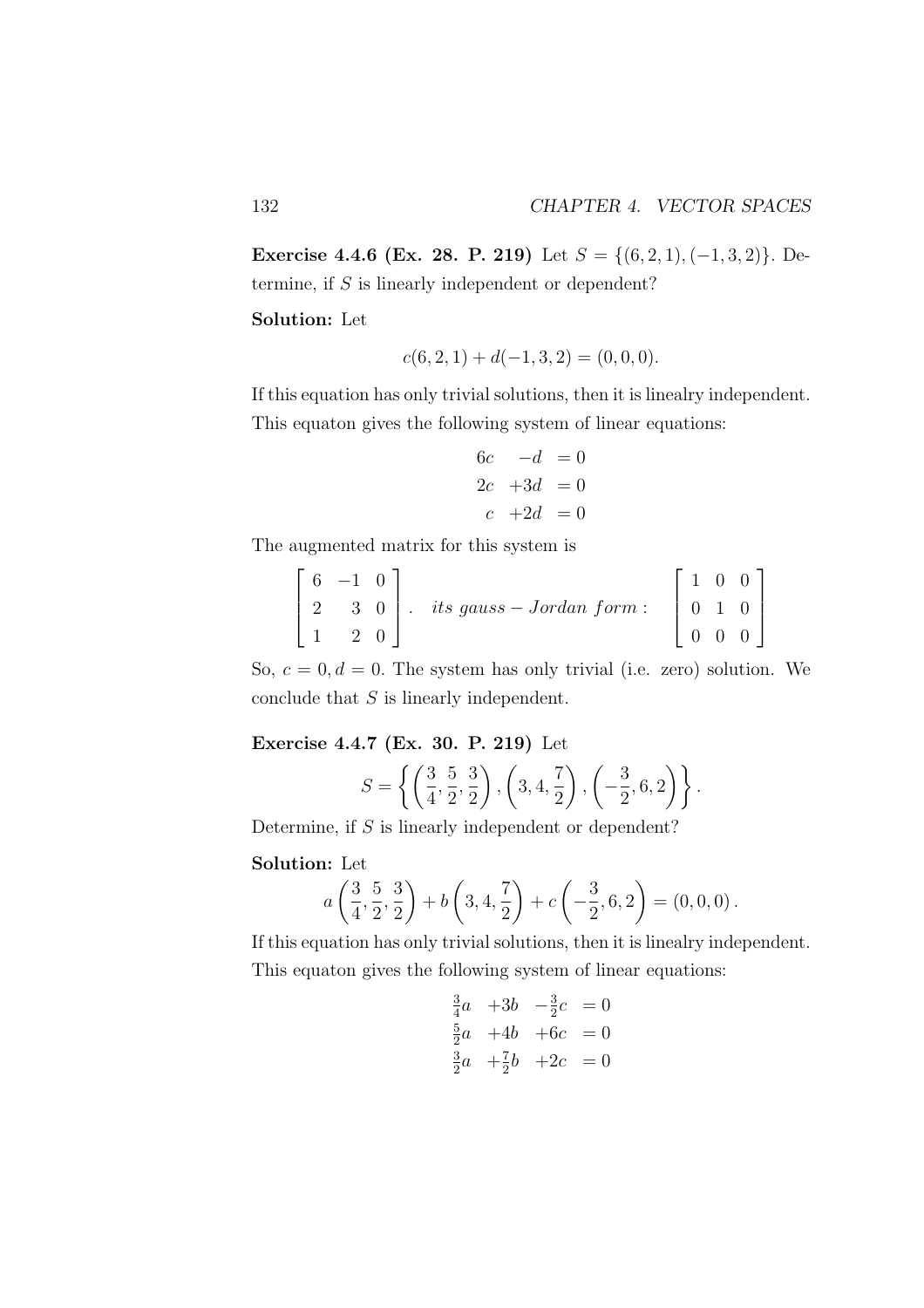**Exercise 4.4.6 (Ex. 28. P. 219)** Let $S = \{(6,2,1), (-1,3,2)\}$. Determine, if $S$ is linearly independent or dependent?

**Solution:** Let

$$c(6,2,1) + d(-1,3,2) = (0,0,0).$$

If this equation has only trivial solutions, then it is linealry independent. This equaton gives the following system of linear equations:

$$\begin{array}{rrl} 6c & -d & = 0 \\ 2c & +3d & = 0 \\ c & +2d & = 0 \end{array}$$

The augmented matrix for this system is

$$\begin{bmatrix} 6 & -1 & 0 \\ 2 & 3 & 0 \\ 1 & 2 & 0 \end{bmatrix}. \quad its\ gauss-Jordan\ form: \quad \begin{bmatrix} 1 & 0 & 0 \\ 0 & 1 & 0 \\ 0 & 0 & 0 \end{bmatrix}$$

So, $c = 0, d = 0$. The system has only trivial (i.e. zero) solution. We conclude that $S$ is linearly independent.

**Exercise 4.4.7 (Ex. 30. P. 219)** Let

$$S = \left\{ \left(\frac{3}{4}, \frac{5}{2}, \frac{3}{2}\right), \left(3, 4, \frac{7}{2}\right), \left(-\frac{3}{2}, 6, 2\right) \right\}.$$

Determine, if $S$ is linearly independent or dependent?

**Solution:** Let

$$a\left(\frac{3}{4}, \frac{5}{2}, \frac{3}{2}\right) + b\left(3, 4, \frac{7}{2}\right) + c\left(-\frac{3}{2}, 6, 2\right) = (0,0,0).$$

If this equation has only trivial solutions, then it is linealry independent. This equaton gives the following system of linear equations:

$$\begin{array}{rrrl} \frac{3}{4}a & +3b & -\frac{3}{2}c & = 0 \\ \frac{5}{2}a & +4b & +6c & = 0 \\ \frac{3}{2}a & +\frac{7}{2}b & +2c & = 0 \end{array}$$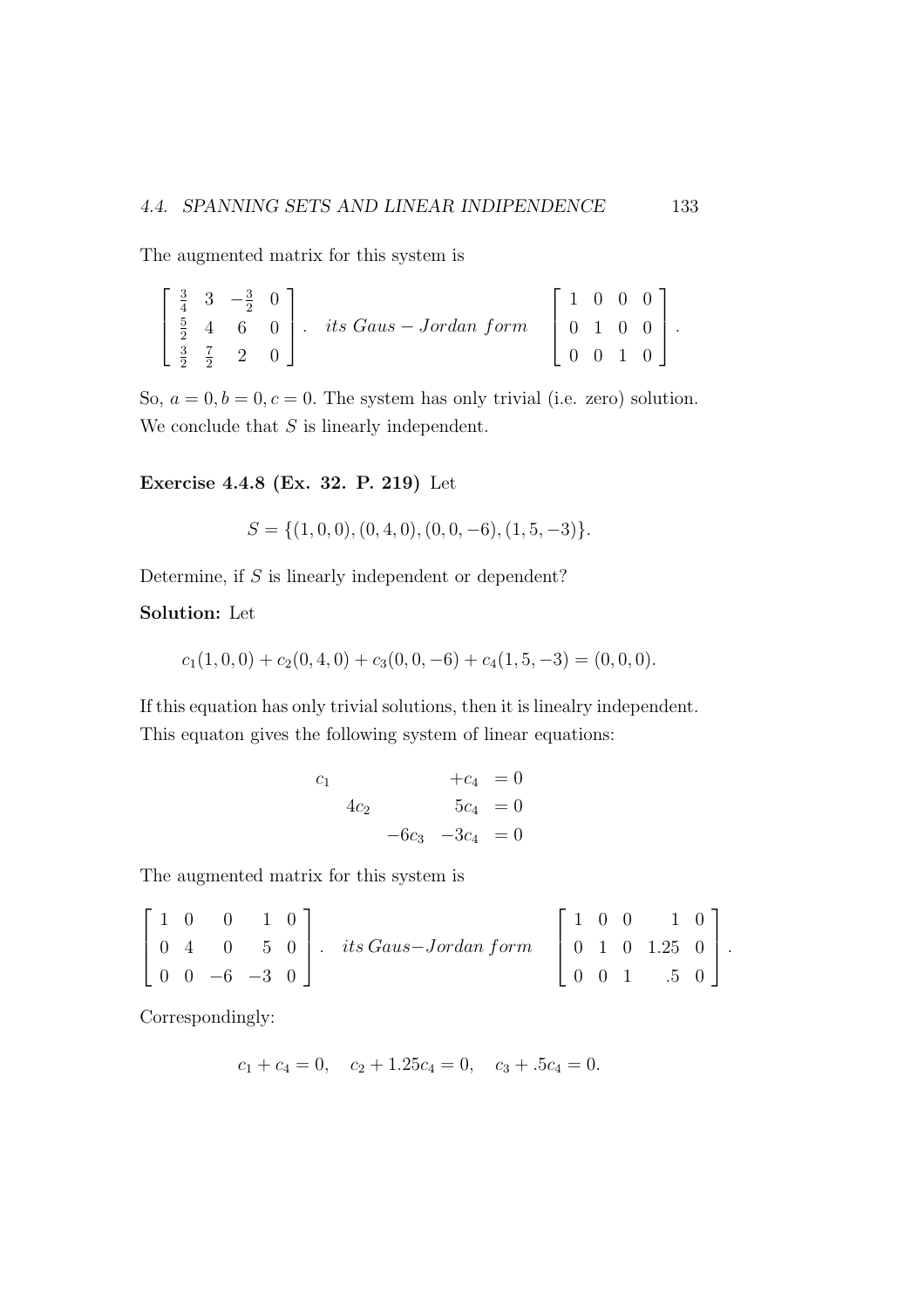The augmented matrix for this system is

$$\begin{bmatrix} \frac{3}{4} & 3 & -\frac{3}{2} & 0 \\ \frac{5}{2} & 4 & 6 & 0 \\ \frac{3}{2} & \frac{7}{2} & 2 & 0 \end{bmatrix}. \quad its\ Gaus - Jordan\ form \quad \begin{bmatrix} 1 & 0 & 0 & 0 \\ 0 & 1 & 0 & 0 \\ 0 & 0 & 1 & 0 \end{bmatrix}.$$

So, $a = 0, b = 0, c = 0$. The system has only trivial (i.e. zero) solution. We conclude that $S$ is linearly independent.

**Exercise 4.4.8 (Ex. 32. P. 219)** Let

$$S = \{(1,0,0), (0,4,0), (0,0,-6), (1,5,-3)\}.$$

Determine, if $S$ is linearly independent or dependent?

**Solution:** Let

$$c_1(1,0,0) + c_2(0,4,0) + c_3(0,0,-6) + c_4(1,5,-3) = (0,0,0).$$

If this equation has only trivial solutions, then it is linealry independent. This equaton gives the following system of linear equations:

$$\begin{array}{rrrrl} c_1 & & & +c_4 & = 0 \\ & 4c_2 & & 5c_4 & = 0 \\ & & -6c_3 & -3c_4 & = 0 \end{array}$$

The augmented matrix for this system is

$$\begin{bmatrix} 1 & 0 & 0 & 1 & 0 \\ 0 & 4 & 0 & 5 & 0 \\ 0 & 0 & -6 & -3 & 0 \end{bmatrix}. \quad its\,Gaus{-}Jordan\ form \quad \begin{bmatrix} 1 & 0 & 0 & 1 & 0 \\ 0 & 1 & 0 & 1.25 & 0 \\ 0 & 0 & 1 & .5 & 0 \end{bmatrix}.$$

Correspondingly:

$$c_1 + c_4 = 0, \quad c_2 + 1.25c_4 = 0, \quad c_3 + .5c_4 = 0.$$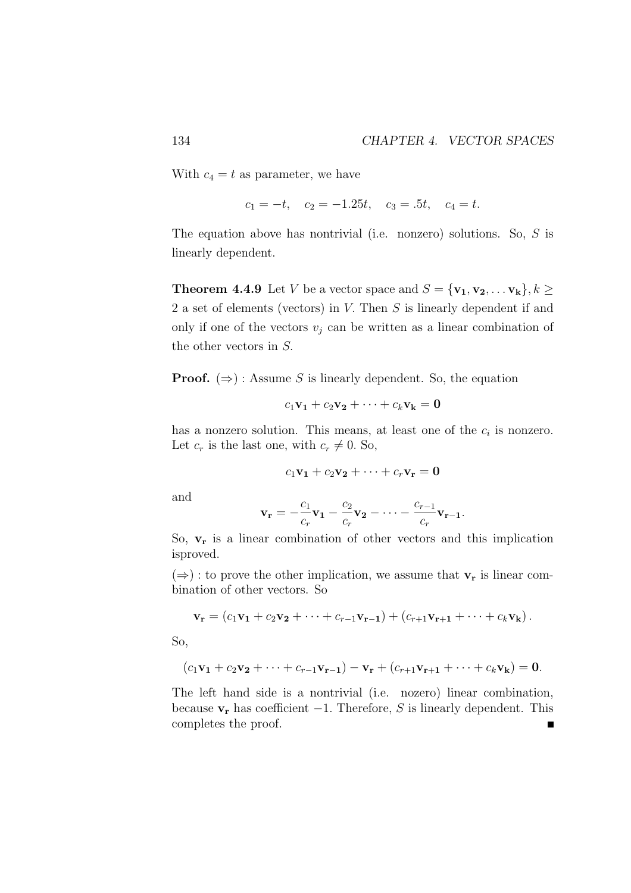With $c_4 = t$ as parameter, we have

$$c_1 = -t, \quad c_2 = -1.25t, \quad c_3 = .5t, \quad c_4 = t.$$

The equation above has nontrivial (i.e. nonzero) solutions. So, $S$ is linearly dependent.

**Theorem 4.4.9** Let $V$ be a vector space and $S = \{\mathbf{v_1}, \mathbf{v_2}, \ldots \mathbf{v_k}\}, k \geq 2$ a set of elements (vectors) in $V$. Then $S$ is linearly dependent if and only if one of the vectors $v_j$ can be written as a linear combination of the other vectors in $S$.

**Proof.** $(\Rightarrow)$ : Assume $S$ is linearly dependent. So, the equation

$$c_1\mathbf{v_1} + c_2\mathbf{v_2} + \cdots + c_k\mathbf{v_k} = \mathbf{0}$$

has a nonzero solution. This means, at least one of the $c_i$ is nonzero. Let $c_r$ is the last one, with $c_r \neq 0$. So,

$$c_1\mathbf{v_1} + c_2\mathbf{v_2} + \cdots + c_r\mathbf{v_r} = \mathbf{0}$$

and

$$\mathbf{v_r} = -\frac{c_1}{c_r}\mathbf{v_1} - \frac{c_2}{c_r}\mathbf{v_2} - \cdots - \frac{c_{r-1}}{c_r}\mathbf{v_{r-1}}.$$

So, $\mathbf{v_r}$ is a linear combination of other vectors and this implication isproved.

$(\Rightarrow)$ : to prove the other implication, we assume that $\mathbf{v_r}$ is linear combination of other vectors. So

$$\mathbf{v_r} = (c_1\mathbf{v_1} + c_2\mathbf{v_2} + \cdots + c_{r-1}\mathbf{v_{r-1}}) + (c_{r+1}\mathbf{v_{r+1}} + \cdots + c_k\mathbf{v_k}).$$

So,

$$(c_1\mathbf{v_1} + c_2\mathbf{v_2} + \cdots + c_{r-1}\mathbf{v_{r-1}}) - \mathbf{v_r} + (c_{r+1}\mathbf{v_{r+1}} + \cdots + c_k\mathbf{v_k}) = \mathbf{0}.$$

The left hand side is a nontrivial (i.e. nozero) linear combination, because $\mathbf{v_r}$ has coefficient $-1$. Therefore, $S$ is linearly dependent. This completes the proof. ■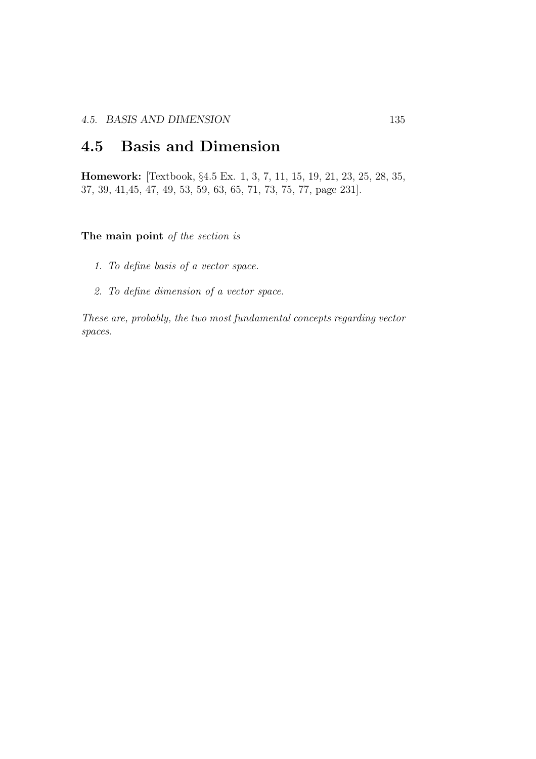## 4.5 Basis and Dimension

**Homework:** [Textbook, §4.5 Ex. 1, 3, 7, 11, 15, 19, 21, 23, 25, 28, 35, 37, 39, 41,45, 47, 49, 53, 59, 63, 65, 71, 73, 75, 77, page 231].

**The main point** *of the section is*

1. *To define basis of a vector space.*
2. *To define dimension of a vector space.*

*These are, probably, the two most fundamental concepts regarding vector spaces.*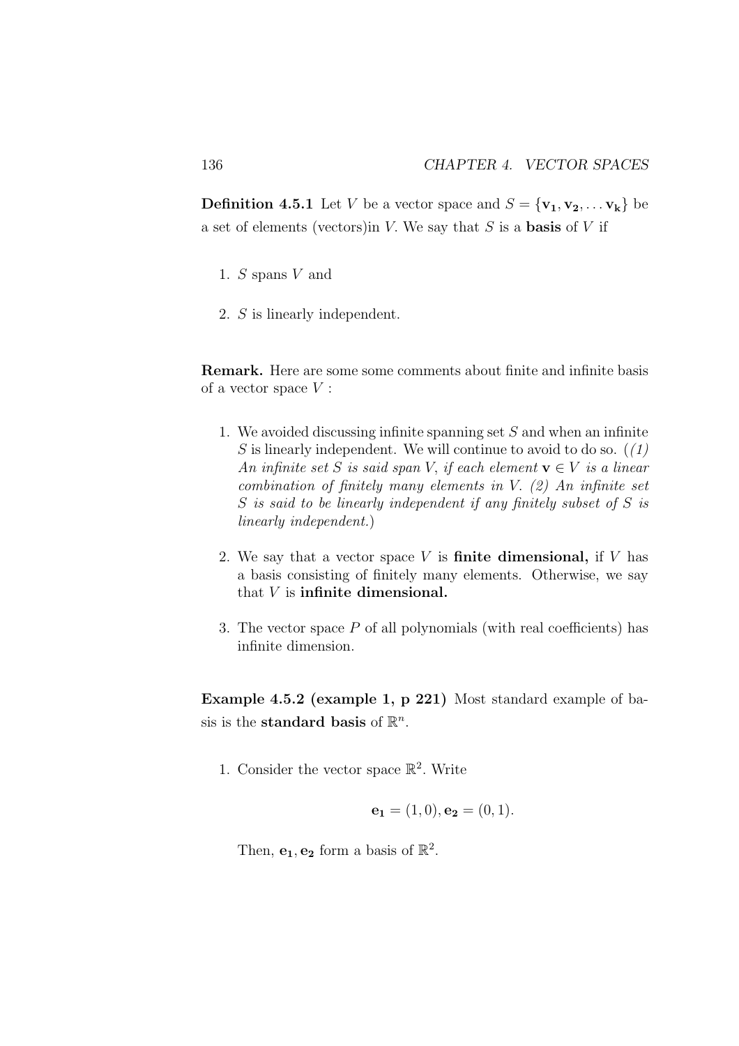**Definition 4.5.1** Let $V$ be a vector space and $S = \{\mathbf{v_1}, \mathbf{v_2}, \dots \mathbf{v_k}\}$ be a set of elements (vectors)in $V$. We say that $S$ is a **basis** of $V$ if

1. $S$ spans $V$ and
2. $S$ is linearly independent.

**Remark.** Here are some some comments about finite and infinite basis of a vector space $V$ :

1. We avoided discussing infinite spanning set $S$ and when an infinite $S$ is linearly independent. We will continue to avoid to do so. (*(1) An infinite set $S$ is said span $V$, if each element $\mathbf{v} \in V$ is a linear combination of finitely many elements in $V$. (2) An infinite set $S$ is said to be linearly independent if any finitely subset of $S$ is linearly independent.*)
2. We say that a vector space $V$ is **finite dimensional,** if $V$ has a basis consisting of finitely many elements. Otherwise, we say that $V$ is **infinite dimensional.**
3. The vector space $P$ of all polynomials (with real coefficients) has infinite dimension.

**Example 4.5.2 (example 1, p 221)** Most standard example of basis is the **standard basis** of $\mathbb{R}^n$.

1. Consider the vector space $\mathbb{R}^2$. Write

$$\mathbf{e_1} = (1, 0), \mathbf{e_2} = (0, 1).$$

Then, $\mathbf{e_1}, \mathbf{e_2}$ form a basis of $\mathbb{R}^2$.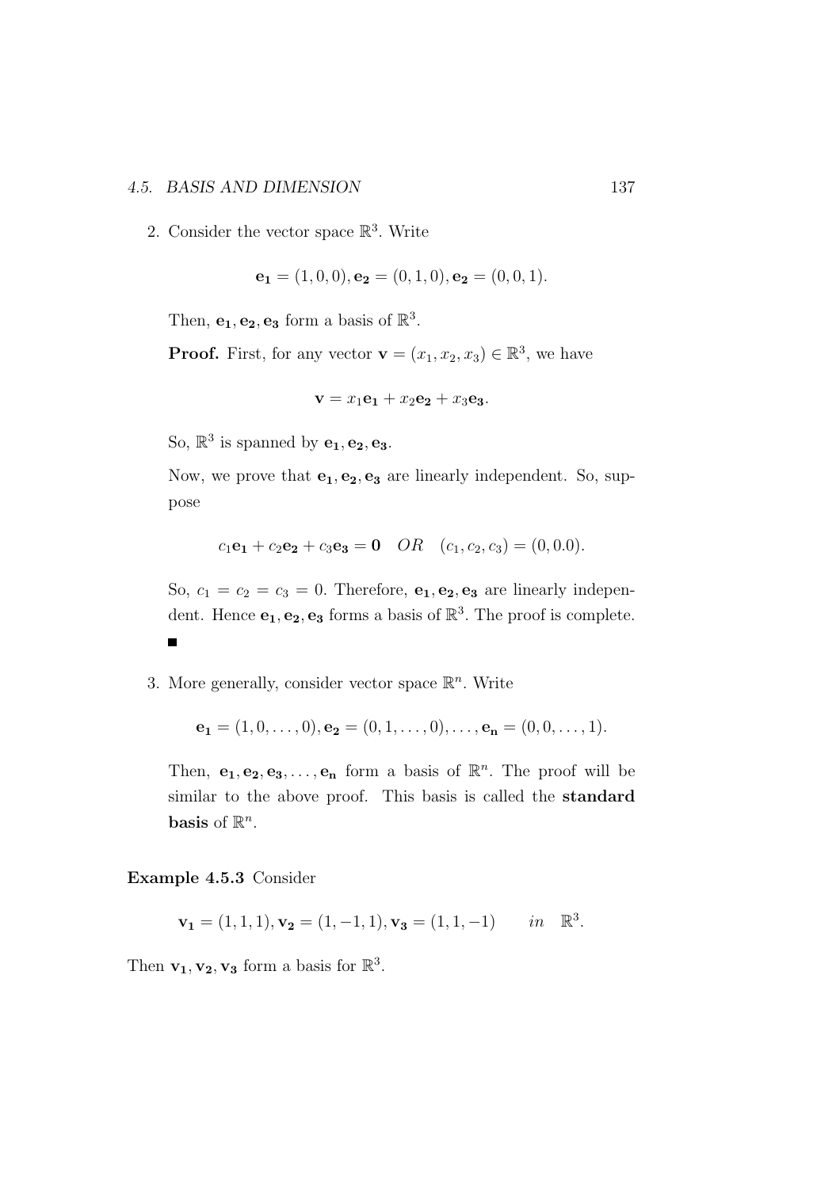2. Consider the vector space $\mathbb{R}^3$. Write

$$\mathbf{e_1} = (1,0,0), \mathbf{e_2} = (0,1,0), \mathbf{e_2} = (0,0,1).$$

Then, $\mathbf{e_1}, \mathbf{e_2}, \mathbf{e_3}$ form a basis of $\mathbb{R}^3$.

**Proof.** First, for any vector $\mathbf{v} = (x_1, x_2, x_3) \in \mathbb{R}^3$, we have

$$\mathbf{v} = x_1\mathbf{e_1} + x_2\mathbf{e_2} + x_3\mathbf{e_3}.$$

So, $\mathbb{R}^3$ is spanned by $\mathbf{e_1}, \mathbf{e_2}, \mathbf{e_3}$.

Now, we prove that $\mathbf{e_1}, \mathbf{e_2}, \mathbf{e_3}$ are linearly independent. So, suppose

$$c_1\mathbf{e_1} + c_2\mathbf{e_2} + c_3\mathbf{e_3} = \mathbf{0} \quad OR \quad (c_1, c_2, c_3) = (0, 0.0).$$

So, $c_1 = c_2 = c_3 = 0$. Therefore, $\mathbf{e_1}, \mathbf{e_2}, \mathbf{e_3}$ are linearly independent. Hence $\mathbf{e_1}, \mathbf{e_2}, \mathbf{e_3}$ forms a basis of $\mathbb{R}^3$. The proof is complete. ■

3. More generally, consider vector space $\mathbb{R}^n$. Write

$$\mathbf{e_1} = (1,0,\ldots,0), \mathbf{e_2} = (0,1,\ldots,0), \ldots, \mathbf{e_n} = (0,0,\ldots,1).$$

Then, $\mathbf{e_1}, \mathbf{e_2}, \mathbf{e_3}, \ldots, \mathbf{e_n}$ form a basis of $\mathbb{R}^n$. The proof will be similar to the above proof. This basis is called the **standard basis** of $\mathbb{R}^n$.

**Example 4.5.3** Consider

$$\mathbf{v_1} = (1,1,1), \mathbf{v_2} = (1,-1,1), \mathbf{v_3} = (1,1,-1) \qquad in \quad \mathbb{R}^3.$$

Then $\mathbf{v_1}, \mathbf{v_2}, \mathbf{v_3}$ form a basis for $\mathbb{R}^3$.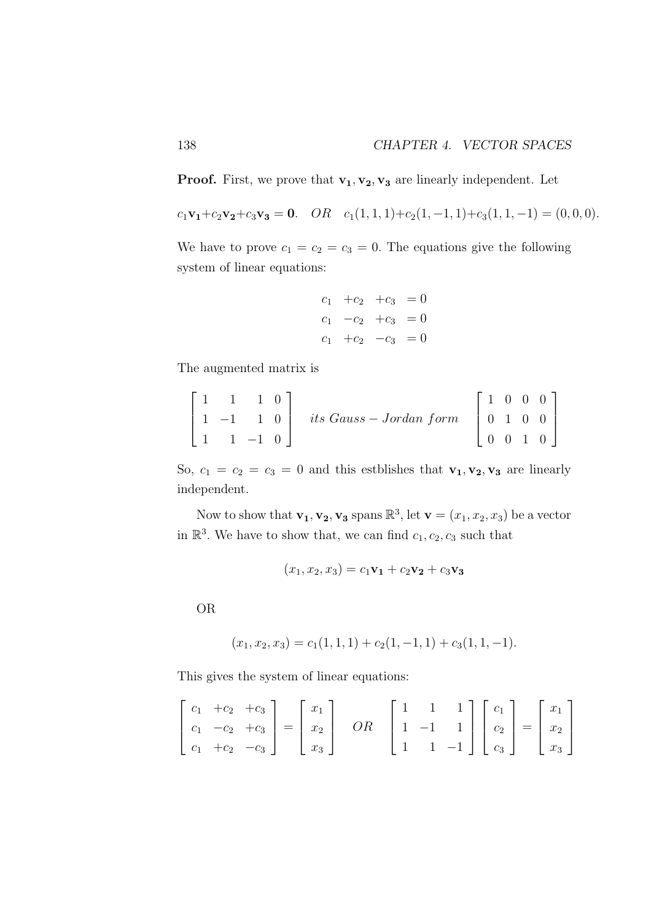**Proof.** First, we prove that $\mathbf{v_1}, \mathbf{v_2}, \mathbf{v_3}$ are linearly independent. Let

$c_1\mathbf{v_1}+c_2\mathbf{v_2}+c_3\mathbf{v_3} = \mathbf{0}$. $\quad OR \quad c_1(1,1,1)+c_2(1,-1,1)+c_3(1,1,-1) = (0,0,0)$.

We have to prove $c_1 = c_2 = c_3 = 0$. The equations give the following system of linear equations:

$$\begin{array}{llll} c_1 & +c_2 & +c_3 & = 0 \\ c_1 & -c_2 & +c_3 & = 0 \\ c_1 & +c_2 & -c_3 & = 0 \end{array}$$

The augmented matrix is

$$\begin{bmatrix} 1 & 1 & 1 & 0 \\ 1 & -1 & 1 & 0 \\ 1 & 1 & -1 & 0 \end{bmatrix} \quad its\ Gauss-Jordan\ form \quad \begin{bmatrix} 1 & 0 & 0 & 0 \\ 0 & 1 & 0 & 0 \\ 0 & 0 & 1 & 0 \end{bmatrix}$$

So, $c_1 = c_2 = c_3 = 0$ and this estblishes that $\mathbf{v_1}, \mathbf{v_2}, \mathbf{v_3}$ are linearly independent.

Now to show that $\mathbf{v_1}, \mathbf{v_2}, \mathbf{v_3}$ spans $\mathbb{R}^3$, let $\mathbf{v} = (x_1, x_2, x_3)$ be a vector in $\mathbb{R}^3$. We have to show that, we can find $c_1, c_2, c_3$ such that

$$(x_1, x_2, x_3) = c_1\mathbf{v_1} + c_2\mathbf{v_2} + c_3\mathbf{v_3}$$

OR

$$(x_1, x_2, x_3) = c_1(1,1,1) + c_2(1,-1,1) + c_3(1,1,-1).$$

This gives the system of linear equations:

$$\begin{bmatrix} c_1 & +c_2 & +c_3 \\ c_1 & -c_2 & +c_3 \\ c_1 & +c_2 & -c_3 \end{bmatrix} = \begin{bmatrix} x_1 \\ x_2 \\ x_3 \end{bmatrix} \quad OR \quad \begin{bmatrix} 1 & 1 & 1 \\ 1 & -1 & 1 \\ 1 & 1 & -1 \end{bmatrix} \begin{bmatrix} c_1 \\ c_2 \\ c_3 \end{bmatrix} = \begin{bmatrix} x_1 \\ x_2 \\ x_3 \end{bmatrix}$$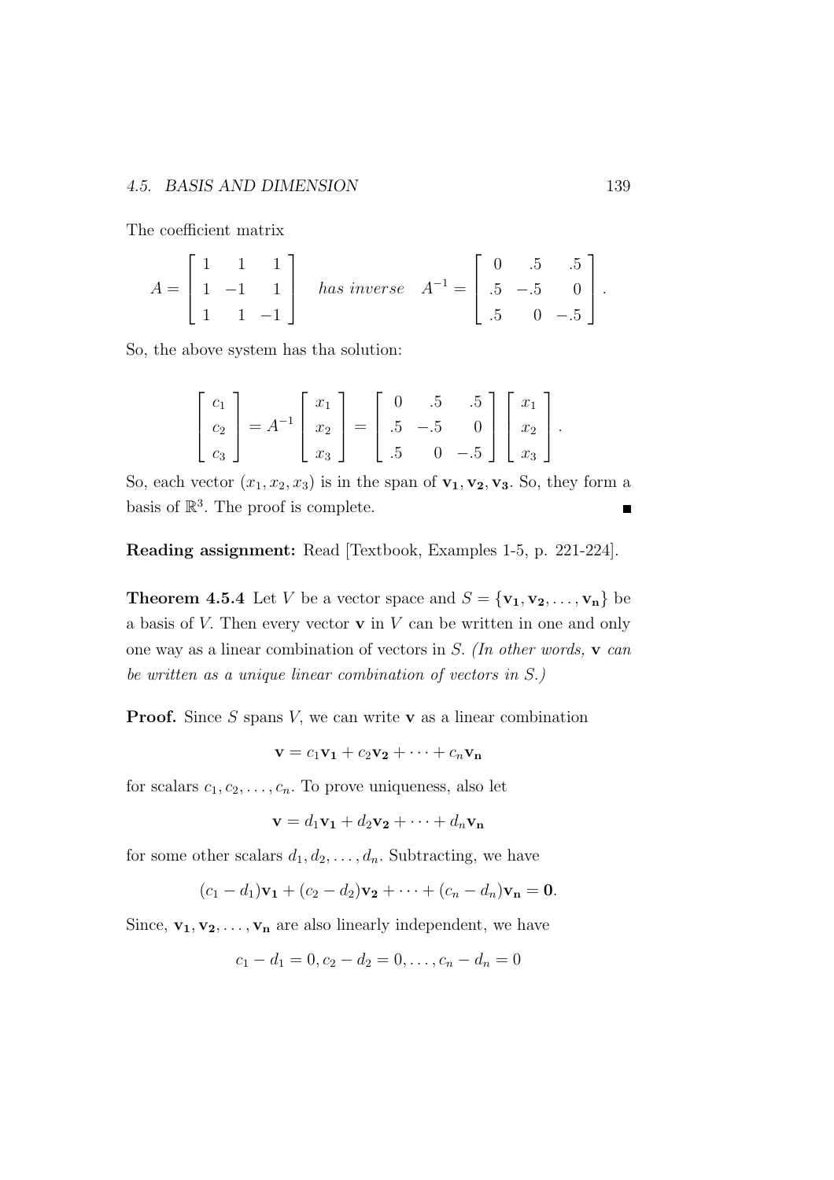The coefficient matrix

$$A = \begin{bmatrix} 1 & 1 & 1 \\ 1 & -1 & 1 \\ 1 & 1 & -1 \end{bmatrix} \quad \textit{has inverse} \quad A^{-1} = \begin{bmatrix} 0 & .5 & .5 \\ .5 & -.5 & 0 \\ .5 & 0 & -.5 \end{bmatrix}.$$

So, the above system has tha solution:

$$\begin{bmatrix} c_1 \\ c_2 \\ c_3 \end{bmatrix} = A^{-1} \begin{bmatrix} x_1 \\ x_2 \\ x_3 \end{bmatrix} = \begin{bmatrix} 0 & .5 & .5 \\ .5 & -.5 & 0 \\ .5 & 0 & -.5 \end{bmatrix} \begin{bmatrix} x_1 \\ x_2 \\ x_3 \end{bmatrix}.$$

So, each vector $(x_1, x_2, x_3)$ is in the span of $\mathbf{v_1}, \mathbf{v_2}, \mathbf{v_3}$. So, they form a basis of $\mathbb{R}^3$. The proof is complete. ∎

**Reading assignment:** Read [Textbook, Examples 1-5, p. 221-224].

**Theorem 4.5.4** Let $V$ be a vector space and $S = \{\mathbf{v_1}, \mathbf{v_2}, \ldots, \mathbf{v_n}\}$ be a basis of $V$. Then every vector $\mathbf{v}$ in $V$ can be written in one and only one way as a linear combination of vectors in $S$. *(In other words,* $\mathbf{v}$ *can be written as a unique linear combination of vectors in* $S$*.)*

**Proof.** Since $S$ spans $V$, we can write $\mathbf{v}$ as a linear combination

$$\mathbf{v} = c_1\mathbf{v_1} + c_2\mathbf{v_2} + \cdots + c_n\mathbf{v_n}$$

for scalars $c_1, c_2, \ldots, c_n$. To prove uniqueness, also let

$$\mathbf{v} = d_1\mathbf{v_1} + d_2\mathbf{v_2} + \cdots + d_n\mathbf{v_n}$$

for some other scalars $d_1, d_2, \ldots, d_n$. Subtracting, we have

$$(c_1 - d_1)\mathbf{v_1} + (c_2 - d_2)\mathbf{v_2} + \cdots + (c_n - d_n)\mathbf{v_n} = \mathbf{0}.$$

Since, $\mathbf{v_1}, \mathbf{v_2}, \ldots, \mathbf{v_n}$ are also linearly independent, we have

$$c_1 - d_1 = 0, c_2 - d_2 = 0, \ldots, c_n - d_n = 0$$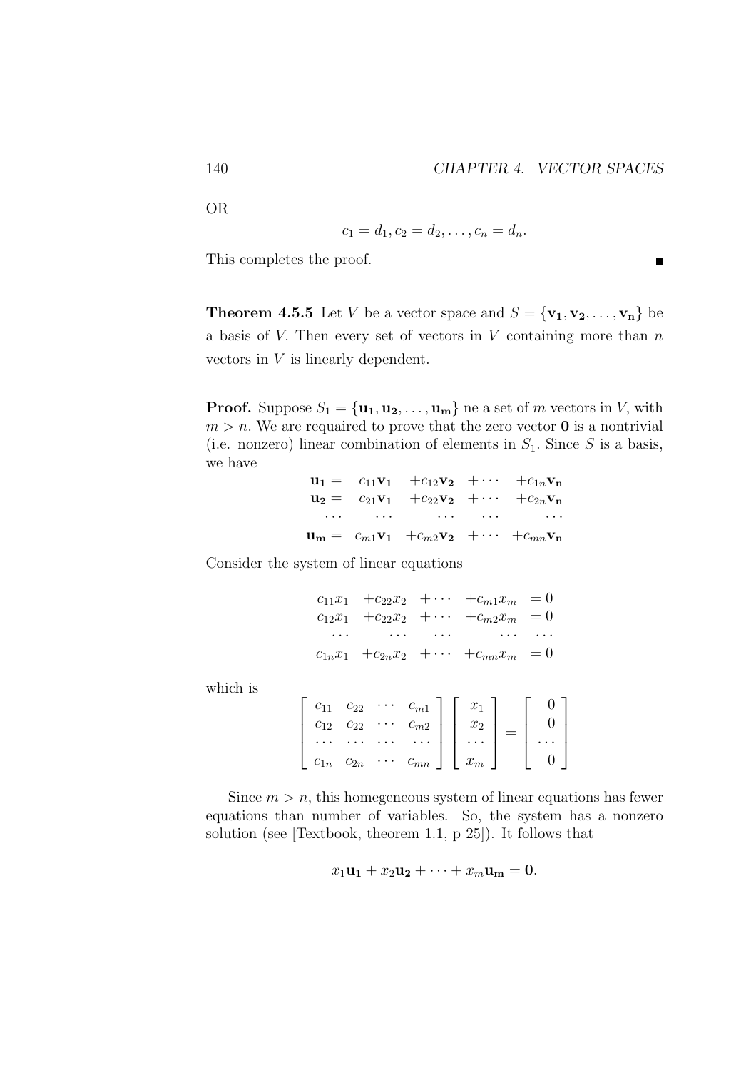OR

$$c_1 = d_1, c_2 = d_2, \ldots, c_n = d_n.$$

This completes the proof. ■

**Theorem 4.5.5** Let $V$ be a vector space and $S = \{\mathbf{v_1}, \mathbf{v_2}, \ldots, \mathbf{v_n}\}$ be a basis of $V$. Then every set of vectors in $V$ containing more than $n$ vectors in $V$ is linearly dependent.

**Proof.** Suppose $S_1 = \{\mathbf{u_1}, \mathbf{u_2}, \ldots, \mathbf{u_m}\}$ ne a set of $m$ vectors in $V$, with $m > n$. We are requaired to prove that the zero vector $\mathbf{0}$ is a nontrivial (i.e. nonzero) linear combination of elements in $S_1$. Since $S$ is a basis, we have

$$\begin{array}{lllll}
\mathbf{u_1} = & c_{11}\mathbf{v_1} & +c_{12}\mathbf{v_2} & + \cdots & +c_{1n}\mathbf{v_n} \\
\mathbf{u_2} = & c_{21}\mathbf{v_1} & +c_{22}\mathbf{v_2} & + \cdots & +c_{2n}\mathbf{v_n} \\
\cdots & \cdots & \cdots & \cdots & \cdots \\
\mathbf{u_m} = & c_{m1}\mathbf{v_1} & +c_{m2}\mathbf{v_2} & + \cdots & +c_{mn}\mathbf{v_n}
\end{array}$$

Consider the system of linear equations

$$\begin{array}{lllll}
c_{11}x_1 & +c_{22}x_2 & + \cdots & +c_{m1}x_m & = 0 \\
c_{12}x_1 & +c_{22}x_2 & + \cdots & +c_{m2}x_m & = 0 \\
\cdots & \cdots & \cdots & \cdots & \cdots \\
c_{1n}x_1 & +c_{2n}x_2 & + \cdots & +c_{mn}x_m & = 0
\end{array}$$

which is

$$\begin{bmatrix} c_{11} & c_{22} & \cdots & c_{m1} \\ c_{12} & c_{22} & \cdots & c_{m2} \\ \cdots & \cdots & \cdots & \cdots \\ c_{1n} & c_{2n} & \cdots & c_{mn} \end{bmatrix} \begin{bmatrix} x_1 \\ x_2 \\ \cdots \\ x_m \end{bmatrix} = \begin{bmatrix} 0 \\ 0 \\ \cdots \\ 0 \end{bmatrix}$$

Since $m > n$, this homegeneous system of linear equations has fewer equations than number of variables. So, the system has a nonzero solution (see [Textbook, theorem 1.1, p 25]). It follows that

$$x_1\mathbf{u_1} + x_2\mathbf{u_2} + \cdots + x_m\mathbf{u_m} = \mathbf{0}.$$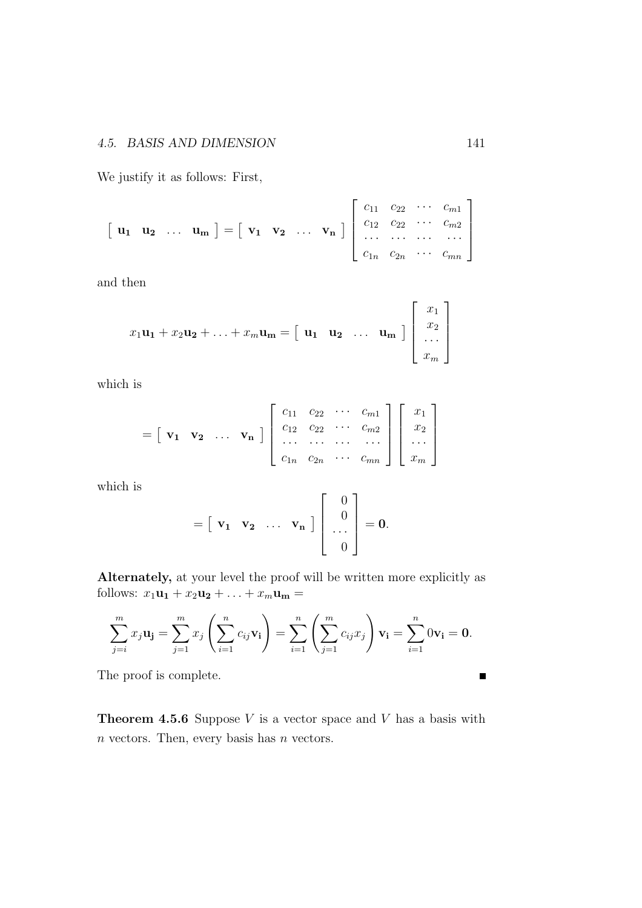We justify it as follows: First,

$$\left[\begin{array}{cccc} \mathbf{u_1} & \mathbf{u_2} & \ldots & \mathbf{u_m} \end{array}\right] = \left[\begin{array}{cccc} \mathbf{v_1} & \mathbf{v_2} & \ldots & \mathbf{v_n} \end{array}\right] \left[\begin{array}{cccc} c_{11} & c_{22} & \cdots & c_{m1} \\ c_{12} & c_{22} & \cdots & c_{m2} \\ \cdots & \cdots & \cdots & \cdots \\ c_{1n} & c_{2n} & \cdots & c_{mn} \end{array}\right]$$

and then

$$x_1\mathbf{u_1} + x_2\mathbf{u_2} + \ldots + x_m\mathbf{u_m} = \left[\begin{array}{cccc} \mathbf{u_1} & \mathbf{u_2} & \ldots & \mathbf{u_m} \end{array}\right] \left[\begin{array}{c} x_1 \\ x_2 \\ \cdots \\ x_m \end{array}\right]$$

which is

$$= \left[\begin{array}{cccc} \mathbf{v_1} & \mathbf{v_2} & \ldots & \mathbf{v_n} \end{array}\right] \left[\begin{array}{cccc} c_{11} & c_{22} & \cdots & c_{m1} \\ c_{12} & c_{22} & \cdots & c_{m2} \\ \cdots & \cdots & \cdots & \cdots \\ c_{1n} & c_{2n} & \cdots & c_{mn} \end{array}\right] \left[\begin{array}{c} x_1 \\ x_2 \\ \cdots \\ x_m \end{array}\right]$$

which is

$$= \left[\begin{array}{cccc} \mathbf{v_1} & \mathbf{v_2} & \ldots & \mathbf{v_n} \end{array}\right] \left[\begin{array}{c} 0 \\ 0 \\ \cdots \\ 0 \end{array}\right] = \mathbf{0}.$$

**Alternately,** at your level the proof will be written more explicitly as follows: $x_1\mathbf{u_1} + x_2\mathbf{u_2} + \ldots + x_m\mathbf{u_m} =$

$$\sum_{j=i}^{m} x_j \mathbf{u_j} = \sum_{j=1}^{m} x_j \left( \sum_{i=1}^{n} c_{ij} \mathbf{v_i} \right) = \sum_{i=1}^{n} \left( \sum_{j=1}^{m} c_{ij} x_j \right) \mathbf{v_i} = \sum_{i=1}^{n} 0 \mathbf{v_i} = \mathbf{0}.$$

The proof is complete. ∎

**Theorem 4.5.6** Suppose $V$ is a vector space and $V$ has a basis with $n$ vectors. Then, every basis has $n$ vectors.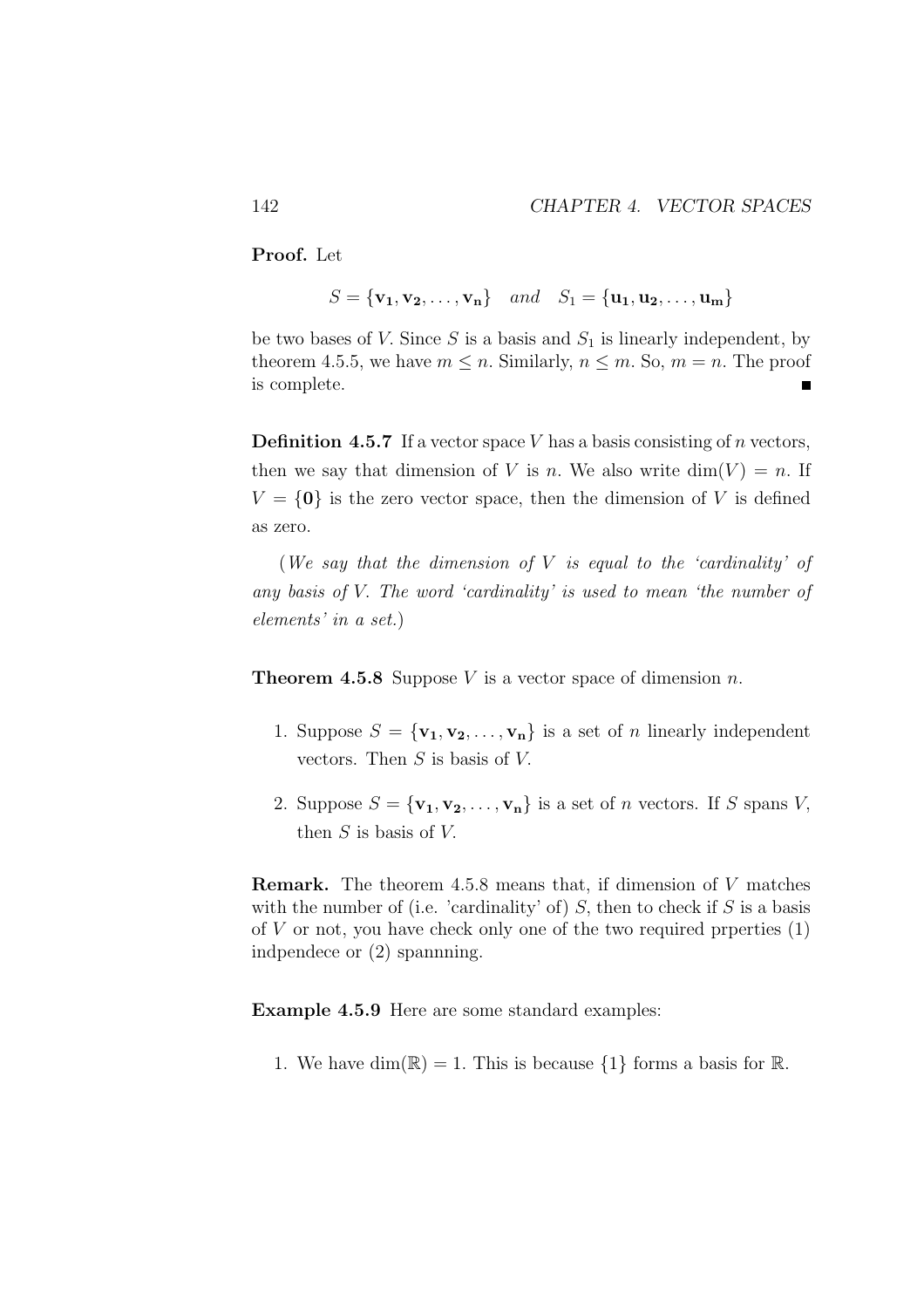**Proof.** Let

$$S = \{\mathbf{v_1}, \mathbf{v_2}, \ldots, \mathbf{v_n}\} \quad and \quad S_1 = \{\mathbf{u_1}, \mathbf{u_2}, \ldots, \mathbf{u_m}\}$$

be two bases of $V$. Since $S$ is a basis and $S_1$ is linearly independent, by theorem 4.5.5, we have $m \leq n$. Similarly, $n \leq m$. So, $m = n$. The proof is complete. ■

**Definition 4.5.7** If a vector space $V$ has a basis consisting of $n$ vectors, then we say that dimension of $V$ is $n$. We also write $\dim(V) = n$. If $V = \{\mathbf{0}\}$ is the zero vector space, then the dimension of $V$ is defined as zero.

(*We say that the dimension of $V$ is equal to the 'cardinality' of any basis of $V$. The word 'cardinality' is used to mean 'the number of elements' in a set.*)

**Theorem 4.5.8** Suppose $V$ is a vector space of dimension $n$.

1. Suppose $S = \{\mathbf{v_1}, \mathbf{v_2}, \ldots, \mathbf{v_n}\}$ is a set of $n$ linearly independent vectors. Then $S$ is basis of $V$.
2. Suppose $S = \{\mathbf{v_1}, \mathbf{v_2}, \ldots, \mathbf{v_n}\}$ is a set of $n$ vectors. If $S$ spans $V$, then $S$ is basis of $V$.

**Remark.** The theorem 4.5.8 means that, if dimension of $V$ matches with the number of (i.e. 'cardinality' of) $S$, then to check if $S$ is a basis of $V$ or not, you have check only one of the two required prperties (1) indpendece or (2) spannning.

**Example 4.5.9** Here are some standard examples:

1. We have $\dim(\mathbb{R}) = 1$. This is because $\{1\}$ forms a basis for $\mathbb{R}$.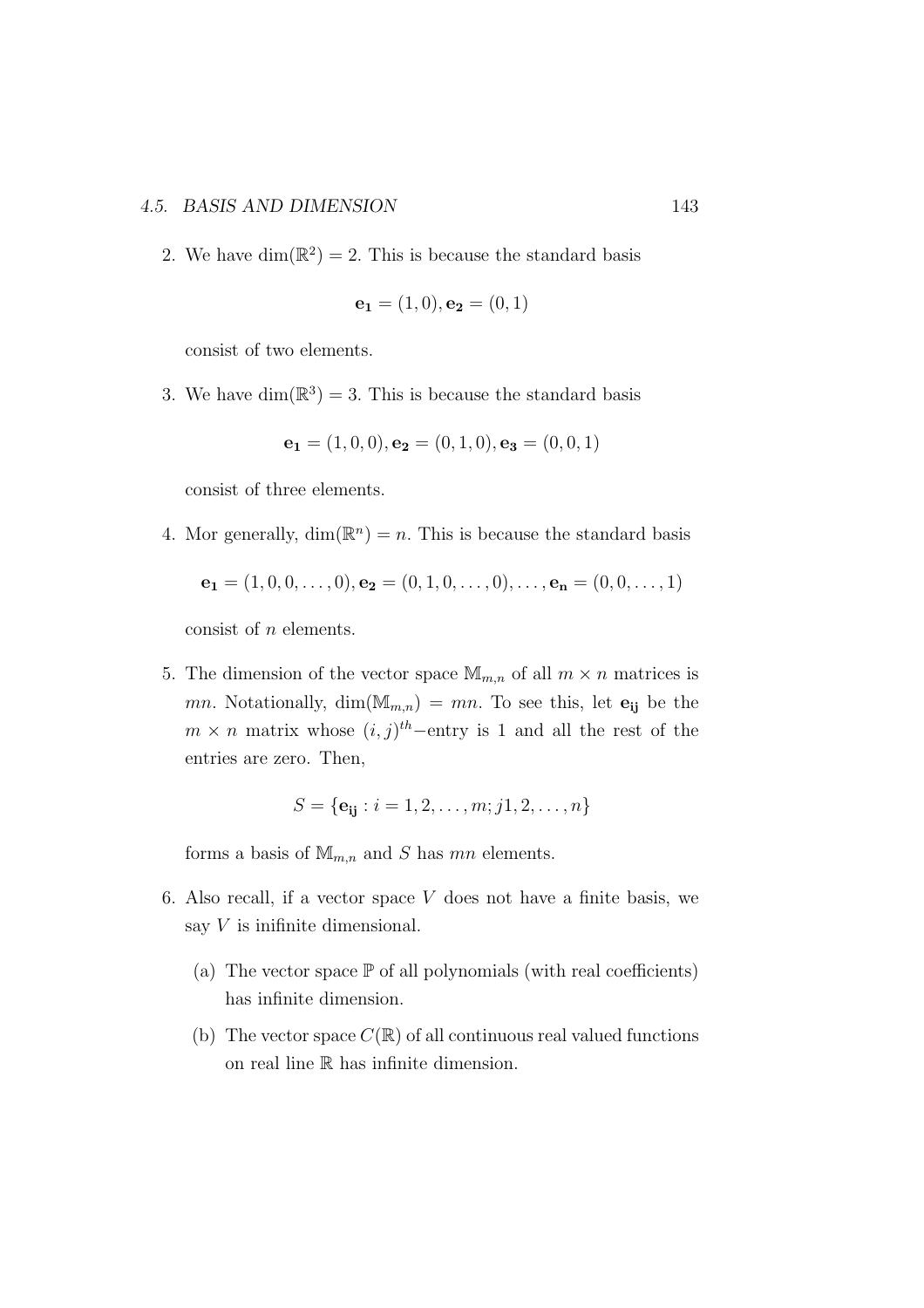2. We have $\dim(\mathbb{R}^2) = 2$. This is because the standard basis

$$\mathbf{e_1} = (1, 0), \mathbf{e_2} = (0, 1)$$

consist of two elements.

3. We have $\dim(\mathbb{R}^3) = 3$. This is because the standard basis

$$\mathbf{e_1} = (1, 0, 0), \mathbf{e_2} = (0, 1, 0), \mathbf{e_3} = (0, 0, 1)$$

consist of three elements.

4. Mor generally, $\dim(\mathbb{R}^n) = n$. This is because the standard basis

$$\mathbf{e_1} = (1, 0, 0, \ldots, 0), \mathbf{e_2} = (0, 1, 0, \ldots, 0), \ldots, \mathbf{e_n} = (0, 0, \ldots, 1)$$

consist of $n$ elements.

5. The dimension of the vector space $\mathbb{M}_{m,n}$ of all $m \times n$ matrices is $mn$. Notationally, $\dim(\mathbb{M}_{m,n}) = mn$. To see this, let $\mathbf{e_{ij}}$ be the $m \times n$ matrix whose $(i, j)^{th}-$entry is 1 and all the rest of the entries are zero. Then,

$$S = \{\mathbf{e_{ij}} : i = 1, 2, \ldots, m; j1, 2, \ldots, n\}$$

forms a basis of $\mathbb{M}_{m,n}$ and $S$ has $mn$ elements.

6. Also recall, if a vector space $V$ does not have a finite basis, we say $V$ is inifinite dimensional.

   (a) The vector space $\mathbb{P}$ of all polynomials (with real coefficients) has infinite dimension.

   (b) The vector space $C(\mathbb{R})$ of all continuous real valued functions on real line $\mathbb{R}$ has infinite dimension.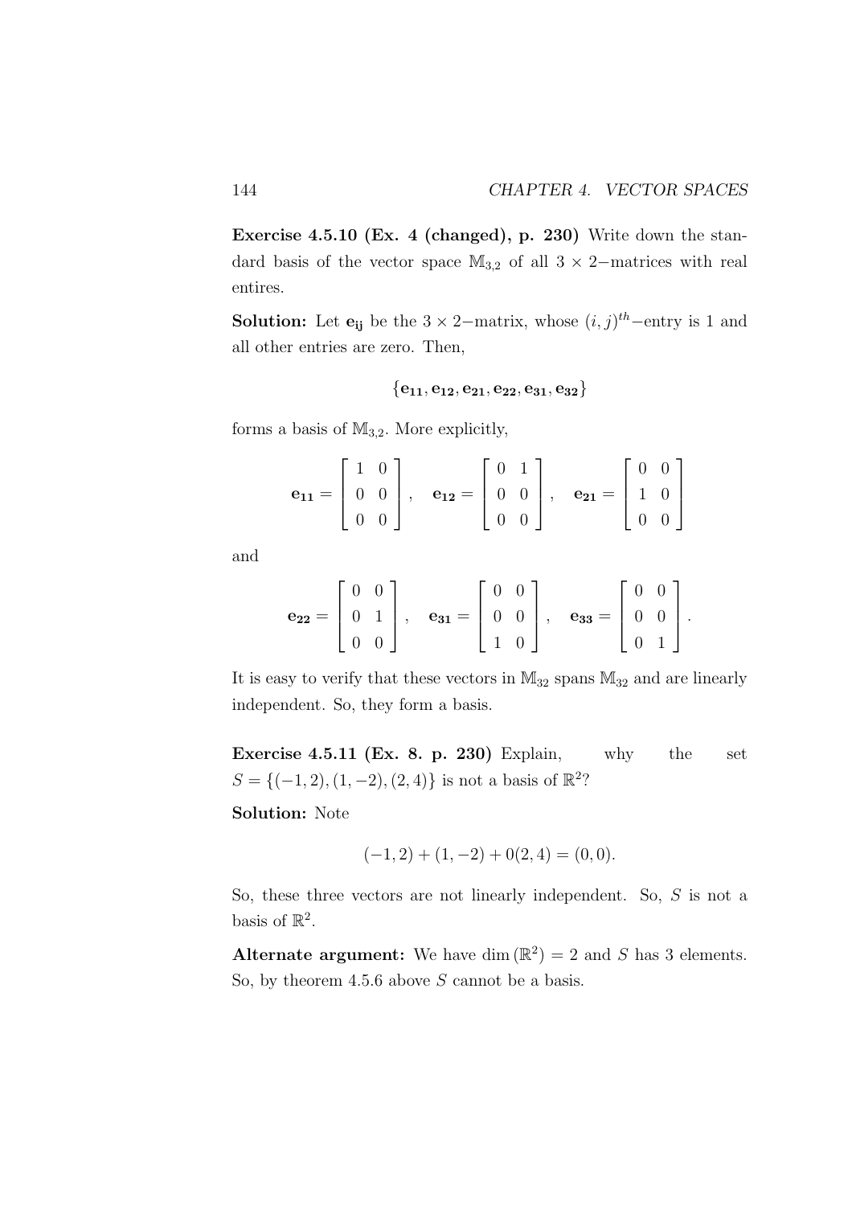**Exercise 4.5.10 (Ex. 4 (changed), p. 230)** Write down the standard basis of the vector space $\mathbb{M}_{3,2}$ of all $3 \times 2-$matrices with real entires.

**Solution:** Let $\mathbf{e_{ij}}$ be the $3 \times 2-$matrix, whose $(i,j)^{th}-$entry is 1 and all other entries are zero. Then,

$$\{\mathbf{e_{11}}, \mathbf{e_{12}}, \mathbf{e_{21}}, \mathbf{e_{22}}, \mathbf{e_{31}}, \mathbf{e_{32}}\}$$

forms a basis of $\mathbb{M}_{3,2}$. More explicitly,

$$\mathbf{e_{11}} = \begin{bmatrix} 1 & 0 \\ 0 & 0 \\ 0 & 0 \end{bmatrix}, \quad \mathbf{e_{12}} = \begin{bmatrix} 0 & 1 \\ 0 & 0 \\ 0 & 0 \end{bmatrix}, \quad \mathbf{e_{21}} = \begin{bmatrix} 0 & 0 \\ 1 & 0 \\ 0 & 0 \end{bmatrix}$$

and

$$\mathbf{e_{22}} = \begin{bmatrix} 0 & 0 \\ 0 & 1 \\ 0 & 0 \end{bmatrix}, \quad \mathbf{e_{31}} = \begin{bmatrix} 0 & 0 \\ 0 & 0 \\ 1 & 0 \end{bmatrix}, \quad \mathbf{e_{33}} = \begin{bmatrix} 0 & 0 \\ 0 & 0 \\ 0 & 1 \end{bmatrix}.$$

It is easy to verify that these vectors in $\mathbb{M}_{32}$ spans $\mathbb{M}_{32}$ and are linearly independent. So, they form a basis.

**Exercise 4.5.11 (Ex. 8. p. 230)** Explain, why the set $S = \{(-1,2), (1,-2), (2,4)\}$ is not a basis of $\mathbb{R}^2$?

**Solution:** Note

$$(-1,2) + (1,-2) + 0(2,4) = (0,0).$$

So, these three vectors are not linearly independent. So, $S$ is not a basis of $\mathbb{R}^2$.

**Alternate argument:** We have $\dim(\mathbb{R}^2) = 2$ and $S$ has 3 elements. So, by theorem 4.5.6 above $S$ cannot be a basis.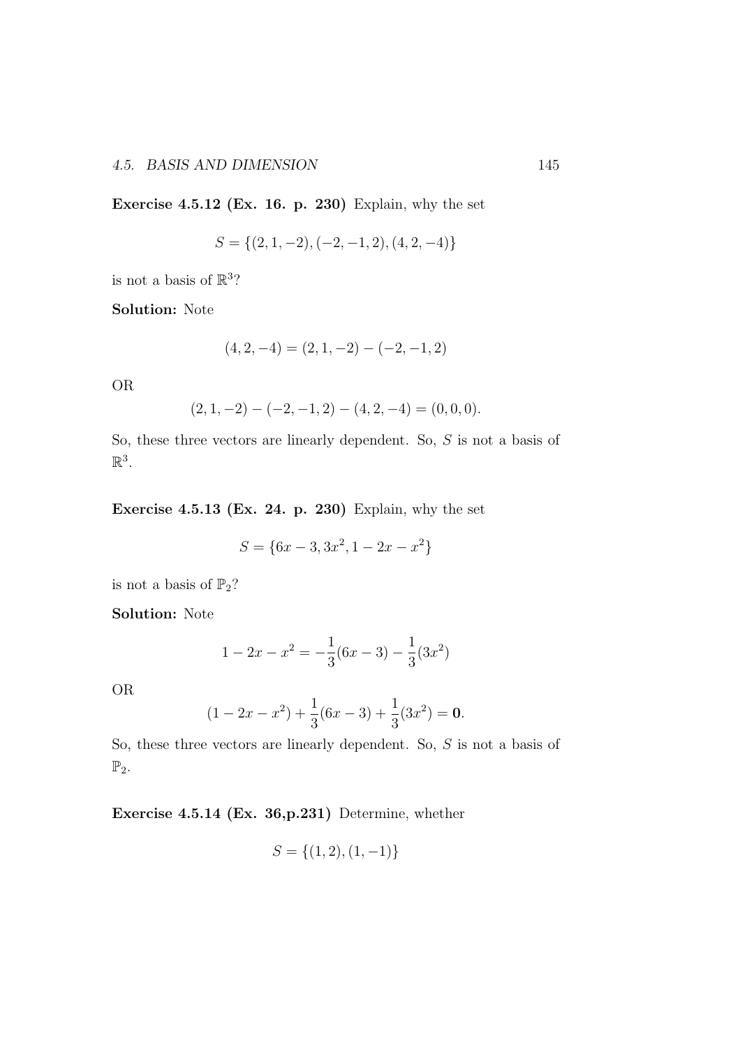**Exercise 4.5.12 (Ex. 16. p. 230)** Explain, why the set

$$S = \{(2, 1, -2), (-2, -1, 2), (4, 2, -4)\}$$

is not a basis of $\mathbb{R}^3$?

**Solution:** Note

$$(4, 2, -4) = (2, 1, -2) - (-2, -1, 2)$$

OR

$$(2, 1, -2) - (-2, -1, 2) - (4, 2, -4) = (0, 0, 0).$$

So, these three vectors are linearly dependent. So, $S$ is not a basis of $\mathbb{R}^3$.

**Exercise 4.5.13 (Ex. 24. p. 230)** Explain, why the set

$$S = \{6x - 3, 3x^2, 1 - 2x - x^2\}$$

is not a basis of $\mathbb{P}_2$?

**Solution:** Note

$$1 - 2x - x^2 = -\frac{1}{3}(6x - 3) - \frac{1}{3}(3x^2)$$

OR

$$(1 - 2x - x^2) + \frac{1}{3}(6x - 3) + \frac{1}{3}(3x^2) = \mathbf{0}.$$

So, these three vectors are linearly dependent. So, $S$ is not a basis of $\mathbb{P}_2$.

**Exercise 4.5.14 (Ex. 36,p.231)** Determine, whether

$$S = \{(1, 2), (1, -1)\}$$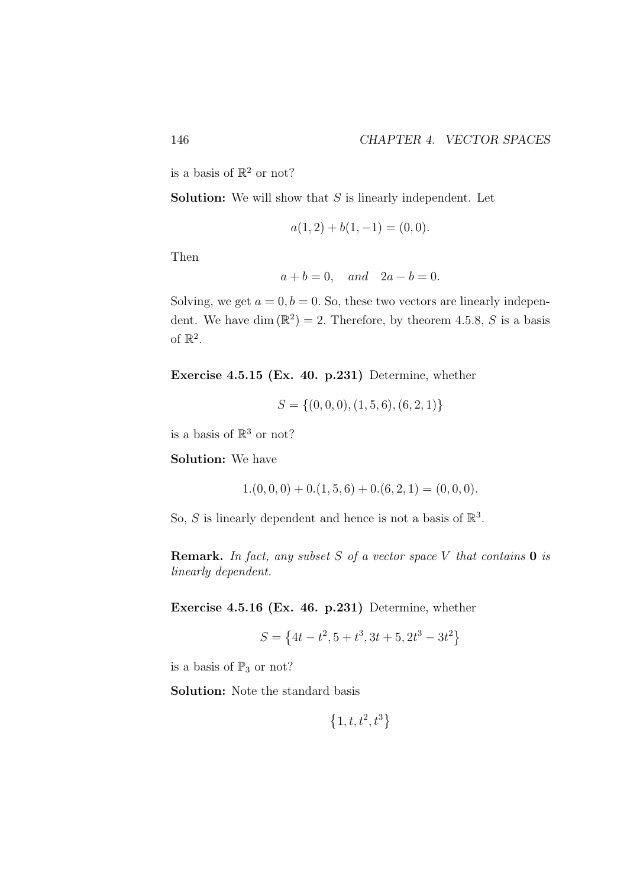is a basis of $\mathbb{R}^2$ or not?

**Solution:** We will show that $S$ is linearly independent. Let

$$a(1, 2) + b(1, -1) = (0, 0).$$

Then

$$a + b = 0, \quad and \quad 2a - b = 0.$$

Solving, we get $a = 0, b = 0$. So, these two vectors are linearly independent. We have $\dim(\mathbb{R}^2) = 2$. Therefore, by theorem 4.5.8, $S$ is a basis of $\mathbb{R}^2$.

**Exercise 4.5.15 (Ex. 40. p.231)** Determine, whether

$$S = \{(0, 0, 0), (1, 5, 6), (6, 2, 1)\}$$

is a basis of $\mathbb{R}^3$ or not?

**Solution:** We have

$$1.(0, 0, 0) + 0.(1, 5, 6) + 0.(6, 2, 1) = (0, 0, 0).$$

So, $S$ is linearly dependent and hence is not a basis of $\mathbb{R}^3$.

**Remark.** *In fact, any subset $S$ of a vector space $V$ that contains $\mathbf{0}$ is linearly dependent.*

**Exercise 4.5.16 (Ex. 46. p.231)** Determine, whether

$$S = \{4t - t^2, 5 + t^3, 3t + 5, 2t^3 - 3t^2\}$$

is a basis of $\mathbb{P}_3$ or not?

**Solution:** Note the standard basis

$$\{1, t, t^2, t^3\}$$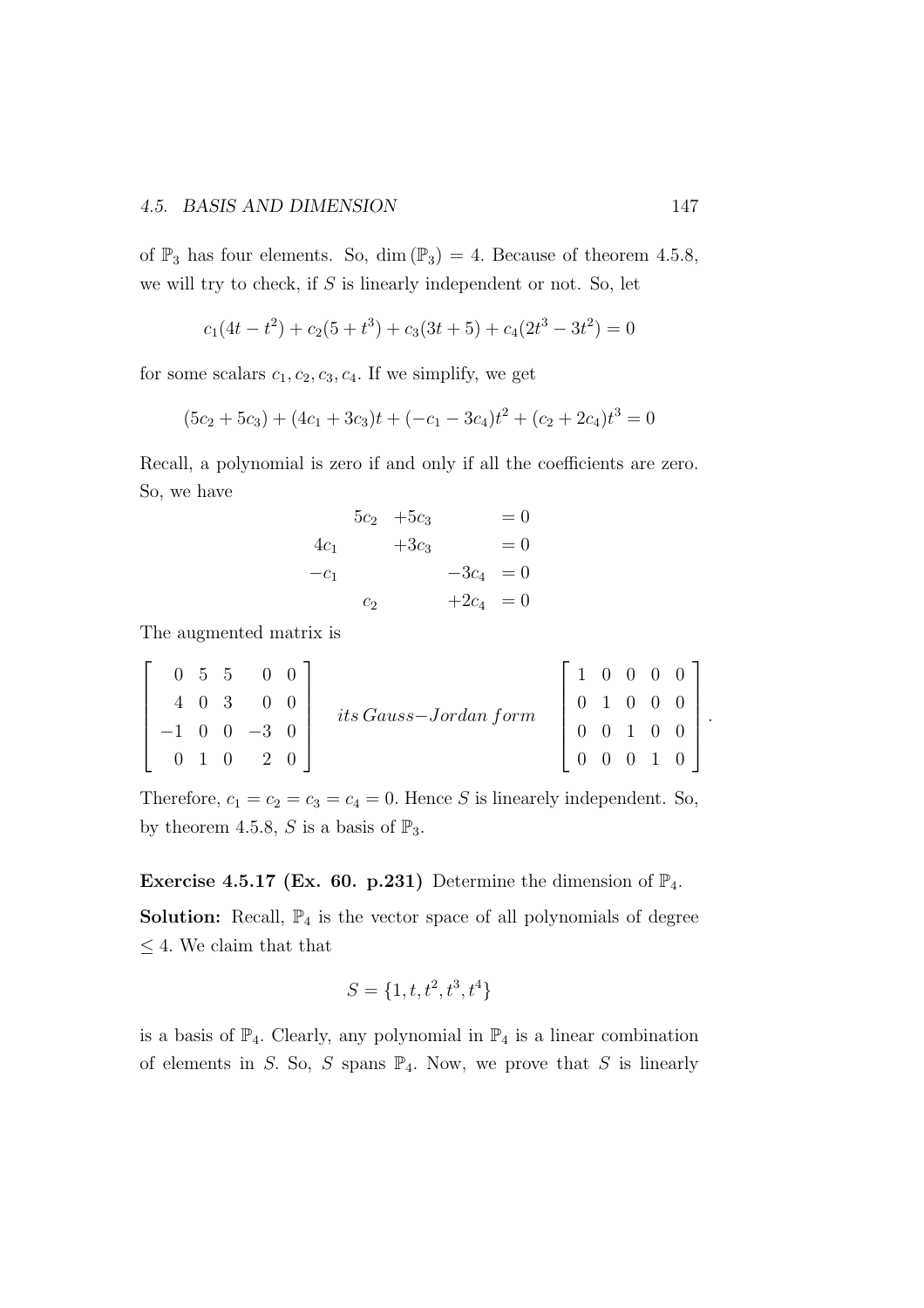of $\mathbb{P}_3$ has four elements. So, $\dim(\mathbb{P}_3) = 4$. Because of theorem 4.5.8, we will try to check, if $S$ is linearly independent or not. So, let

$$c_1(4t - t^2) + c_2(5 + t^3) + c_3(3t + 5) + c_4(2t^3 - 3t^2) = 0$$

for some scalars $c_1, c_2, c_3, c_4$. If we simplify, we get

$$(5c_2 + 5c_3) + (4c_1 + 3c_3)t + (-c_1 - 3c_4)t^2 + (c_2 + 2c_4)t^3 = 0$$

Recall, a polynomial is zero if and only if all the coefficients are zero. So, we have

$$\begin{array}{rrrrr} & 5c_2 & +5c_3 & & = 0 \\ 4c_1 & & +3c_3 & & = 0 \\ -c_1 & & & -3c_4 & = 0 \\ & c_2 & & +2c_4 & = 0 \end{array}$$

The augmented matrix is

$$\begin{bmatrix} 0 & 5 & 5 & 0 & 0 \\ 4 & 0 & 3 & 0 & 0 \\ -1 & 0 & 0 & -3 & 0 \\ 0 & 1 & 0 & 2 & 0 \end{bmatrix} \quad its\, Gauss{-}Jordan\, form \quad \begin{bmatrix} 1 & 0 & 0 & 0 & 0 \\ 0 & 1 & 0 & 0 & 0 \\ 0 & 0 & 1 & 0 & 0 \\ 0 & 0 & 0 & 1 & 0 \end{bmatrix}.$$

Therefore, $c_1 = c_2 = c_3 = c_4 = 0$. Hence $S$ is linearly independent. So, by theorem 4.5.8, $S$ is a basis of $\mathbb{P}_3$.

**Exercise 4.5.17 (Ex. 60. p.231)** Determine the dimension of $\mathbb{P}_4$.

**Solution:** Recall, $\mathbb{P}_4$ is the vector space of all polynomials of degree $\leq 4$. We claim that that

$$S = \{1, t, t^2, t^3, t^4\}$$

is a basis of $\mathbb{P}_4$. Clearly, any polynomial in $\mathbb{P}_4$ is a linear combination of elements in $S$. So, $S$ spans $\mathbb{P}_4$. Now, we prove that $S$ is linearly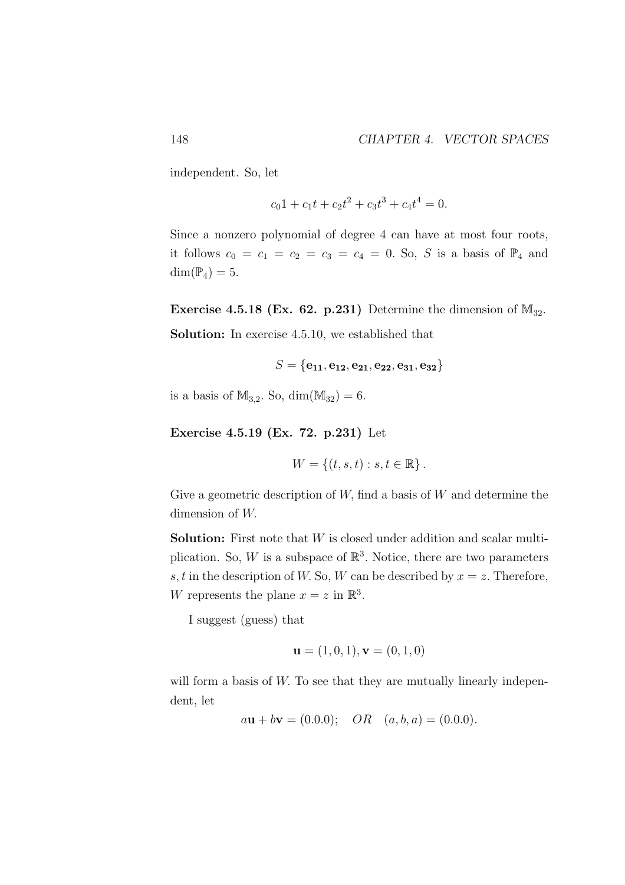independent. So, let

$$c_0 1 + c_1 t + c_2 t^2 + c_3 t^3 + c_4 t^4 = 0.$$

Since a nonzero polynomial of degree 4 can have at most four roots, it follows $c_0 = c_1 = c_2 = c_3 = c_4 = 0$. So, $S$ is a basis of $\mathbb{P}_4$ and $\dim(\mathbb{P}_4) = 5$.

**Exercise 4.5.18 (Ex. 62. p.231)** Determine the dimension of $\mathbb{M}_{32}$.

**Solution:** In exercise 4.5.10, we established that

$$S = \{\mathbf{e_{11}}, \mathbf{e_{12}}, \mathbf{e_{21}}, \mathbf{e_{22}}, \mathbf{e_{31}}, \mathbf{e_{32}}\}$$

is a basis of $\mathbb{M}_{3,2}$. So, $\dim(\mathbb{M}_{32}) = 6$.

**Exercise 4.5.19 (Ex. 72. p.231)** Let

$$W = \{(t, s, t) : s, t \in \mathbb{R}\}.$$

Give a geometric description of $W$, find a basis of $W$ and determine the dimension of $W$.

**Solution:** First note that $W$ is closed under addition and scalar multiplication. So, $W$ is a subspace of $\mathbb{R}^3$. Notice, there are two parameters $s, t$ in the description of $W$. So, $W$ can be described by $x = z$. Therefore, $W$ represents the plane $x = z$ in $\mathbb{R}^3$.

I suggest (guess) that

$$\mathbf{u} = (1, 0, 1), \mathbf{v} = (0, 1, 0)$$

will form a basis of $W$. To see that they are mutually linearly independent, let

$$a\mathbf{u} + b\mathbf{v} = (0.0.0); \quad OR \quad (a, b, a) = (0.0.0).$$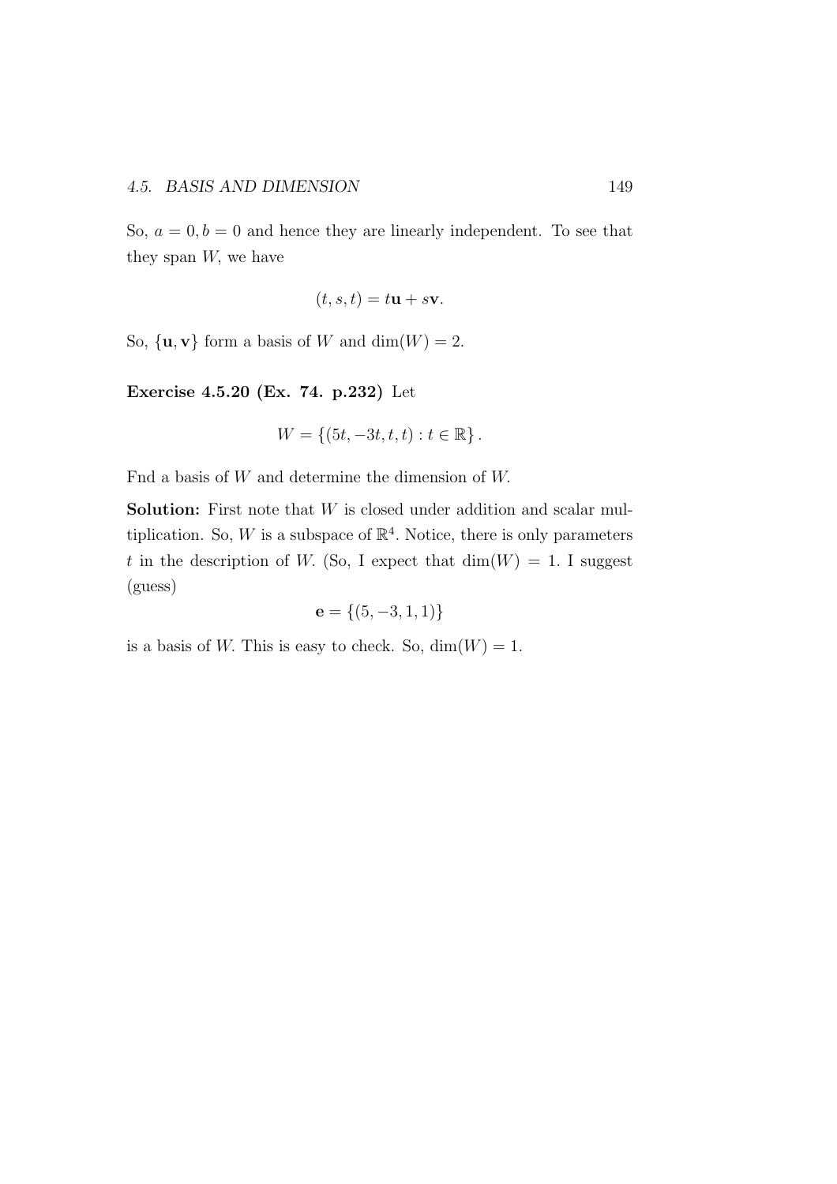So, $a = 0, b = 0$ and hence they are linearly independent. To see that they span $W$, we have

$$(t, s, t) = t\mathbf{u} + s\mathbf{v}.$$

So, $\{\mathbf{u}, \mathbf{v}\}$ form a basis of $W$ and $\dim(W) = 2$.

**Exercise 4.5.20 (Ex. 74. p.232)** Let

$$W = \{(5t, -3t, t, t) : t \in \mathbb{R}\}.$$

Fnd a basis of $W$ and determine the dimension of $W$.

**Solution:** First note that $W$ is closed under addition and scalar multiplication. So, $W$ is a subspace of $\mathbb{R}^4$. Notice, there is only parameters $t$ in the description of $W$. (So, I expect that $\dim(W) = 1$. I suggest (guess)

$$\mathbf{e} = \{(5, -3, 1, 1)\}$$

is a basis of $W$. This is easy to check. So, $\dim(W) = 1$.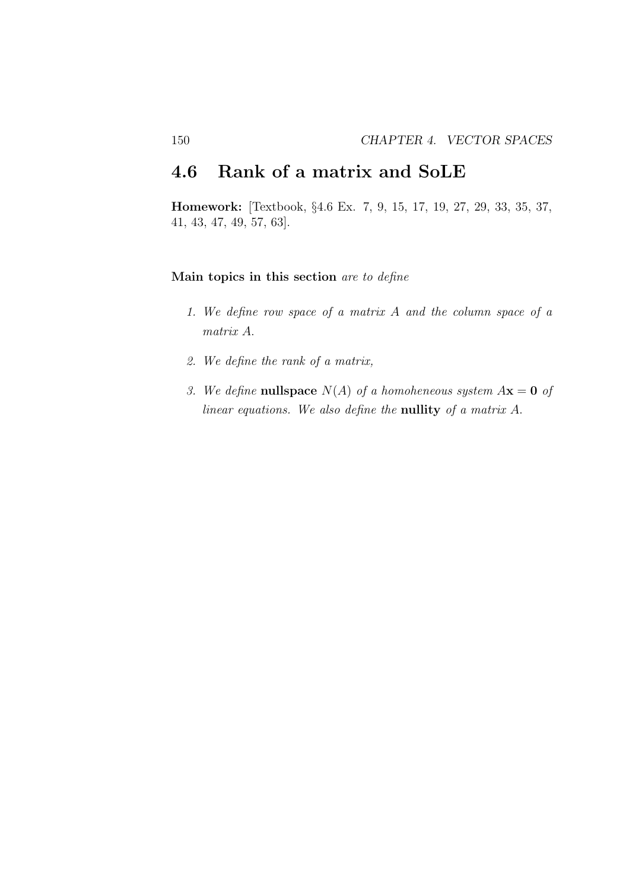## 4.6 Rank of a matrix and SoLE

**Homework:** [Textbook, §4.6 Ex. 7, 9, 15, 17, 19, 27, 29, 33, 35, 37, 41, 43, 47, 49, 57, 63].

**Main topics in this section** *are to define*

1. *We define row space of a matrix $A$ and the column space of a matrix $A$.*
2. *We define the rank of a matrix,*
3. *We define* **nullspace** *$N(A)$ of a homoheneous system $A\mathbf{x} = \mathbf{0}$ of linear equations. We also define the* **nullity** *of a matrix $A$.*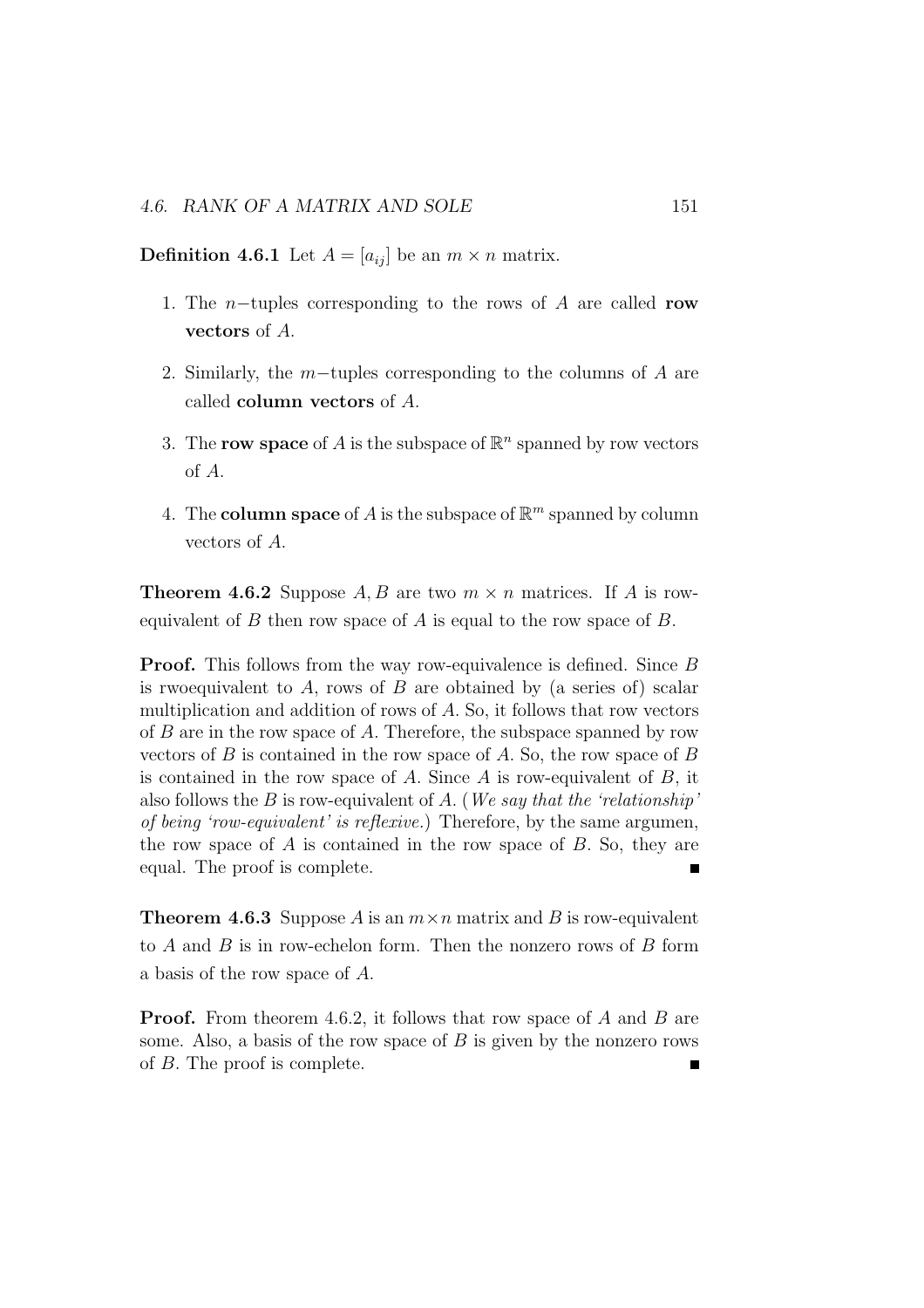**Definition 4.6.1** Let $A = [a_{ij}]$ be an $m \times n$ matrix.

1. The $n-$tuples corresponding to the rows of $A$ are called **row vectors** of $A$.
2. Similarly, the $m-$tuples corresponding to the columns of $A$ are called **column vectors** of $A$.
3. The **row space** of $A$ is the subspace of $\mathbb{R}^n$ spanned by row vectors of $A$.
4. The **column space** of $A$ is the subspace of $\mathbb{R}^m$ spanned by column vectors of $A$.

**Theorem 4.6.2** Suppose $A, B$ are two $m \times n$ matrices. If $A$ is row-equivalent of $B$ then row space of $A$ is equal to the row space of $B$.

**Proof.** This follows from the way row-equivalence is defined. Since $B$ is rwoequivalent to $A$, rows of $B$ are obtained by (a series of) scalar multiplication and addition of rows of $A$. So, it follows that row vectors of $B$ are in the row space of $A$. Therefore, the subspace spanned by row vectors of $B$ is contained in the row space of $A$. So, the row space of $B$ is contained in the row space of $A$. Since $A$ is row-equivalent of $B$, it also follows the $B$ is row-equivalent of $A$. (*We say that the 'relationship' of being 'row-equivalent' is reflexive.*) Therefore, by the same argumen, the row space of $A$ is contained in the row space of $B$. So, they are equal. The proof is complete. ■

**Theorem 4.6.3** Suppose $A$ is an $m \times n$ matrix and $B$ is row-equivalent to $A$ and $B$ is in row-echelon form. Then the nonzero rows of $B$ form a basis of the row space of $A$.

**Proof.** From theorem 4.6.2, it follows that row space of $A$ and $B$ are some. Also, a basis of the row space of $B$ is given by the nonzero rows of $B$. The proof is complete. ■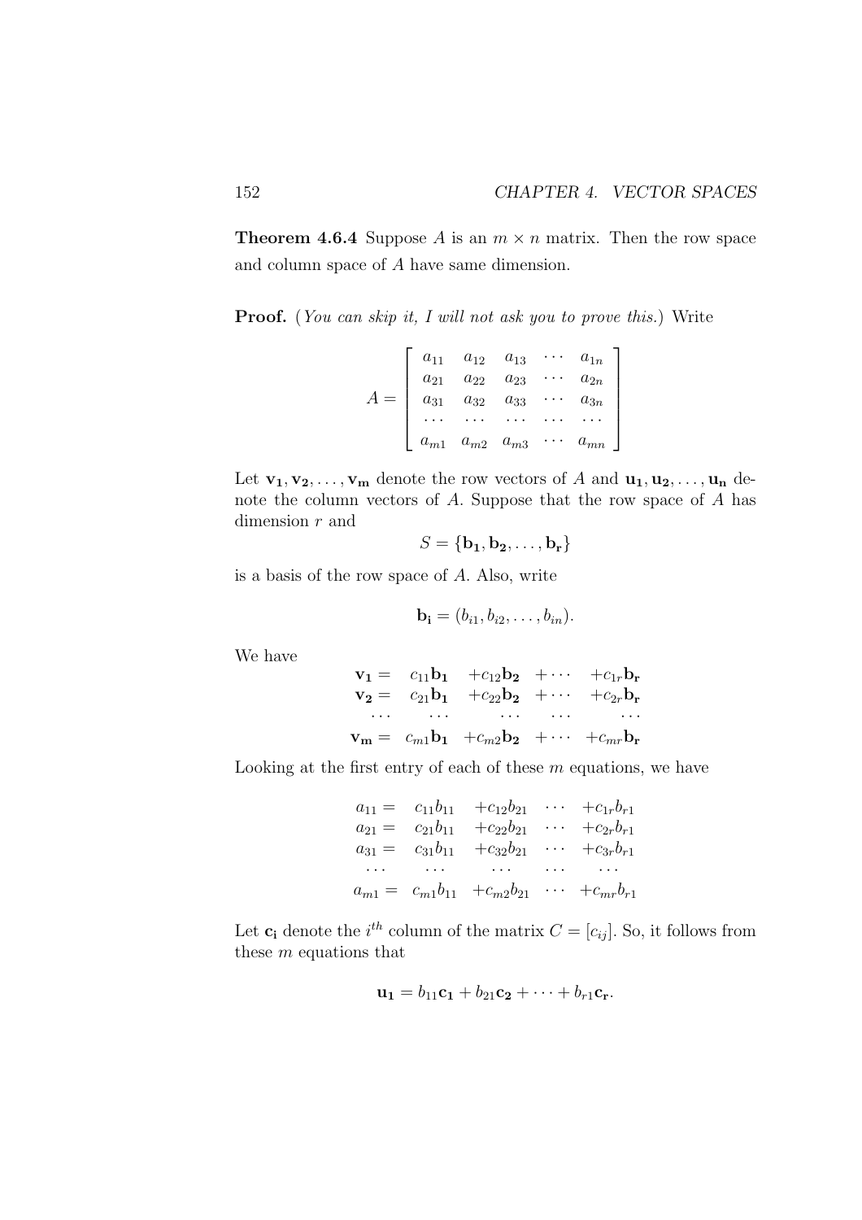**Theorem 4.6.4** Suppose $A$ is an $m \times n$ matrix. Then the row space and column space of $A$ have same dimension.

**Proof.** (*You can skip it, I will not ask you to prove this.*) Write

$$A = \begin{bmatrix} a_{11} & a_{12} & a_{13} & \cdots & a_{1n} \\ a_{21} & a_{22} & a_{23} & \cdots & a_{2n} \\ a_{31} & a_{32} & a_{33} & \cdots & a_{3n} \\ \cdots & \cdots & \cdots & \cdots & \cdots \\ a_{m1} & a_{m2} & a_{m3} & \cdots & a_{mn} \end{bmatrix}$$

Let $\mathbf{v_1}, \mathbf{v_2}, \ldots, \mathbf{v_m}$ denote the row vectors of $A$ and $\mathbf{u_1}, \mathbf{u_2}, \ldots, \mathbf{u_n}$ denote the column vectors of $A$. Suppose that the row space of $A$ has dimension $r$ and

$$S = \{\mathbf{b_1}, \mathbf{b_2}, \ldots, \mathbf{b_r}\}$$

is a basis of the row space of $A$. Also, write

$$\mathbf{b_i} = (b_{i1}, b_{i2}, \ldots, b_{in}).$$

We have

$$\begin{array}{lllll} \mathbf{v_1} = & c_{11}\mathbf{b_1} & +c_{12}\mathbf{b_2} & + \cdots & +c_{1r}\mathbf{b_r} \\ \mathbf{v_2} = & c_{21}\mathbf{b_1} & +c_{22}\mathbf{b_2} & + \cdots & +c_{2r}\mathbf{b_r} \\ \cdots & \cdots & \cdots & \cdots & \cdots \\ \mathbf{v_m} = & c_{m1}\mathbf{b_1} & +c_{m2}\mathbf{b_2} & + \cdots & +c_{mr}\mathbf{b_r} \end{array}$$

Looking at the first entry of each of these $m$ equations, we have

$$\begin{array}{lllll} a_{11} = & c_{11}b_{11} & +c_{12}b_{21} & \cdots & +c_{1r}b_{r1} \\ a_{21} = & c_{21}b_{11} & +c_{22}b_{21} & \cdots & +c_{2r}b_{r1} \\ a_{31} = & c_{31}b_{11} & +c_{32}b_{21} & \cdots & +c_{3r}b_{r1} \\ \cdots & \cdots & \cdots & \cdots & \cdots \\ a_{m1} = & c_{m1}b_{11} & +c_{m2}b_{21} & \cdots & +c_{mr}b_{r1} \end{array}$$

Let $\mathbf{c_i}$ denote the $i^{th}$ column of the matrix $C = [c_{ij}]$. So, it follows from these $m$ equations that

$$\mathbf{u_1} = b_{11}\mathbf{c_1} + b_{21}\mathbf{c_2} + \cdots + b_{r1}\mathbf{c_r}.$$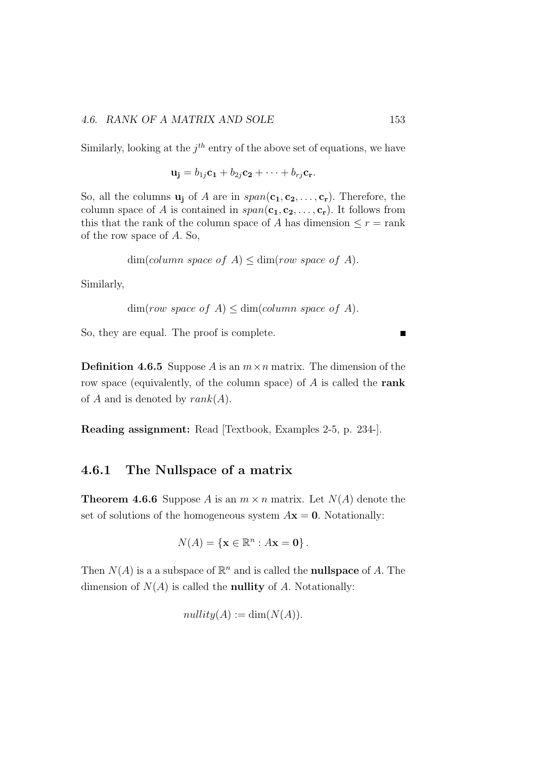Similarly, looking at the $j^{th}$ entry of the above set of equations, we have

$$\mathbf{u_j} = b_{1j}\mathbf{c_1} + b_{2j}\mathbf{c_2} + \cdots + b_{rj}\mathbf{c_r}.$$

So, all the columns $\mathbf{u_j}$ of $A$ are in $span(\mathbf{c_1}, \mathbf{c_2}, \ldots, \mathbf{c_r})$. Therefore, the column space of $A$ is contained in $span(\mathbf{c_1}, \mathbf{c_2}, \ldots, \mathbf{c_r})$. It follows from this that the rank of the column space of $A$ has dimension $\leq r =$ rank of the row space of $A$. So,

$$\dim(column\ space\ of\ A) \leq \dim(row\ space\ of\ A).$$

Similarly,

$$\dim(row\ space\ of\ A) \leq \dim(column\ space\ of\ A).$$

So, they are equal. The proof is complete. ■

**Definition 4.6.5** Suppose $A$ is an $m \times n$ matrix. The dimension of the row space (equivalently, of the column space) of $A$ is called the **rank** of $A$ and is denoted by $rank(A)$.

**Reading assignment:** Read [Textbook, Examples 2-5, p. 234-].

## 4.6.1 The Nullspace of a matrix

**Theorem 4.6.6** Suppose $A$ is an $m \times n$ matrix. Let $N(A)$ denote the set of solutions of the homogeneous system $A\mathbf{x} = \mathbf{0}$. Notationally:

$$N(A) = \{\mathbf{x} \in \mathbb{R}^n : A\mathbf{x} = \mathbf{0}\}.$$

Then $N(A)$ is a a subspace of $\mathbb{R}^n$ and is called the **nullspace** of $A$. The dimension of $N(A)$ is called the **nullity** of $A$. Notationally:

$$nullity(A) := \dim(N(A)).$$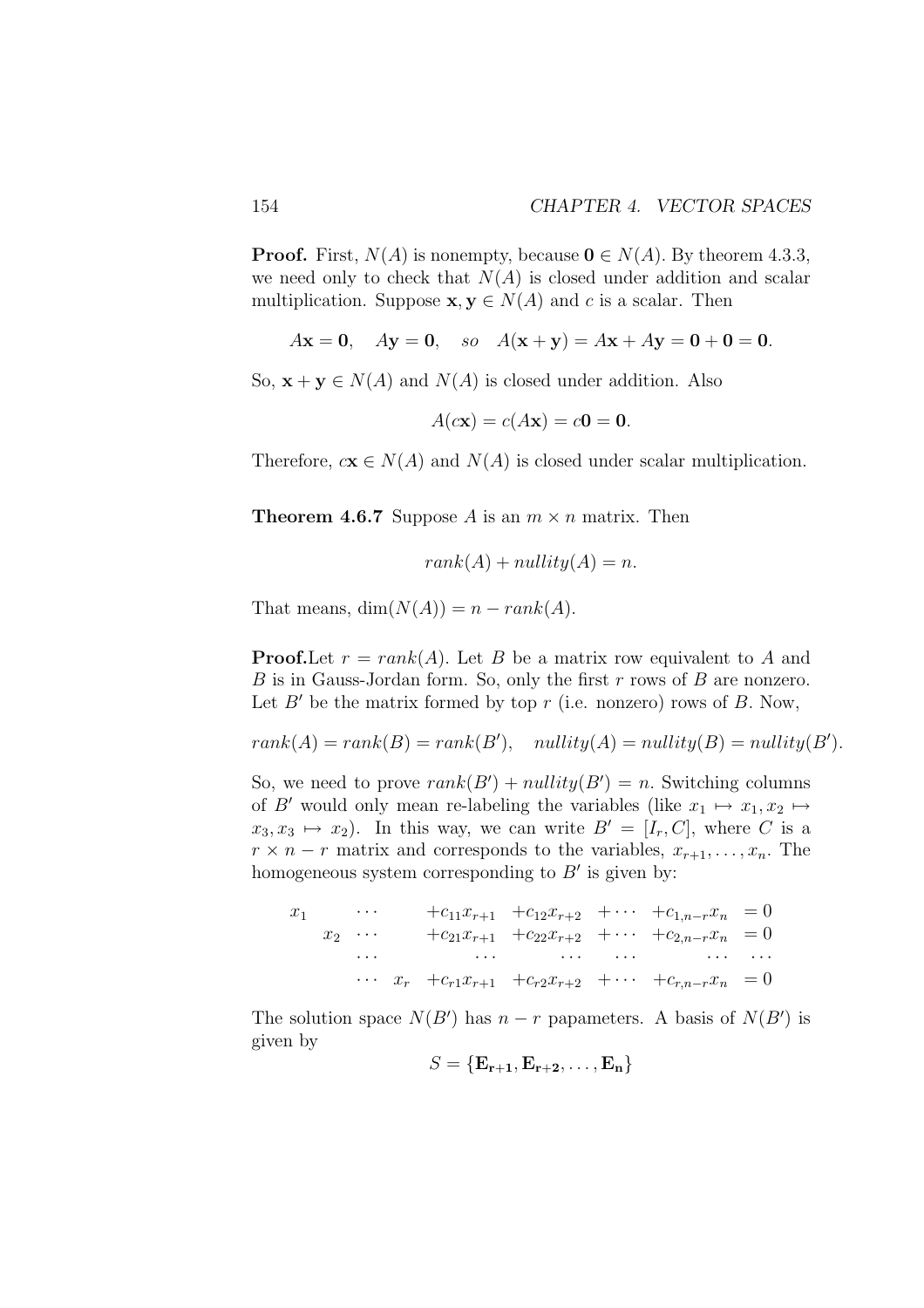**Proof.** First, $N(A)$ is nonempty, because $\mathbf{0} \in N(A)$. By theorem 4.3.3, we need only to check that $N(A)$ is closed under addition and scalar multiplication. Suppose $\mathbf{x}, \mathbf{y} \in N(A)$ and $c$ is a scalar. Then

$$A\mathbf{x} = \mathbf{0}, \quad A\mathbf{y} = \mathbf{0}, \quad so \quad A(\mathbf{x} + \mathbf{y}) = A\mathbf{x} + A\mathbf{y} = \mathbf{0} + \mathbf{0} = \mathbf{0}.$$

So, $\mathbf{x} + \mathbf{y} \in N(A)$ and $N(A)$ is closed under addition. Also

$$A(c\mathbf{x}) = c(A\mathbf{x}) = c\mathbf{0} = \mathbf{0}.$$

Therefore, $c\mathbf{x} \in N(A)$ and $N(A)$ is closed under scalar multiplication.

**Theorem 4.6.7** Suppose $A$ is an $m \times n$ matrix. Then

$$rank(A) + nullity(A) = n.$$

That means, $\dim(N(A)) = n - rank(A)$.

**Proof.** Let $r = rank(A)$. Let $B$ be a matrix row equivalent to $A$ and $B$ is in Gauss-Jordan form. So, only the first $r$ rows of $B$ are nonzero. Let $B'$ be the matrix formed by top $r$ (i.e. nonzero) rows of $B$. Now,

$$rank(A) = rank(B) = rank(B'), \quad nullity(A) = nullity(B) = nullity(B').$$

So, we need to prove $rank(B') + nullity(B') = n$. Switching columns of $B'$ would only mean re-labeling the variables (like $x_1 \mapsto x_1, x_2 \mapsto x_3, x_3 \mapsto x_2$). In this way, we can write $B' = [I_r, C]$, where $C$ is a $r \times n - r$ matrix and corresponds to the variables, $x_{r+1}, \ldots, x_n$. The homogeneous system corresponding to $B'$ is given by:

$$\begin{array}{cccccccc}
x_1 & \cdots & & +c_{11}x_{r+1} & +c_{12}x_{r+2} & +\cdots & +c_{1,n-r}x_n & = 0 \\
 & x_2 \;\cdots & & +c_{21}x_{r+1} & +c_{22}x_{r+2} & +\cdots & +c_{2,n-r}x_n & = 0 \\
 & \cdots & & \cdots & \cdots & \cdots & \cdots & \cdots \\
 & \cdots & x_r & +c_{r1}x_{r+1} & +c_{r2}x_{r+2} & +\cdots & +c_{r,n-r}x_n & = 0
\end{array}$$

The solution space $N(B')$ has $n - r$ papameters. A basis of $N(B')$ is given by

$$S = \{\mathbf{E_{r+1}}, \mathbf{E_{r+2}}, \ldots, \mathbf{E_n}\}$$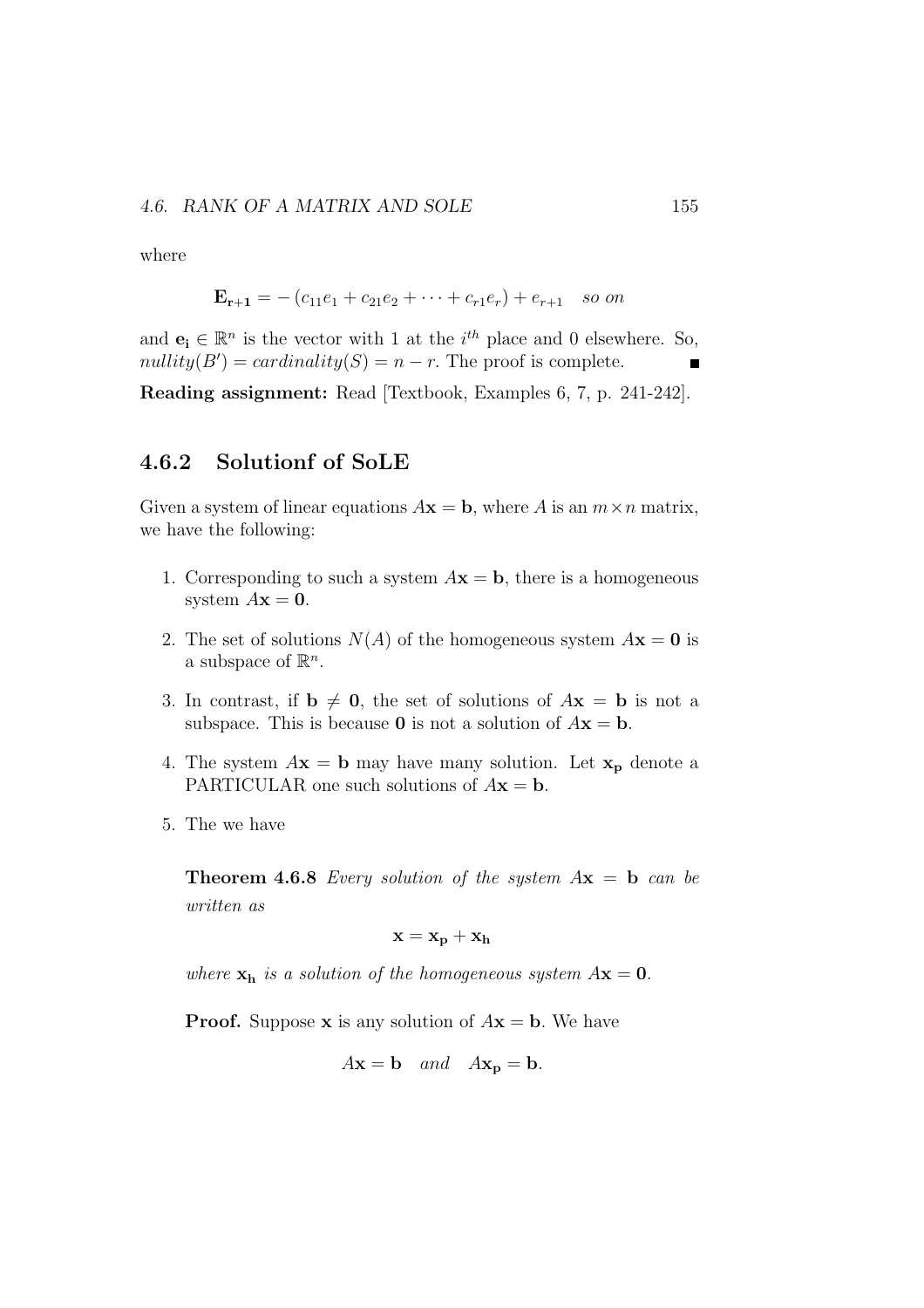where

$$\mathbf{E_{r+1}} = -\left(c_{11}e_1 + c_{21}e_2 + \cdots + c_{r1}e_r\right) + e_{r+1} \quad \textit{so on}$$

and $\mathbf{e_i} \in \mathbb{R}^n$ is the vector with 1 at the $i^{th}$ place and 0 elsewhere. So, $nullity(B') = cardinality(S) = n - r$. The proof is complete. ∎

**Reading assignment:** Read [Textbook, Examples 6, 7, p. 241-242].

### 4.6.2 Solutionf of SoLE

Given a system of linear equations $A\mathbf{x} = \mathbf{b}$, where $A$ is an $m \times n$ matrix, we have the following:

1. Corresponding to such a system $A\mathbf{x} = \mathbf{b}$, there is a homogeneous system $A\mathbf{x} = \mathbf{0}$.

2. The set of solutions $N(A)$ of the homogeneous system $A\mathbf{x} = \mathbf{0}$ is a subspace of $\mathbb{R}^n$.

3. In contrast, if $\mathbf{b} \neq \mathbf{0}$, the set of solutions of $A\mathbf{x} = \mathbf{b}$ is not a subspace. This is because $\mathbf{0}$ is not a solution of $A\mathbf{x} = \mathbf{b}$.

4. The system $A\mathbf{x} = \mathbf{b}$ may have many solution. Let $\mathbf{x_p}$ denote a PARTICULAR one such solutions of $A\mathbf{x} = \mathbf{b}$.

5. The we have

   **Theorem 4.6.8** *Every solution of the system $A\mathbf{x} = \mathbf{b}$ can be written as*

   $$\mathbf{x} = \mathbf{x_p} + \mathbf{x_h}$$

   *where $\mathbf{x_h}$ is a solution of the homogeneous system $A\mathbf{x} = \mathbf{0}$.*

   **Proof.** Suppose $\mathbf{x}$ is any solution of $A\mathbf{x} = \mathbf{b}$. We have

   $$A\mathbf{x} = \mathbf{b} \quad \textit{and} \quad A\mathbf{x_p} = \mathbf{b}.$$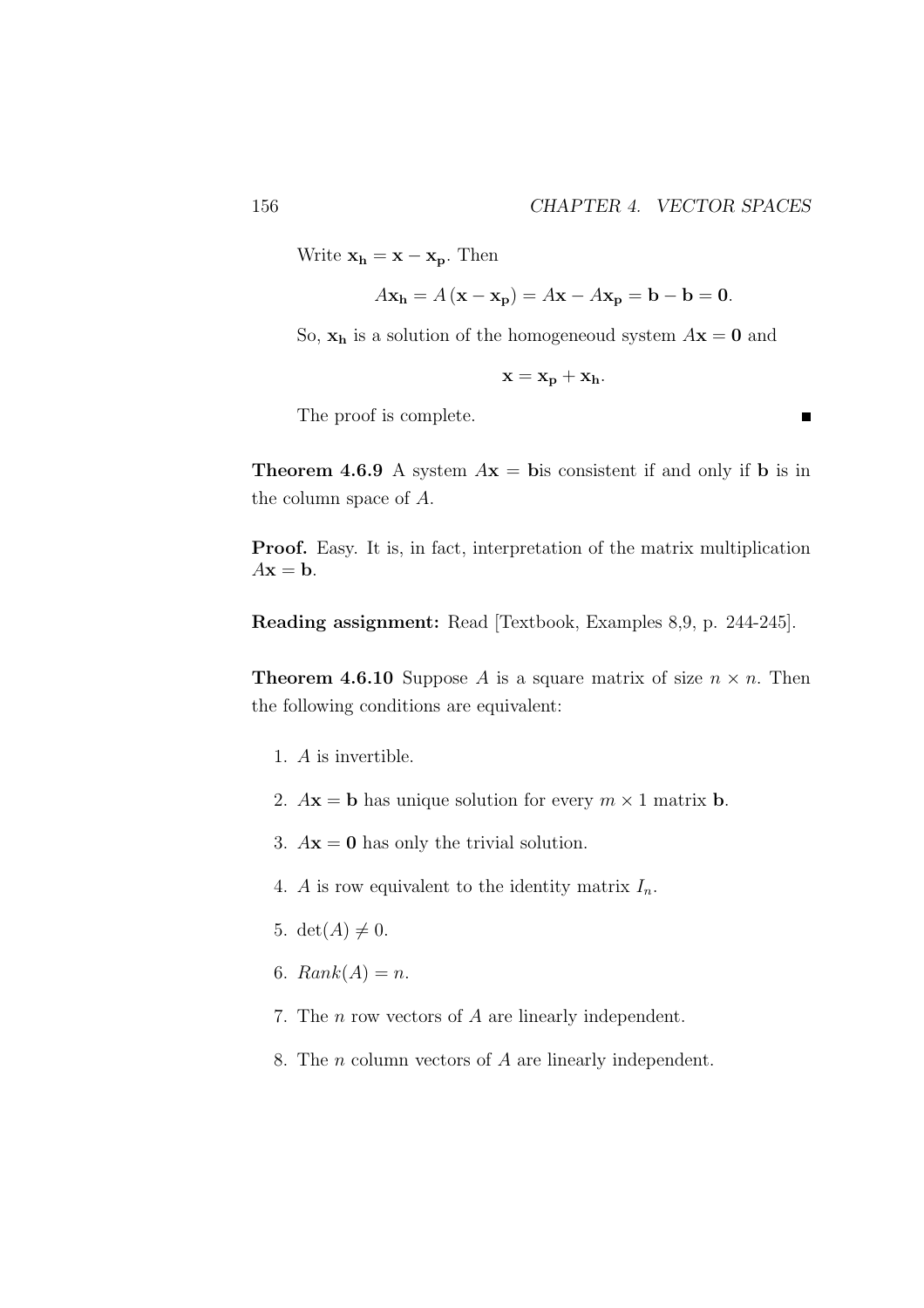Write $\mathbf{x_h} = \mathbf{x} - \mathbf{x_p}$. Then

$$A\mathbf{x_h} = A(\mathbf{x} - \mathbf{x_p}) = A\mathbf{x} - A\mathbf{x_p} = \mathbf{b} - \mathbf{b} = \mathbf{0}.$$

So, $\mathbf{x_h}$ is a solution of the homogeneoud system $A\mathbf{x} = \mathbf{0}$ and

$$\mathbf{x} = \mathbf{x_p} + \mathbf{x_h}.$$

The proof is complete. ■

**Theorem 4.6.9** A system $A\mathbf{x} = \mathbf{b}$is consistent if and only if $\mathbf{b}$ is in the column space of $A$.

**Proof.** Easy. It is, in fact, interpretation of the matrix multiplication $A\mathbf{x} = \mathbf{b}$.

**Reading assignment:** Read [Textbook, Examples 8,9, p. 244-245].

**Theorem 4.6.10** Suppose $A$ is a square matrix of size $n \times n$. Then the following conditions are equivalent:

1. $A$ is invertible.
2. $A\mathbf{x} = \mathbf{b}$ has unique solution for every $m \times 1$ matrix $\mathbf{b}$.
3. $A\mathbf{x} = \mathbf{0}$ has only the trivial solution.
4. $A$ is row equivalent to the identity matrix $I_n$.
5. $\det(A) \neq 0$.
6. $Rank(A) = n$.
7. The $n$ row vectors of $A$ are linearly independent.
8. The $n$ column vectors of $A$ are linearly independent.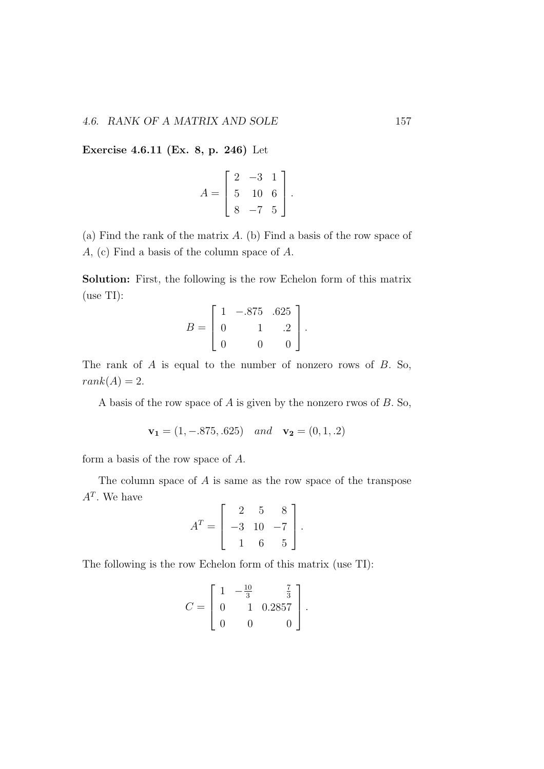**Exercise 4.6.11 (Ex. 8, p. 246)** Let

$$A = \begin{bmatrix} 2 & -3 & 1 \\ 5 & 10 & 6 \\ 8 & -7 & 5 \end{bmatrix}.$$

(a) Find the rank of the matrix $A$. (b) Find a basis of the row space of $A$, (c) Find a basis of the column space of $A$.

**Solution:** First, the following is the row Echelon form of this matrix (use TI):

$$B = \begin{bmatrix} 1 & -.875 & .625 \\ 0 & 1 & .2 \\ 0 & 0 & 0 \end{bmatrix}.$$

The rank of $A$ is equal to the number of nonzero rows of $B$. So, $rank(A) = 2$.

A basis of the row space of $A$ is given by the nonzero rwos of $B$. So,

$$\mathbf{v_1} = (1, -.875, .625) \quad and \quad \mathbf{v_2} = (0, 1, .2)$$

form a basis of the row space of $A$.

The column space of $A$ is same as the row space of the transpose $A^T$. We have

$$A^T = \begin{bmatrix} 2 & 5 & 8 \\ -3 & 10 & -7 \\ 1 & 6 & 5 \end{bmatrix}.$$

The following is the row Echelon form of this matrix (use TI):

$$C = \begin{bmatrix} 1 & -\frac{10}{3} & \frac{7}{3} \\ 0 & 1 & 0.2857 \\ 0 & 0 & 0 \end{bmatrix}.$$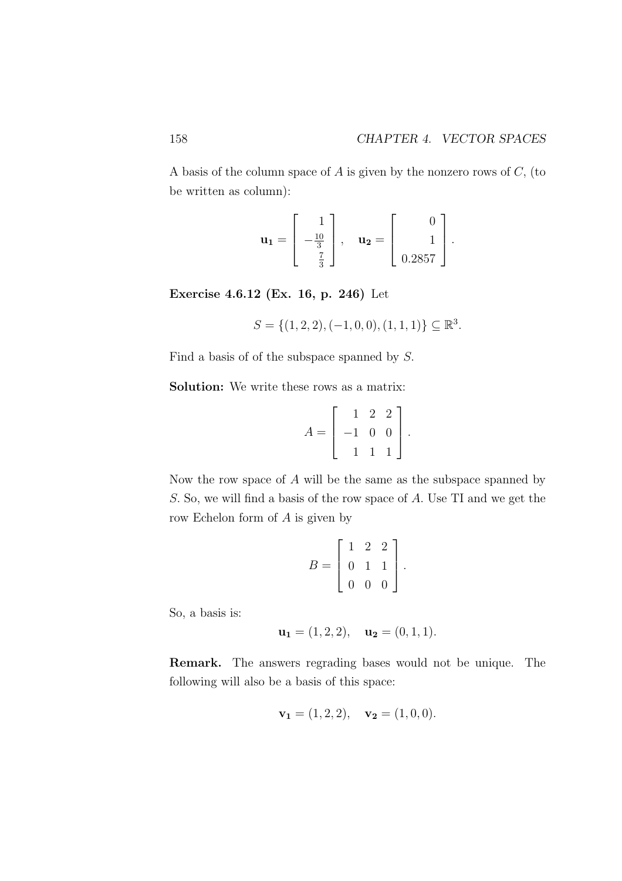A basis of the column space of $A$ is given by the nonzero rows of $C$, (to be written as column):

$$\mathbf{u_1} = \begin{bmatrix} 1 \\ -\frac{10}{3} \\ \frac{7}{3} \end{bmatrix}, \quad \mathbf{u_2} = \begin{bmatrix} 0 \\ 1 \\ 0.2857 \end{bmatrix}.$$

**Exercise 4.6.12 (Ex. 16, p. 246)** Let

$$S = \{(1, 2, 2), (-1, 0, 0), (1, 1, 1)\} \subseteq \mathbb{R}^3.$$

Find a basis of of the subspace spanned by $S$.

**Solution:** We write these rows as a matrix:

$$A = \begin{bmatrix} 1 & 2 & 2 \\ -1 & 0 & 0 \\ 1 & 1 & 1 \end{bmatrix}.$$

Now the row space of $A$ will be the same as the subspace spanned by $S$. So, we will find a basis of the row space of $A$. Use TI and we get the row Echelon form of $A$ is given by

$$B = \begin{bmatrix} 1 & 2 & 2 \\ 0 & 1 & 1 \\ 0 & 0 & 0 \end{bmatrix}.$$

So, a basis is:

$$\mathbf{u_1} = (1, 2, 2), \quad \mathbf{u_2} = (0, 1, 1).$$

**Remark.** The answers regrading bases would not be unique. The following will also be a basis of this space:

$$\mathbf{v_1} = (1, 2, 2), \quad \mathbf{v_2} = (1, 0, 0).$$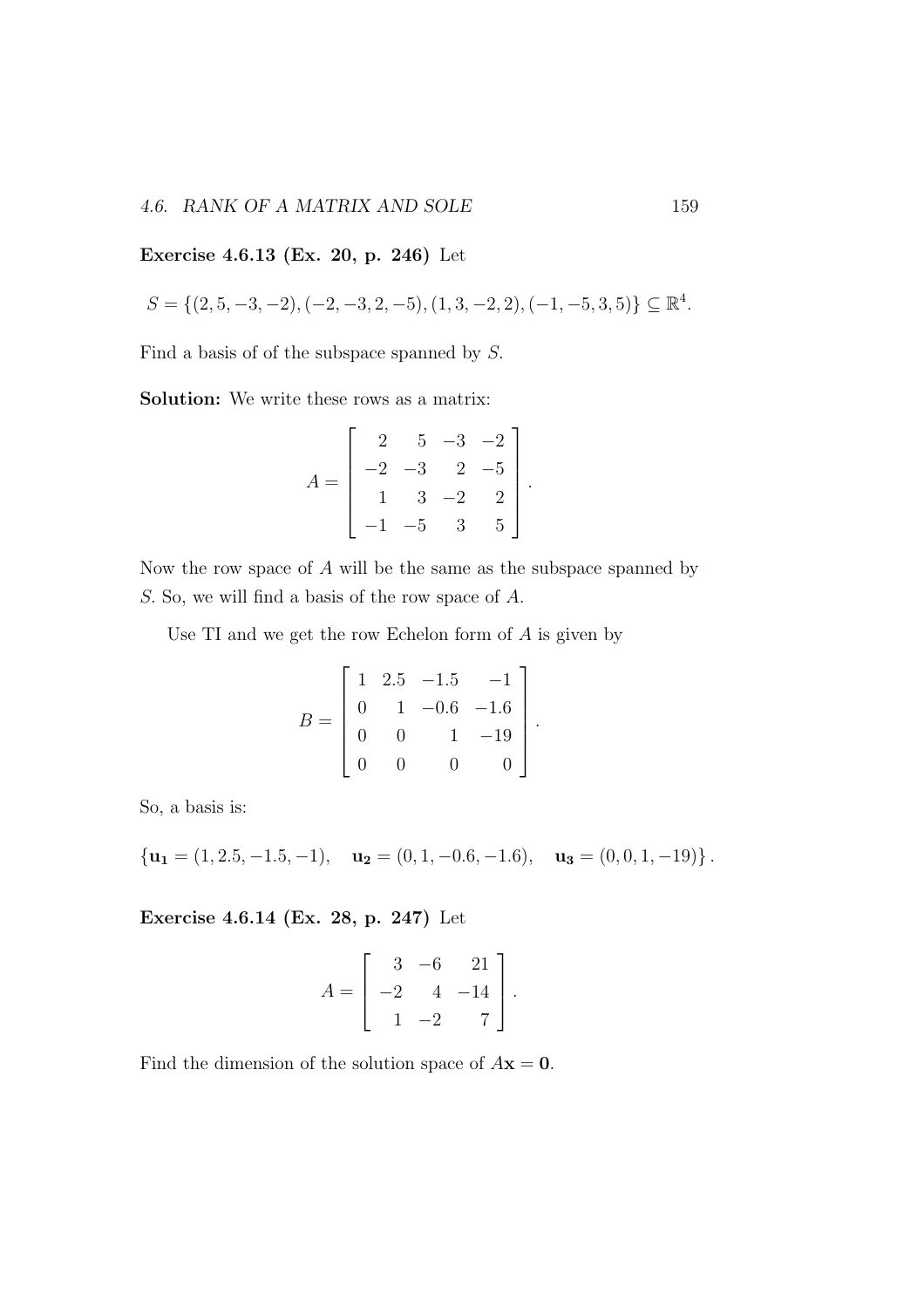**Exercise 4.6.13 (Ex. 20, p. 246)** Let

$$S = \{(2, 5, -3, -2), (-2, -3, 2, -5), (1, 3, -2, 2), (-1, -5, 3, 5)\} \subseteq \mathbb{R}^4.$$

Find a basis of of the subspace spanned by $S$.

**Solution:** We write these rows as a matrix:

$$A = \begin{bmatrix} 2 & 5 & -3 & -2 \\ -2 & -3 & 2 & -5 \\ 1 & 3 & -2 & 2 \\ -1 & -5 & 3 & 5 \end{bmatrix}.$$

Now the row space of $A$ will be the same as the subspace spanned by $S$. So, we will find a basis of the row space of $A$.

Use TI and we get the row Echelon form of $A$ is given by

$$B = \begin{bmatrix} 1 & 2.5 & -1.5 & -1 \\ 0 & 1 & -0.6 & -1.6 \\ 0 & 0 & 1 & -19 \\ 0 & 0 & 0 & 0 \end{bmatrix}.$$

So, a basis is:

$$\{\mathbf{u_1} = (1, 2.5, -1.5, -1), \quad \mathbf{u_2} = (0, 1, -0.6, -1.6), \quad \mathbf{u_3} = (0, 0, 1, -19)\}.$$

**Exercise 4.6.14 (Ex. 28, p. 247)** Let

$$A = \begin{bmatrix} 3 & -6 & 21 \\ -2 & 4 & -14 \\ 1 & -2 & 7 \end{bmatrix}.$$

Find the dimension of the solution space of $A\mathbf{x} = \mathbf{0}$.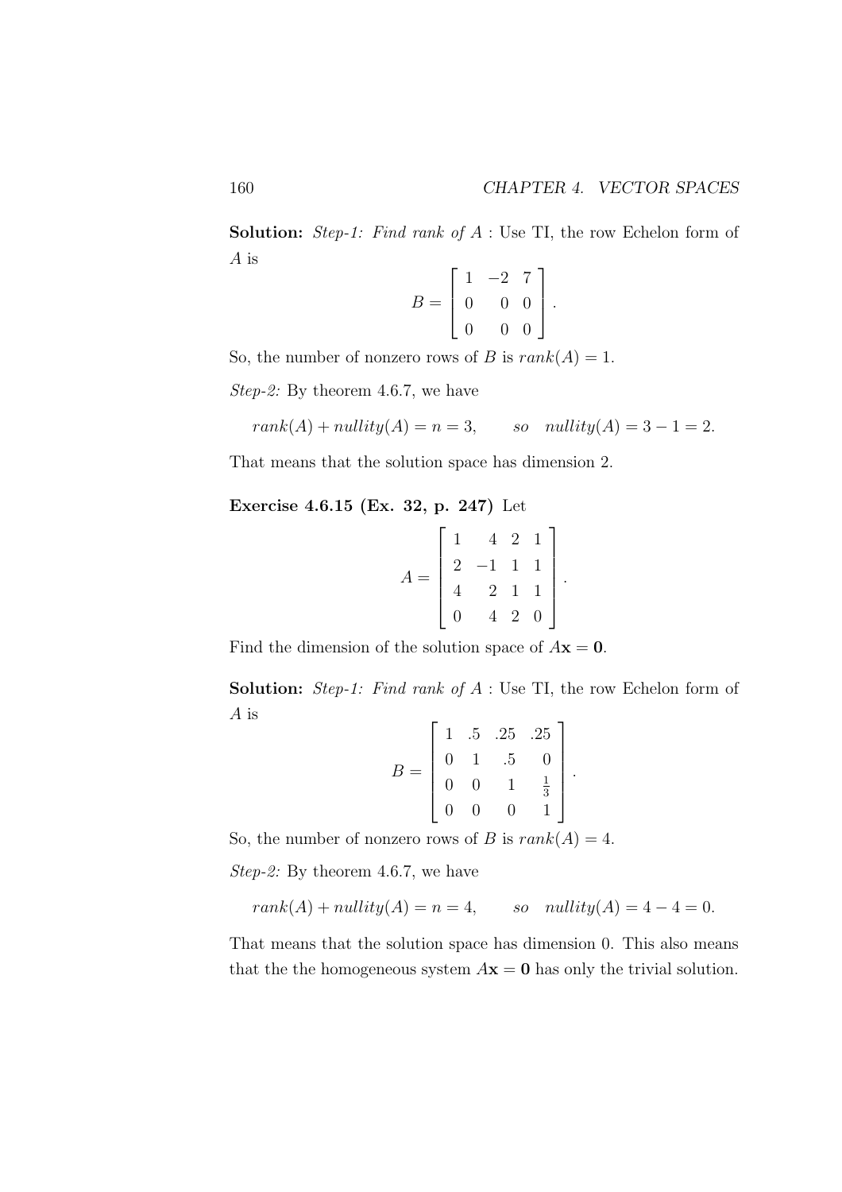**Solution:** *Step-1: Find rank of A* : Use TI, the row Echelon form of $A$ is

$$B = \begin{bmatrix} 1 & -2 & 7 \\ 0 & 0 & 0 \\ 0 & 0 & 0 \end{bmatrix}.$$

So, the number of nonzero rows of $B$ is $rank(A) = 1$.

*Step-2:* By theorem 4.6.7, we have

$$rank(A) + nullity(A) = n = 3, \qquad so \quad nullity(A) = 3 - 1 = 2.$$

That means that the solution space has dimension 2.

**Exercise 4.6.15 (Ex. 32, p. 247)** Let

$$A = \begin{bmatrix} 1 & 4 & 2 & 1 \\ 2 & -1 & 1 & 1 \\ 4 & 2 & 1 & 1 \\ 0 & 4 & 2 & 0 \end{bmatrix}.$$

Find the dimension of the solution space of $A\mathbf{x} = \mathbf{0}$.

**Solution:** *Step-1: Find rank of A* : Use TI, the row Echelon form of $A$ is

$$B = \begin{bmatrix} 1 & .5 & .25 & .25 \\ 0 & 1 & .5 & 0 \\ 0 & 0 & 1 & \frac{1}{3} \\ 0 & 0 & 0 & 1 \end{bmatrix}.$$

So, the number of nonzero rows of $B$ is $rank(A) = 4$.

*Step-2:* By theorem 4.6.7, we have

$$rank(A) + nullity(A) = n = 4, \qquad so \quad nullity(A) = 4 - 4 = 0.$$

That means that the solution space has dimension 0. This also means that the the homogeneous system $A\mathbf{x} = \mathbf{0}$ has only the trivial solution.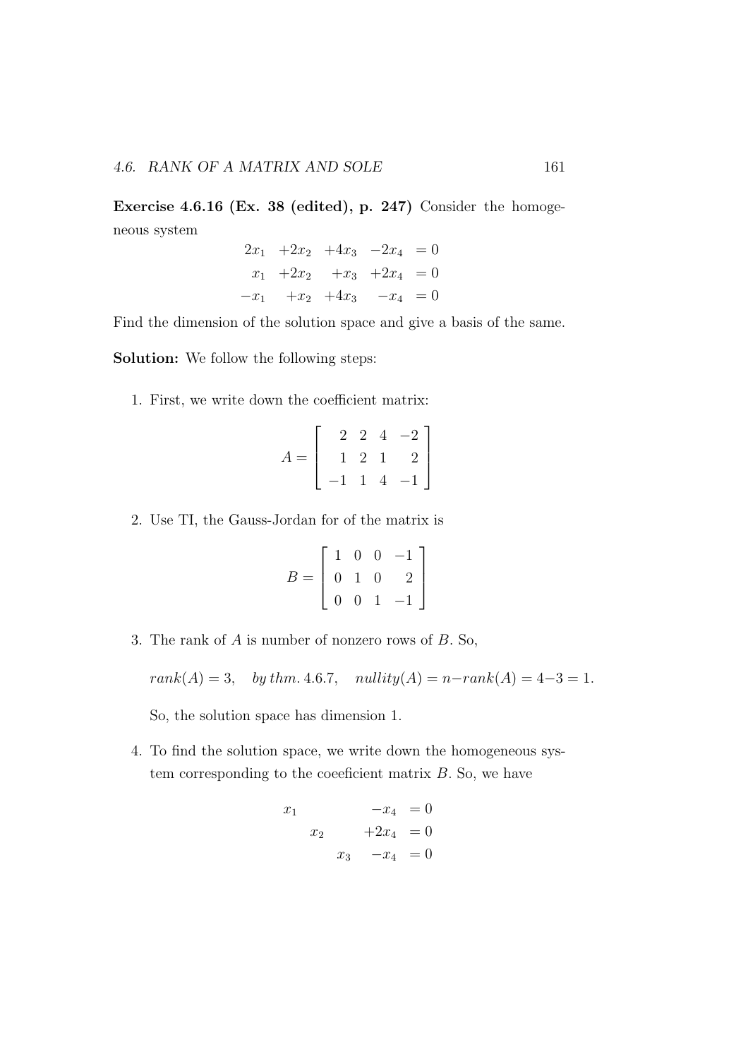**Exercise 4.6.16 (Ex. 38 (edited), p. 247)** Consider the homogeneous system

$$\begin{array}{rrrrr} 2x_1 & +2x_2 & +4x_3 & -2x_4 & = 0 \\ x_1 & +2x_2 & +x_3 & +2x_4 & = 0 \\ -x_1 & +x_2 & +4x_3 & -x_4 & = 0 \end{array}$$

Find the dimension of the solution space and give a basis of the same.

**Solution:** We follow the following steps:

1. First, we write down the coefficient matrix:

$$A = \begin{bmatrix} 2 & 2 & 4 & -2 \\ 1 & 2 & 1 & 2 \\ -1 & 1 & 4 & -1 \end{bmatrix}$$

2. Use TI, the Gauss-Jordan for of the matrix is

$$B = \begin{bmatrix} 1 & 0 & 0 & -1 \\ 0 & 1 & 0 & 2 \\ 0 & 0 & 1 & -1 \end{bmatrix}$$

3. The rank of $A$ is number of nonzero rows of $B$. So,

   $rank(A) = 3, \quad by\, thm.\, 4.6.7, \quad nullity(A) = n - rank(A) = 4 - 3 = 1.$

   So, the solution space has dimension 1.

4. To find the solution space, we write down the homogeneous system corresponding to the coeeficient matrix $B$. So, we have

$$\begin{array}{rrrrr} x_1 & & & -x_4 & = 0 \\ & x_2 & & +2x_4 & = 0 \\ & & x_3 & -x_4 & = 0 \end{array}$$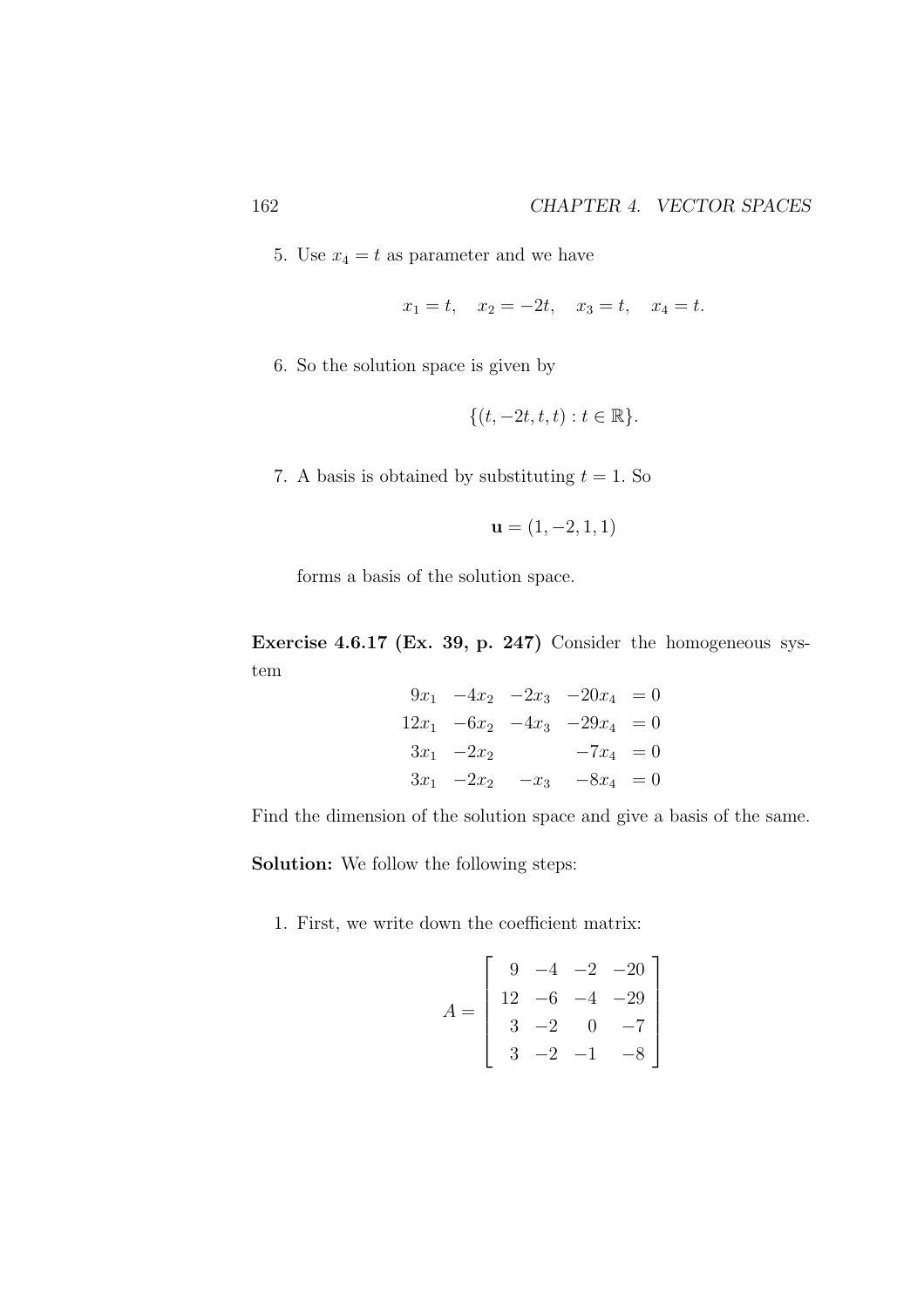5. Use $x_4 = t$ as parameter and we have

$$x_1 = t, \quad x_2 = -2t, \quad x_3 = t, \quad x_4 = t.$$

6. So the solution space is given by

$$\{(t, -2t, t, t) : t \in \mathbb{R}\}.$$

7. A basis is obtained by substituting $t = 1$. So

$$\mathbf{u} = (1, -2, 1, 1)$$

forms a basis of the solution space.

**Exercise 4.6.17 (Ex. 39, p. 247)** Consider the homogeneous system

$$\begin{array}{rrrrl} 9x_1 & -4x_2 & -2x_3 & -20x_4 & = 0 \\ 12x_1 & -6x_2 & -4x_3 & -29x_4 & = 0 \\ 3x_1 & -2x_2 & & -7x_4 & = 0 \\ 3x_1 & -2x_2 & -x_3 & -8x_4 & = 0 \end{array}$$

Find the dimension of the solution space and give a basis of the same.

**Solution:** We follow the following steps:

1. First, we write down the coefficient matrix:

$$A = \begin{bmatrix} 9 & -4 & -2 & -20 \\ 12 & -6 & -4 & -29 \\ 3 & -2 & 0 & -7 \\ 3 & -2 & -1 & -8 \end{bmatrix}$$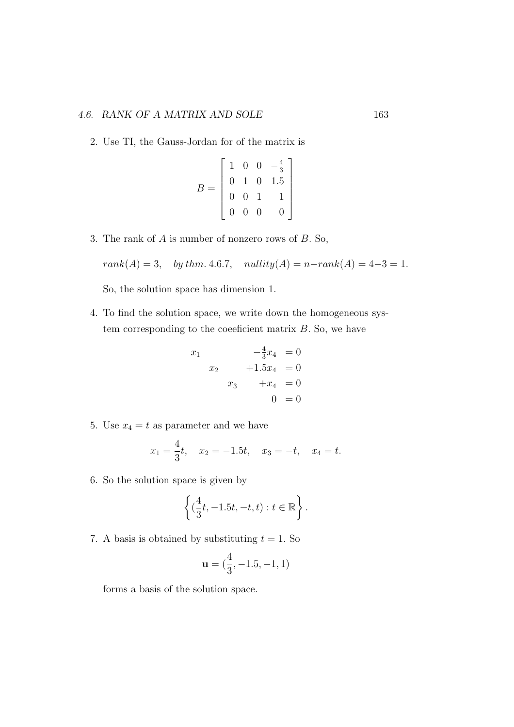2. Use TI, the Gauss-Jordan for of the matrix is

$$B = \begin{bmatrix} 1 & 0 & 0 & -\frac{4}{3} \\ 0 & 1 & 0 & 1.5 \\ 0 & 0 & 1 & 1 \\ 0 & 0 & 0 & 0 \end{bmatrix}$$

3. The rank of $A$ is number of nonzero rows of $B$. So,

   $rank(A) = 3, \quad by\, thm.\, 4.6.7, \quad nullity(A) = n - rank(A) = 4 - 3 = 1.$

   So, the solution space has dimension 1.

4. To find the solution space, we write down the homogeneous system corresponding to the coeeficient matrix $B$. So, we have

$$\begin{aligned} x_1 \qquad\qquad & -\tfrac{4}{3}x_4 &= 0 \\ x_2 \qquad & +1.5x_4 &= 0 \\ x_3 & +x_4 &= 0 \\ & 0 &= 0 \end{aligned}$$

5. Use $x_4 = t$ as parameter and we have

$$x_1 = \frac{4}{3}t, \quad x_2 = -1.5t, \quad x_3 = -t, \quad x_4 = t.$$

6. So the solution space is given by

$$\left\{ (\frac{4}{3}t, -1.5t, -t, t) : t \in \mathbb{R} \right\}.$$

7. A basis is obtained by substituting $t = 1$. So

$$\mathbf{u} = (\frac{4}{3}, -1.5, -1, 1)$$

   forms a basis of the solution space.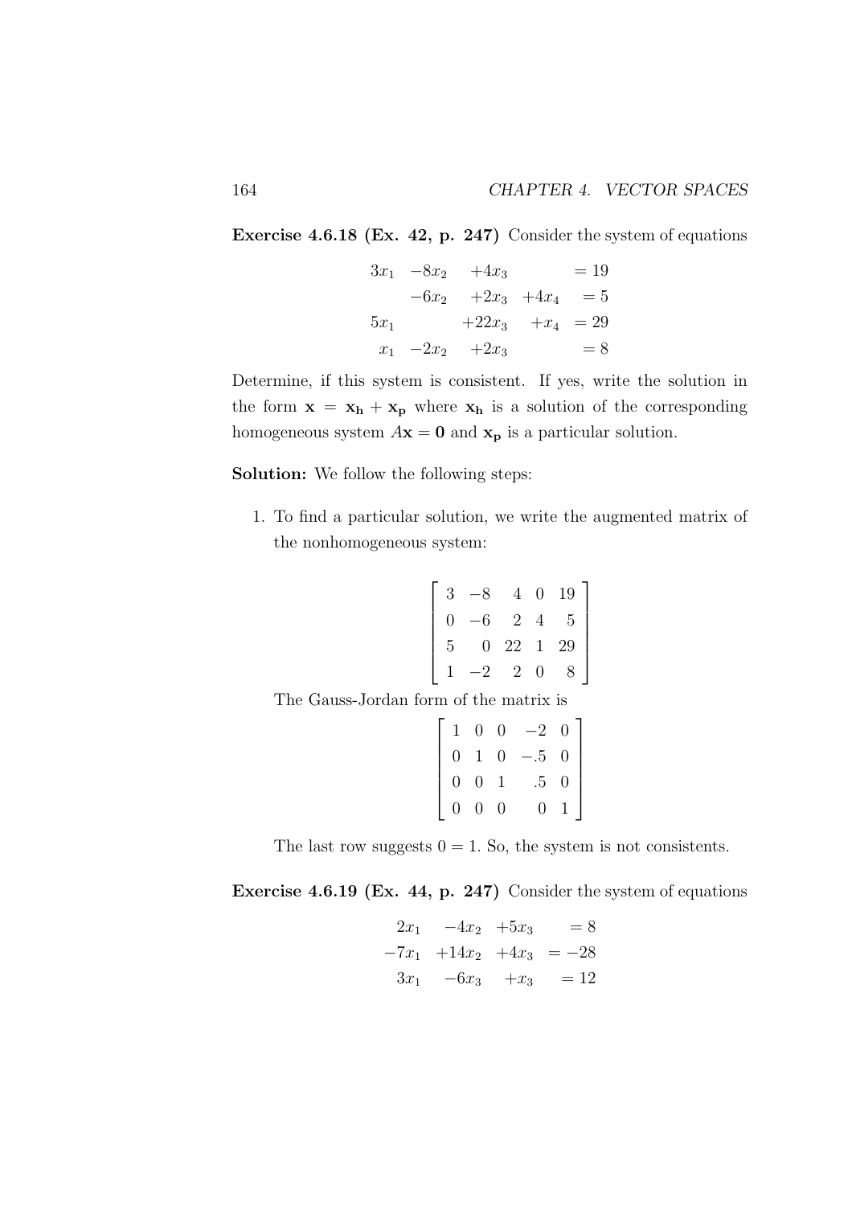**Exercise 4.6.18 (Ex. 42, p. 247)** Consider the system of equations

$$
\begin{array}{rrrrl}
3x_1 & -8x_2 & +4x_3 & & = 19 \\
 & -6x_2 & +2x_3 & +4x_4 & = 5 \\
5x_1 & & +22x_3 & +x_4 & = 29 \\
x_1 & -2x_2 & +2x_3 & & = 8
\end{array}
$$

Determine, if this system is consistent. If yes, write the solution in the form $\mathbf{x} = \mathbf{x_h} + \mathbf{x_p}$ where $\mathbf{x_h}$ is a solution of the corresponding homogeneous system $A\mathbf{x} = \mathbf{0}$ and $\mathbf{x_p}$ is a particular solution.

**Solution:** We follow the following steps:

1. To find a particular solution, we write the augmented matrix of the nonhomogeneous system:

$$
\begin{bmatrix}
3 & -8 & 4 & 0 & 19 \\
0 & -6 & 2 & 4 & 5 \\
5 & 0 & 22 & 1 & 29 \\
1 & -2 & 2 & 0 & 8
\end{bmatrix}
$$

The Gauss-Jordan form of the matrix is

$$
\begin{bmatrix}
1 & 0 & 0 & -2 & 0 \\
0 & 1 & 0 & -.5 & 0 \\
0 & 0 & 1 & .5 & 0 \\
0 & 0 & 0 & 0 & 1
\end{bmatrix}
$$

The last row suggests $0 = 1$. So, the system is not consistents.

**Exercise 4.6.19 (Ex. 44, p. 247)** Consider the system of equations

$$
\begin{array}{rrrl}
2x_1 & -4x_2 & +5x_3 & = 8 \\
-7x_1 & +14x_2 & +4x_3 & = -28 \\
3x_1 & -6x_3 & +x_3 & = 12
\end{array}
$$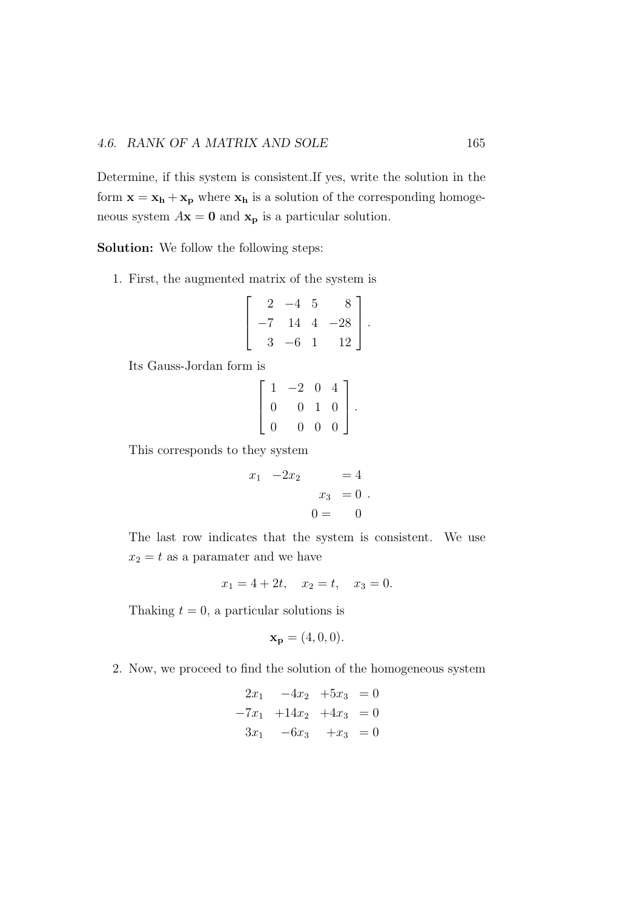Determine, if this system is consistent.If yes, write the solution in the form $\mathbf{x} = \mathbf{x_h} + \mathbf{x_p}$ where $\mathbf{x_h}$ is a solution of the corresponding homogeneous system $A\mathbf{x} = \mathbf{0}$ and $\mathbf{x_p}$ is a particular solution.

**Solution:** We follow the following steps:

1. First, the augmented matrix of the system is
$$\begin{bmatrix} 2 & -4 & 5 & 8 \\ -7 & 14 & 4 & -28 \\ 3 & -6 & 1 & 12 \end{bmatrix}.$$
Its Gauss-Jordan form is
$$\begin{bmatrix} 1 & -2 & 0 & 4 \\ 0 & 0 & 1 & 0 \\ 0 & 0 & 0 & 0 \end{bmatrix}.$$
This corresponds to they system
$$\begin{array}{rrrl} x_1 & -2x_2 & & = 4 \\ & & x_3 & = 0 \\ & & 0 = & \quad 0 \end{array}.$$
The last row indicates that the system is consistent. We use $x_2 = t$ as a paramater and we have
$$x_1 = 4 + 2t, \quad x_2 = t, \quad x_3 = 0.$$
Thaking $t = 0$, a particular solutions is
$$\mathbf{x_p} = (4, 0, 0).$$

2. Now, we proceed to find the solution of the homogeneous system
$$\begin{array}{rrrl} 2x_1 & -4x_2 & +5x_3 & = 0 \\ -7x_1 & +14x_2 & +4x_3 & = 0 \\ 3x_1 & -6x_3 & +x_3 & = 0 \end{array}$$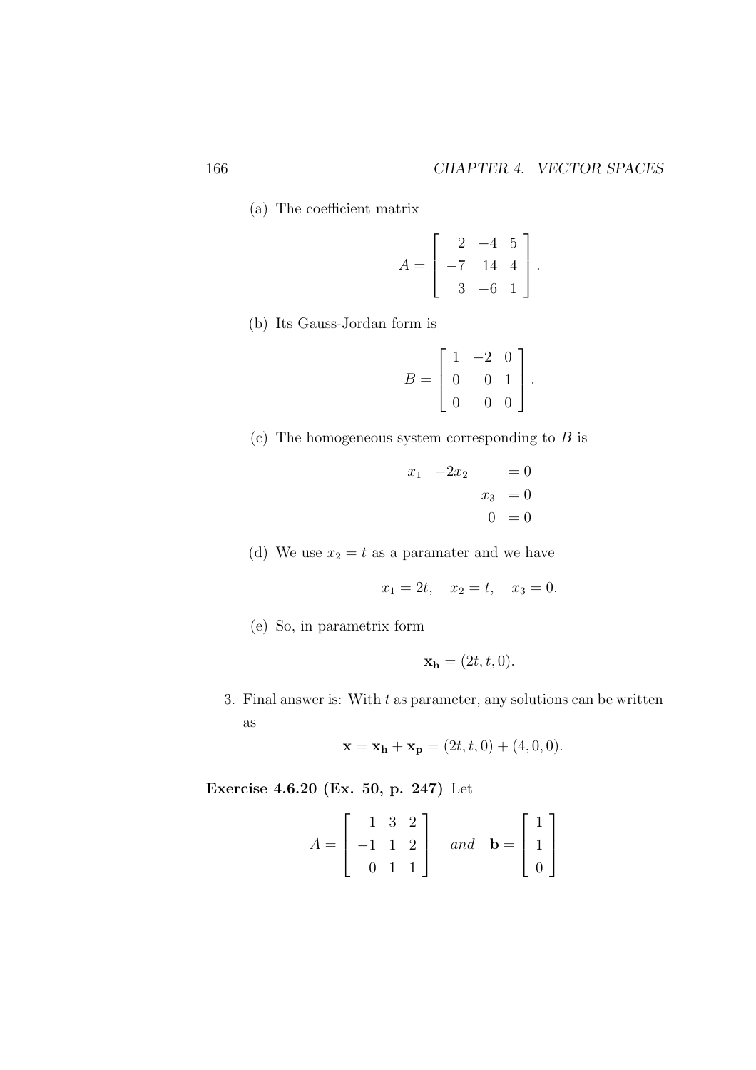(a) The coefficient matrix

$$A = \begin{bmatrix} 2 & -4 & 5 \\ -7 & 14 & 4 \\ 3 & -6 & 1 \end{bmatrix}.$$

(b) Its Gauss-Jordan form is

$$B = \begin{bmatrix} 1 & -2 & 0 \\ 0 & 0 & 1 \\ 0 & 0 & 0 \end{bmatrix}.$$

(c) The homogeneous system corresponding to $B$ is

$$\begin{aligned} x_1 \quad -2x_2 \qquad &= 0 \\ x_3 \quad &= 0 \\ 0 \quad &= 0 \end{aligned}$$

(d) We use $x_2 = t$ as a paramater and we have

$$x_1 = 2t, \quad x_2 = t, \quad x_3 = 0.$$

(e) So, in parametrix form

$$\mathbf{x_h} = (2t, t, 0).$$

3. Final answer is: With $t$ as parameter, any solutions can be written as

$$\mathbf{x} = \mathbf{x_h} + \mathbf{x_p} = (2t, t, 0) + (4, 0, 0).$$

**Exercise 4.6.20 (Ex. 50, p. 247)** Let

$$A = \begin{bmatrix} 1 & 3 & 2 \\ -1 & 1 & 2 \\ 0 & 1 & 1 \end{bmatrix} \quad and \quad \mathbf{b} = \begin{bmatrix} 1 \\ 1 \\ 0 \end{bmatrix}$$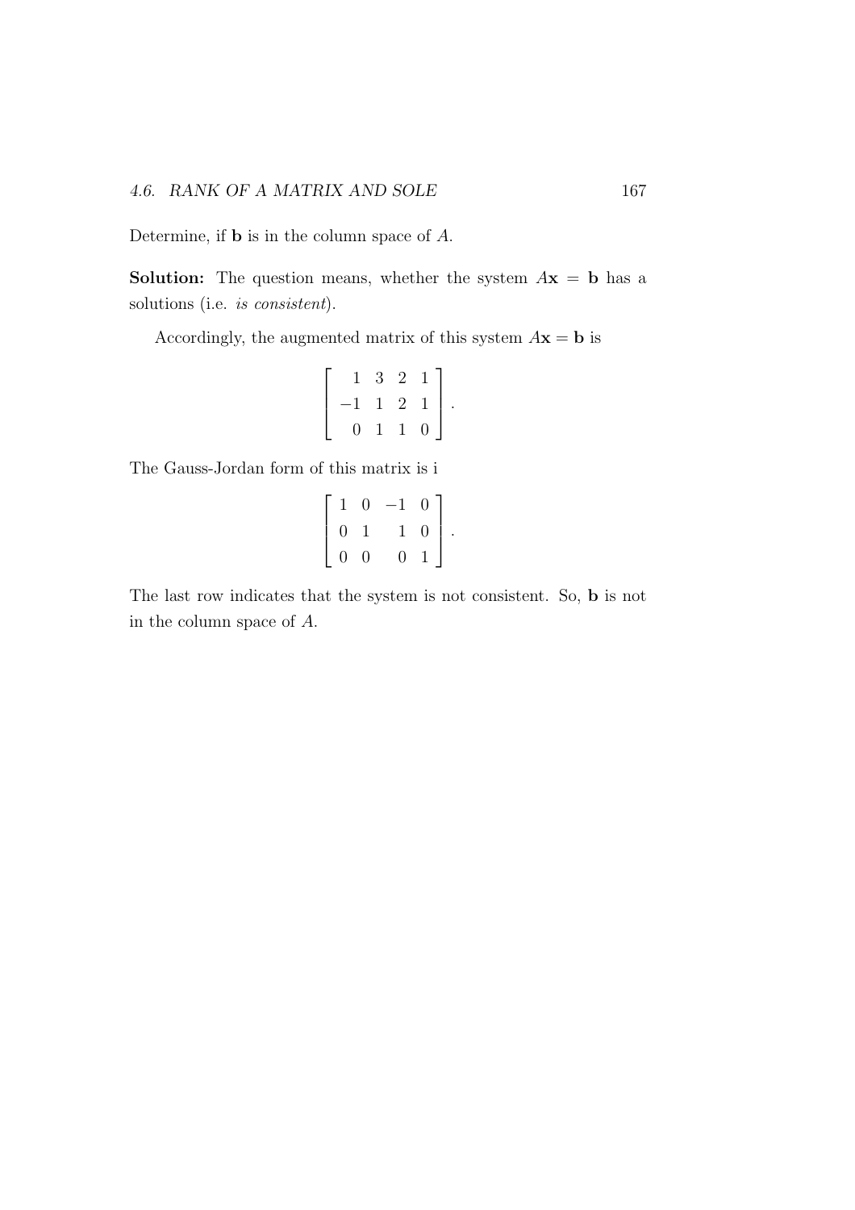Determine, if **b** is in the column space of $A$.

**Solution:** The question means, whether the system $A\mathbf{x} = \mathbf{b}$ has a solutions (i.e. *is consistent*).

Accordingly, the augmented matrix of this system $A\mathbf{x} = \mathbf{b}$ is

$$\begin{bmatrix} 1 & 3 & 2 & 1 \\ -1 & 1 & 2 & 1 \\ 0 & 1 & 1 & 0 \end{bmatrix}.$$

The Gauss-Jordan form of this matrix is i

$$\begin{bmatrix} 1 & 0 & -1 & 0 \\ 0 & 1 & 1 & 0 \\ 0 & 0 & 0 & 1 \end{bmatrix}.$$

The last row indicates that the system is not consistent. So, **b** is not in the column space of $A$.